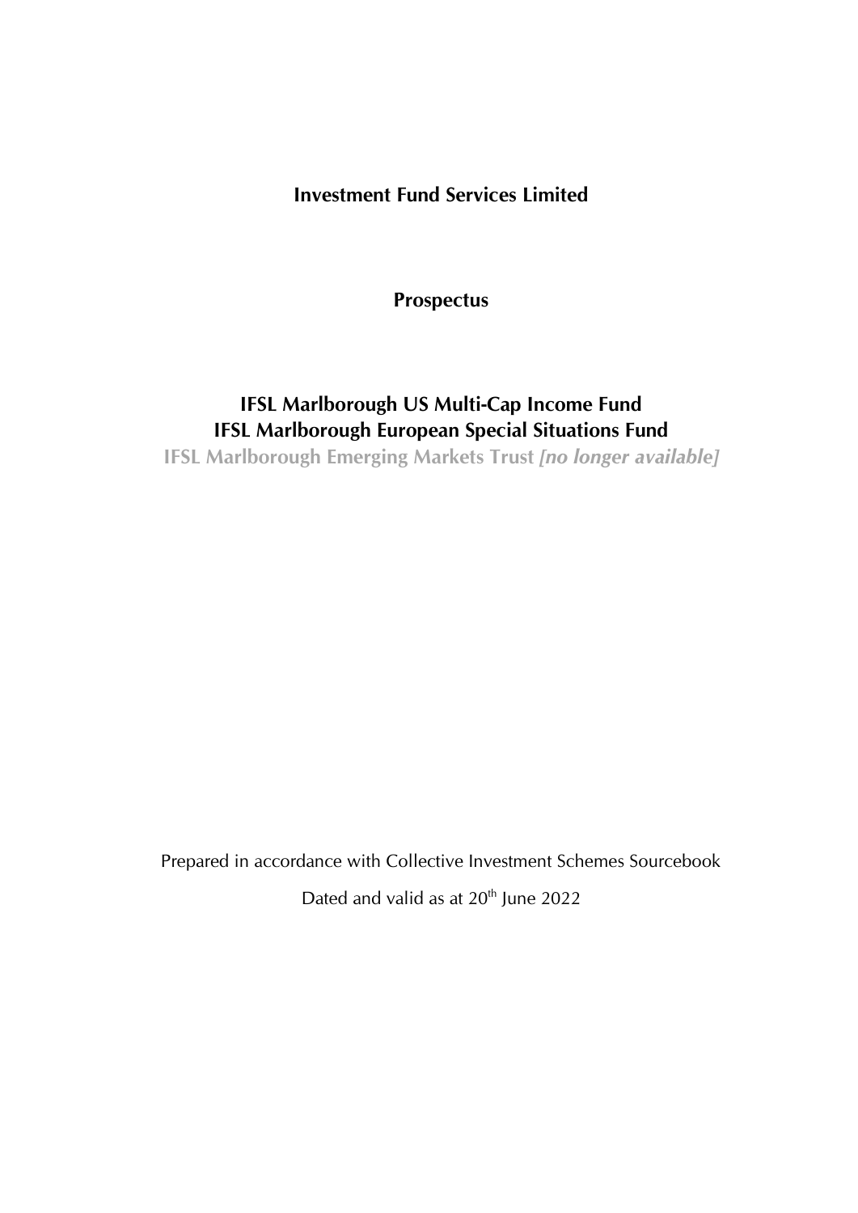**Investment Fund Services Limited**

**Prospectus**

**IFSL Marlborough US Multi-Cap Income Fund**
**IFSL Marlborough European Special Situations Fund**
**IFSL Marlborough Emerging Markets Trust *[no longer available]***

Prepared in accordance with Collective Investment Schemes Sourcebook

Dated and valid as at 20th June 2022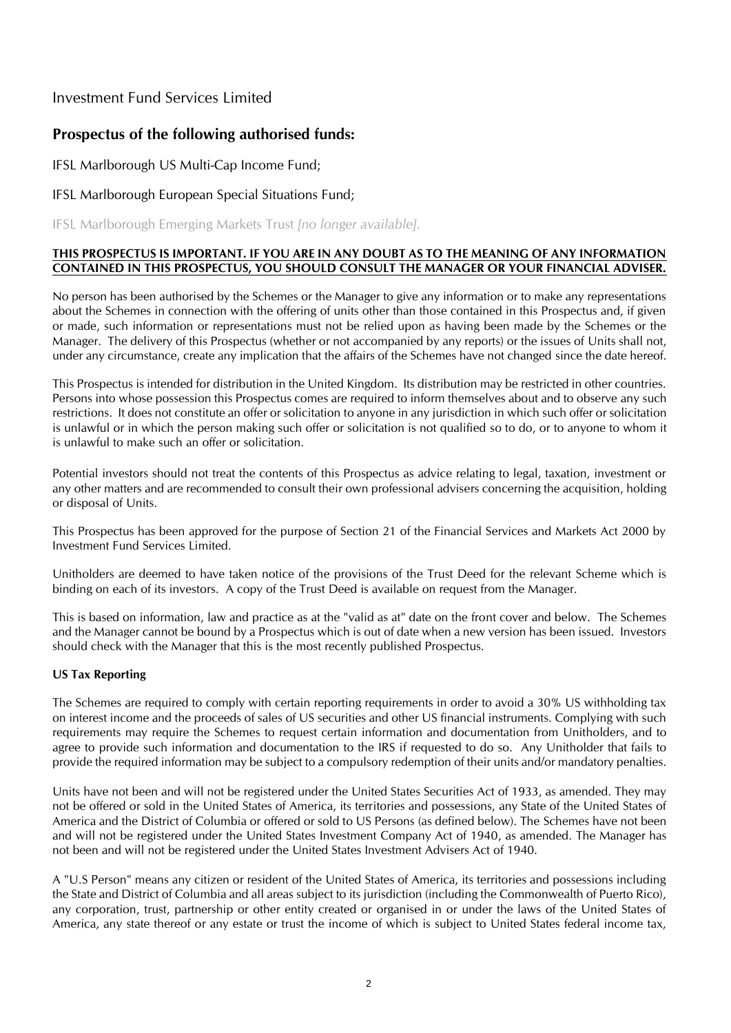Investment Fund Services Limited

## Prospectus of the following authorised funds:

IFSL Marlborough US Multi-Cap Income Fund;

IFSL Marlborough European Special Situations Fund;

IFSL Marlborough Emerging Markets Trust *[no longer available]*.

**THIS PROSPECTUS IS IMPORTANT. IF YOU ARE IN ANY DOUBT AS TO THE MEANING OF ANY INFORMATION CONTAINED IN THIS PROSPECTUS, YOU SHOULD CONSULT THE MANAGER OR YOUR FINANCIAL ADVISER.**

No person has been authorised by the Schemes or the Manager to give any information or to make any representations about the Schemes in connection with the offering of units other than those contained in this Prospectus and, if given or made, such information or representations must not be relied upon as having been made by the Schemes or the Manager. The delivery of this Prospectus (whether or not accompanied by any reports) or the issues of Units shall not, under any circumstance, create any implication that the affairs of the Schemes have not changed since the date hereof.

This Prospectus is intended for distribution in the United Kingdom. Its distribution may be restricted in other countries. Persons into whose possession this Prospectus comes are required to inform themselves about and to observe any such restrictions. It does not constitute an offer or solicitation to anyone in any jurisdiction in which such offer or solicitation is unlawful or in which the person making such offer or solicitation is not qualified so to do, or to anyone to whom it is unlawful to make such an offer or solicitation.

Potential investors should not treat the contents of this Prospectus as advice relating to legal, taxation, investment or any other matters and are recommended to consult their own professional advisers concerning the acquisition, holding or disposal of Units.

This Prospectus has been approved for the purpose of Section 21 of the Financial Services and Markets Act 2000 by Investment Fund Services Limited.

Unitholders are deemed to have taken notice of the provisions of the Trust Deed for the relevant Scheme which is binding on each of its investors. A copy of the Trust Deed is available on request from the Manager.

This is based on information, law and practice as at the "valid as at" date on the front cover and below. The Schemes and the Manager cannot be bound by a Prospectus which is out of date when a new version has been issued. Investors should check with the Manager that this is the most recently published Prospectus.

**US Tax Reporting**

The Schemes are required to comply with certain reporting requirements in order to avoid a 30% US withholding tax on interest income and the proceeds of sales of US securities and other US financial instruments. Complying with such requirements may require the Schemes to request certain information and documentation from Unitholders, and to agree to provide such information and documentation to the IRS if requested to do so. Any Unitholder that fails to provide the required information may be subject to a compulsory redemption of their units and/or mandatory penalties.

Units have not been and will not be registered under the United States Securities Act of 1933, as amended. They may not be offered or sold in the United States of America, its territories and possessions, any State of the United States of America and the District of Columbia or offered or sold to US Persons (as defined below). The Schemes have not been and will not be registered under the United States Investment Company Act of 1940, as amended. The Manager has not been and will not be registered under the United States Investment Advisers Act of 1940.

A "U.S Person" means any citizen or resident of the United States of America, its territories and possessions including the State and District of Columbia and all areas subject to its jurisdiction (including the Commonwealth of Puerto Rico), any corporation, trust, partnership or other entity created or organised in or under the laws of the United States of America, any state thereof or any estate or trust the income of which is subject to United States federal income tax,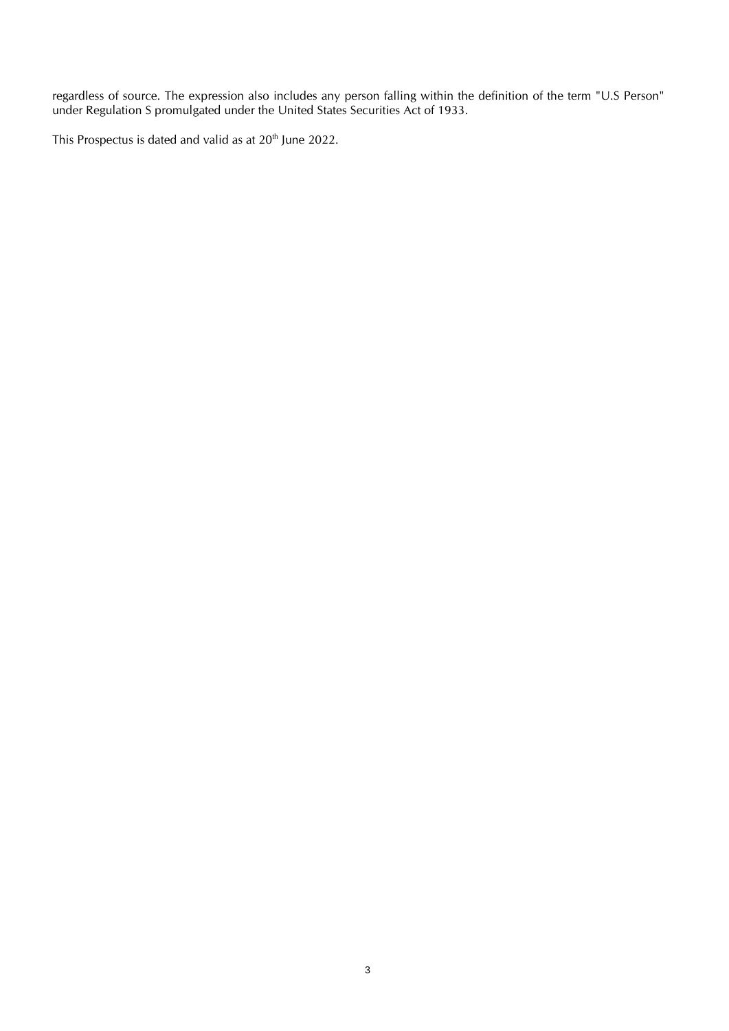regardless of source. The expression also includes any person falling within the definition of the term "U.S Person" under Regulation S promulgated under the United States Securities Act of 1933.

This Prospectus is dated and valid as at 20th June 2022.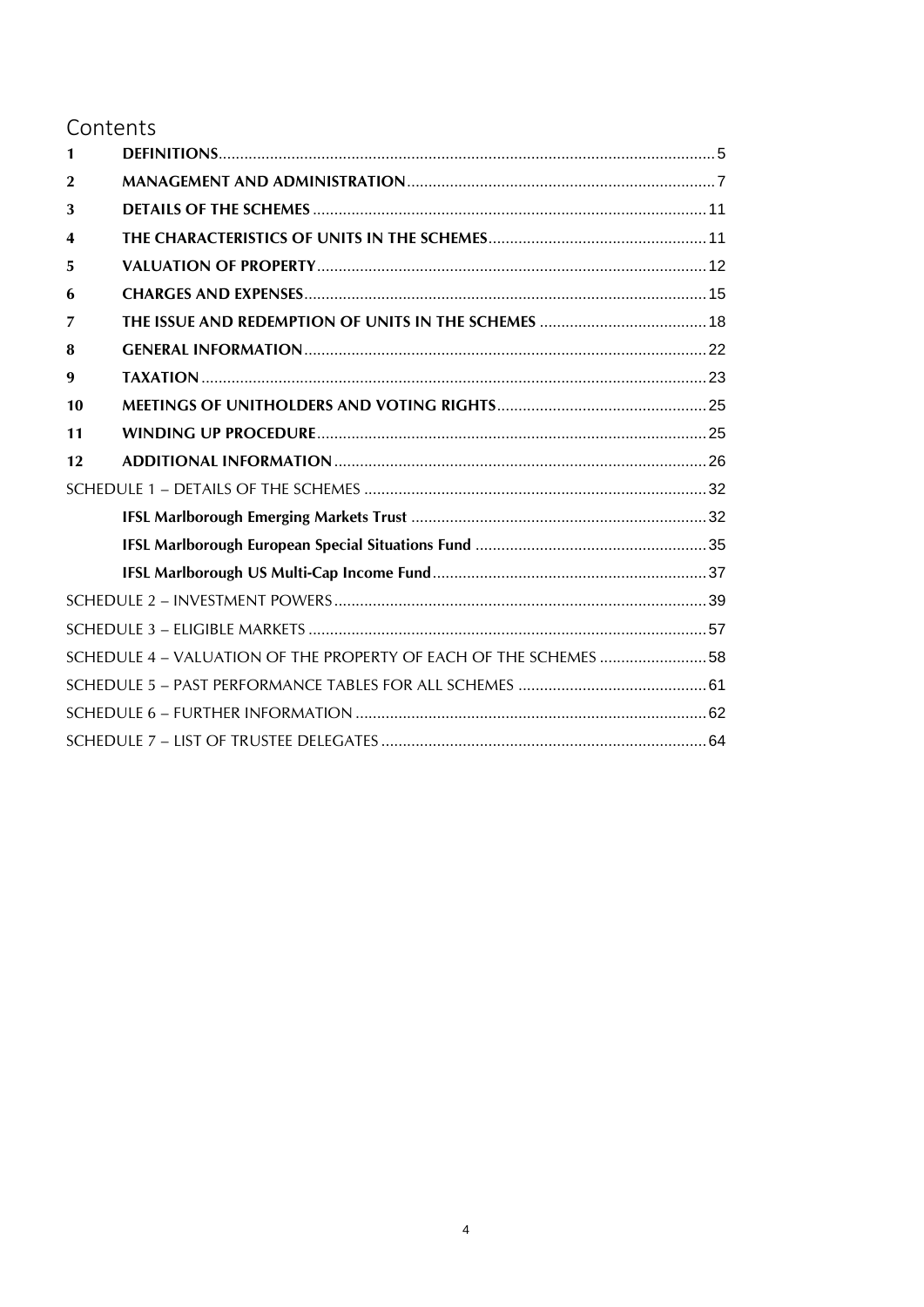# Contents

| | | |
|---|---|---|
| 1 | **DEFINITIONS** | 5 |
| 2 | **MANAGEMENT AND ADMINISTRATION** | 7 |
| 3 | **DETAILS OF THE SCHEMES** | 11 |
| 4 | **THE CHARACTERISTICS OF UNITS IN THE SCHEMES** | 11 |
| 5 | **VALUATION OF PROPERTY** | 12 |
| 6 | **CHARGES AND EXPENSES** | 15 |
| 7 | **THE ISSUE AND REDEMPTION OF UNITS IN THE SCHEMES** | 18 |
| 8 | **GENERAL INFORMATION** | 22 |
| 9 | **TAXATION** | 23 |
| 10 | **MEETINGS OF UNITHOLDERS AND VOTING RIGHTS** | 25 |
| 11 | **WINDING UP PROCEDURE** | 25 |
| 12 | **ADDITIONAL INFORMATION** | 26 |
| SCHEDULE 1 – DETAILS OF THE SCHEMES | | 32 |
| | **IFSL Marlborough Emerging Markets Trust** | 32 |
| | **IFSL Marlborough European Special Situations Fund** | 35 |
| | **IFSL Marlborough US Multi-Cap Income Fund** | 37 |
| SCHEDULE 2 – INVESTMENT POWERS | | 39 |
| SCHEDULE 3 – ELIGIBLE MARKETS | | 57 |
| SCHEDULE 4 – VALUATION OF THE PROPERTY OF EACH OF THE SCHEMES | | 58 |
| SCHEDULE 5 – PAST PERFORMANCE TABLES FOR ALL SCHEMES | | 61 |
| SCHEDULE 6 – FURTHER INFORMATION | | 62 |
| SCHEDULE 7 – LIST OF TRUSTEE DELEGATES | | 64 |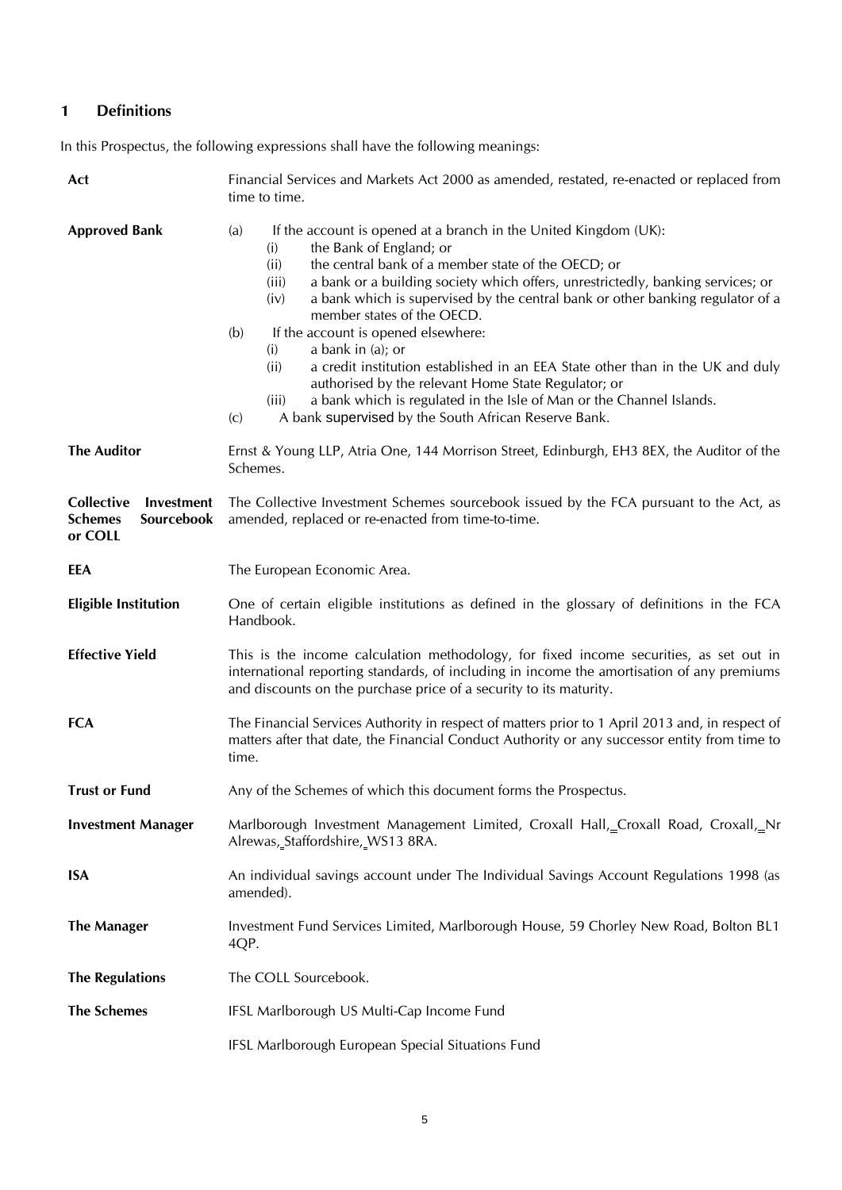## 1 Definitions

In this Prospectus, the following expressions shall have the following meanings:

| | |
|---|---|
| **Act** | Financial Services and Markets Act 2000 as amended, restated, re-enacted or replaced from time to time. |
| **Approved Bank** | (a) If the account is opened at a branch in the United Kingdom (UK): (i) the Bank of England; or (ii) the central bank of a member state of the OECD; or (iii) a bank or a building society which offers, unrestrictedly, banking services; or (iv) a bank which is supervised by the central bank or other banking regulator of a member states of the OECD. (b) If the account is opened elsewhere: (i) a bank in (a); or (ii) a credit institution established in an EEA State other than in the UK and duly authorised by the relevant Home State Regulator; or (iii) a bank which is regulated in the Isle of Man or the Channel Islands. (c) A bank supervised by the South African Reserve Bank. |
| **The Auditor** | Ernst & Young LLP, Atria One, 144 Morrison Street, Edinburgh, EH3 8EX, the Auditor of the Schemes. |
| **Collective Investment Schemes Sourcebook or COLL** | The Collective Investment Schemes sourcebook issued by the FCA pursuant to the Act, as amended, replaced or re-enacted from time-to-time. |
| **EEA** | The European Economic Area. |
| **Eligible Institution** | One of certain eligible institutions as defined in the glossary of definitions in the FCA Handbook. |
| **Effective Yield** | This is the income calculation methodology, for fixed income securities, as set out in international reporting standards, of including in income the amortisation of any premiums and discounts on the purchase price of a security to its maturity. |
| **FCA** | The Financial Services Authority in respect of matters prior to 1 April 2013 and, in respect of matters after that date, the Financial Conduct Authority or any successor entity from time to time. |
| **Trust or Fund** | Any of the Schemes of which this document forms the Prospectus. |
| **Investment Manager** | Marlborough Investment Management Limited, Croxall Hall, Croxall Road, Croxall, Nr Alrewas, Staffordshire, WS13 8RA. |
| **ISA** | An individual savings account under The Individual Savings Account Regulations 1998 (as amended). |
| **The Manager** | Investment Fund Services Limited, Marlborough House, 59 Chorley New Road, Bolton BL1 4QP. |
| **The Regulations** | The COLL Sourcebook. |
| **The Schemes** | IFSL Marlborough US Multi-Cap Income Fund<br><br>IFSL Marlborough European Special Situations Fund |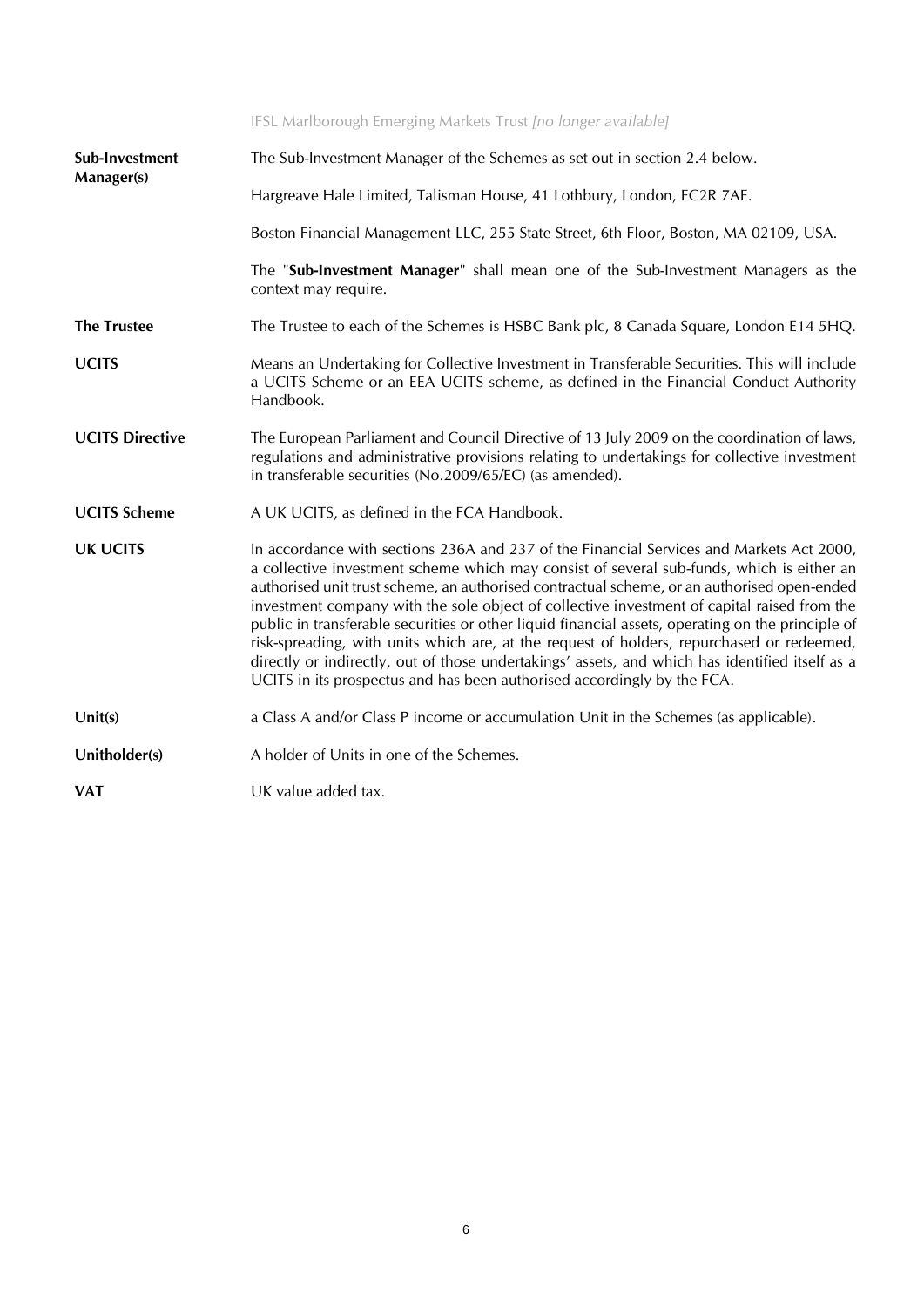IFSL Marlborough Emerging Markets Trust *[no longer available]*

| | |
|---|---|
| **Sub-Investment Manager(s)** | The Sub-Investment Manager of the Schemes as set out in section 2.4 below.<br><br>Hargreave Hale Limited, Talisman House, 41 Lothbury, London, EC2R 7AE.<br><br>Boston Financial Management LLC, 255 State Street, 6th Floor, Boston, MA 02109, USA.<br><br>The "**Sub-Investment Manager**" shall mean one of the Sub-Investment Managers as the context may require. |
| **The Trustee** | The Trustee to each of the Schemes is HSBC Bank plc, 8 Canada Square, London E14 5HQ. |
| **UCITS** | Means an Undertaking for Collective Investment in Transferable Securities. This will include a UCITS Scheme or an EEA UCITS scheme, as defined in the Financial Conduct Authority Handbook. |
| **UCITS Directive** | The European Parliament and Council Directive of 13 July 2009 on the coordination of laws, regulations and administrative provisions relating to undertakings for collective investment in transferable securities (No.2009/65/EC) (as amended). |
| **UCITS Scheme** | A UK UCITS, as defined in the FCA Handbook. |
| **UK UCITS** | In accordance with sections 236A and 237 of the Financial Services and Markets Act 2000, a collective investment scheme which may consist of several sub-funds, which is either an authorised unit trust scheme, an authorised contractual scheme, or an authorised open-ended investment company with the sole object of collective investment of capital raised from the public in transferable securities or other liquid financial assets, operating on the principle of risk-spreading, with units which are, at the request of holders, repurchased or redeemed, directly or indirectly, out of those undertakings' assets, and which has identified itself as a UCITS in its prospectus and has been authorised accordingly by the FCA. |
| **Unit(s)** | a Class A and/or Class P income or accumulation Unit in the Schemes (as applicable). |
| **Unitholder(s)** | A holder of Units in one of the Schemes. |
| **VAT** | UK value added tax. |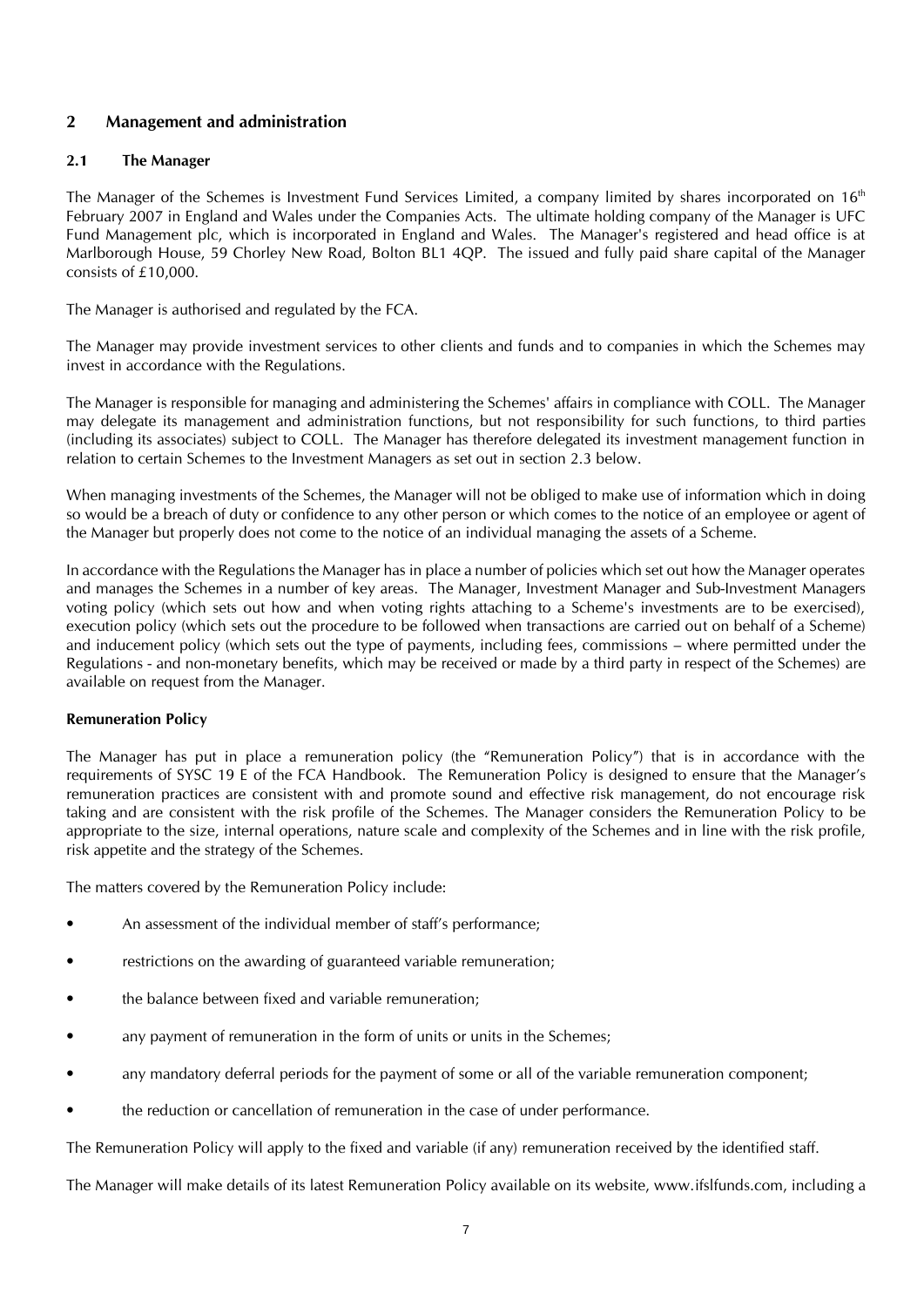## 2 Management and administration

### 2.1 The Manager

The Manager of the Schemes is Investment Fund Services Limited, a company limited by shares incorporated on 16th February 2007 in England and Wales under the Companies Acts. The ultimate holding company of the Manager is UFC Fund Management plc, which is incorporated in England and Wales. The Manager's registered and head office is at Marlborough House, 59 Chorley New Road, Bolton BL1 4QP. The issued and fully paid share capital of the Manager consists of £10,000.

The Manager is authorised and regulated by the FCA.

The Manager may provide investment services to other clients and funds and to companies in which the Schemes may invest in accordance with the Regulations.

The Manager is responsible for managing and administering the Schemes' affairs in compliance with COLL. The Manager may delegate its management and administration functions, but not responsibility for such functions, to third parties (including its associates) subject to COLL. The Manager has therefore delegated its investment management function in relation to certain Schemes to the Investment Managers as set out in section 2.3 below.

When managing investments of the Schemes, the Manager will not be obliged to make use of information which in doing so would be a breach of duty or confidence to any other person or which comes to the notice of an employee or agent of the Manager but properly does not come to the notice of an individual managing the assets of a Scheme.

In accordance with the Regulations the Manager has in place a number of policies which set out how the Manager operates and manages the Schemes in a number of key areas. The Manager, Investment Manager and Sub-Investment Managers voting policy (which sets out how and when voting rights attaching to a Scheme's investments are to be exercised), execution policy (which sets out the procedure to be followed when transactions are carried out on behalf of a Scheme) and inducement policy (which sets out the type of payments, including fees, commissions – where permitted under the Regulations - and non-monetary benefits, which may be received or made by a third party in respect of the Schemes) are available on request from the Manager.

**Remuneration Policy**

The Manager has put in place a remuneration policy (the "Remuneration Policy") that is in accordance with the requirements of SYSC 19 E of the FCA Handbook. The Remuneration Policy is designed to ensure that the Manager's remuneration practices are consistent with and promote sound and effective risk management, do not encourage risk taking and are consistent with the risk profile of the Schemes. The Manager considers the Remuneration Policy to be appropriate to the size, internal operations, nature scale and complexity of the Schemes and in line with the risk profile, risk appetite and the strategy of the Schemes.

The matters covered by the Remuneration Policy include:

- An assessment of the individual member of staff's performance;
- restrictions on the awarding of guaranteed variable remuneration;
- the balance between fixed and variable remuneration;
- any payment of remuneration in the form of units or units in the Schemes;
- any mandatory deferral periods for the payment of some or all of the variable remuneration component;
- the reduction or cancellation of remuneration in the case of under performance.

The Remuneration Policy will apply to the fixed and variable (if any) remuneration received by the identified staff.

The Manager will make details of its latest Remuneration Policy available on its website, www.ifslfunds.com, including a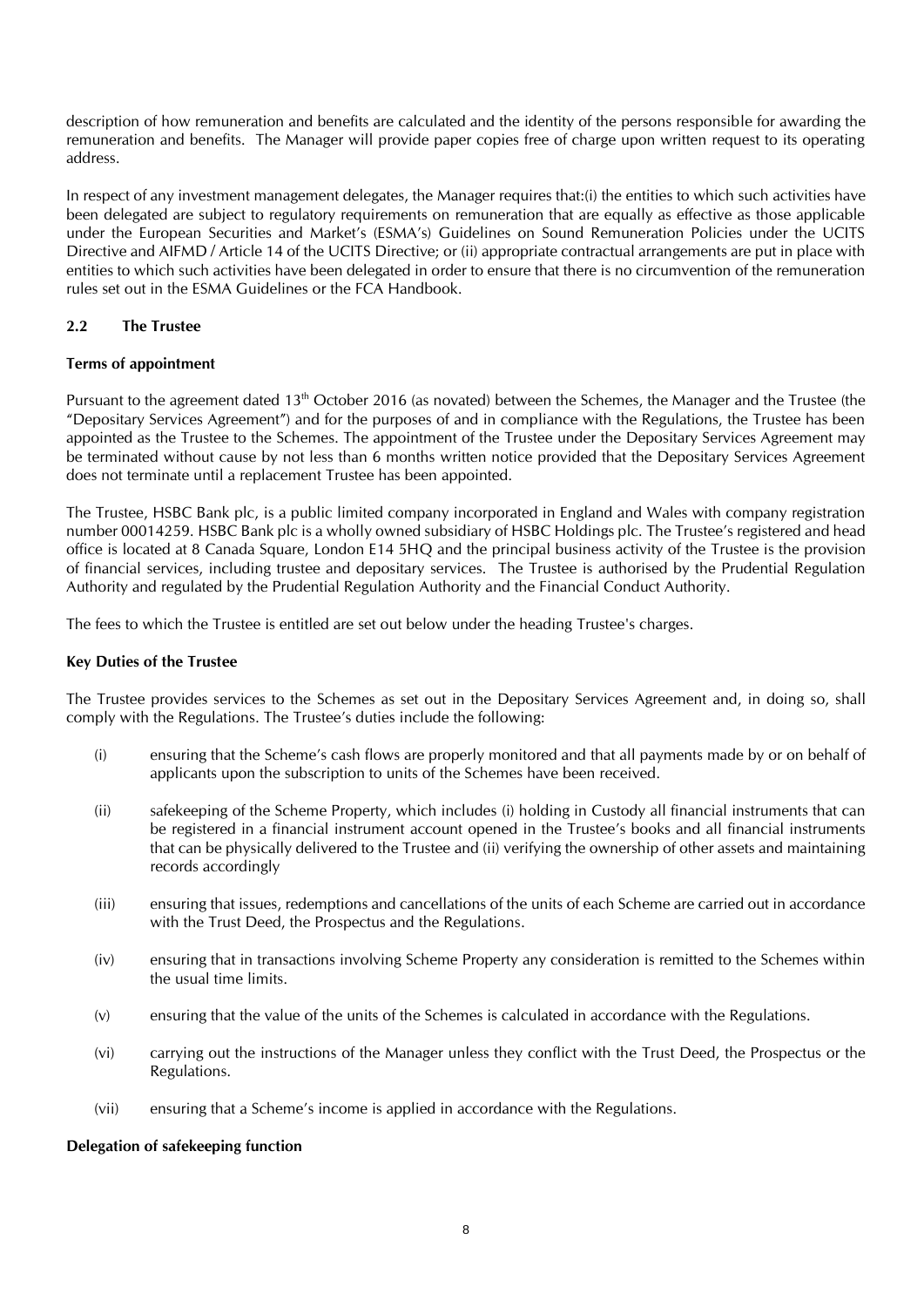description of how remuneration and benefits are calculated and the identity of the persons responsible for awarding the remuneration and benefits. The Manager will provide paper copies free of charge upon written request to its operating address.

In respect of any investment management delegates, the Manager requires that:(i) the entities to which such activities have been delegated are subject to regulatory requirements on remuneration that are equally as effective as those applicable under the European Securities and Market's (ESMA's) Guidelines on Sound Remuneration Policies under the UCITS Directive and AIFMD / Article 14 of the UCITS Directive; or (ii) appropriate contractual arrangements are put in place with entities to which such activities have been delegated in order to ensure that there is no circumvention of the remuneration rules set out in the ESMA Guidelines or the FCA Handbook.

### 2.2 The Trustee

**Terms of appointment**

Pursuant to the agreement dated 13th October 2016 (as novated) between the Schemes, the Manager and the Trustee (the "Depositary Services Agreement") and for the purposes of and in compliance with the Regulations, the Trustee has been appointed as the Trustee to the Schemes. The appointment of the Trustee under the Depositary Services Agreement may be terminated without cause by not less than 6 months written notice provided that the Depositary Services Agreement does not terminate until a replacement Trustee has been appointed.

The Trustee, HSBC Bank plc, is a public limited company incorporated in England and Wales with company registration number 00014259. HSBC Bank plc is a wholly owned subsidiary of HSBC Holdings plc. The Trustee's registered and head office is located at 8 Canada Square, London E14 5HQ and the principal business activity of the Trustee is the provision of financial services, including trustee and depositary services. The Trustee is authorised by the Prudential Regulation Authority and regulated by the Prudential Regulation Authority and the Financial Conduct Authority.

The fees to which the Trustee is entitled are set out below under the heading Trustee's charges.

**Key Duties of the Trustee**

The Trustee provides services to the Schemes as set out in the Depositary Services Agreement and, in doing so, shall comply with the Regulations. The Trustee's duties include the following:

(i) ensuring that the Scheme's cash flows are properly monitored and that all payments made by or on behalf of applicants upon the subscription to units of the Schemes have been received.

(ii) safekeeping of the Scheme Property, which includes (i) holding in Custody all financial instruments that can be registered in a financial instrument account opened in the Trustee's books and all financial instruments that can be physically delivered to the Trustee and (ii) verifying the ownership of other assets and maintaining records accordingly

(iii) ensuring that issues, redemptions and cancellations of the units of each Scheme are carried out in accordance with the Trust Deed, the Prospectus and the Regulations.

(iv) ensuring that in transactions involving Scheme Property any consideration is remitted to the Schemes within the usual time limits.

(v) ensuring that the value of the units of the Schemes is calculated in accordance with the Regulations.

(vi) carrying out the instructions of the Manager unless they conflict with the Trust Deed, the Prospectus or the Regulations.

(vii) ensuring that a Scheme's income is applied in accordance with the Regulations.

**Delegation of safekeeping function**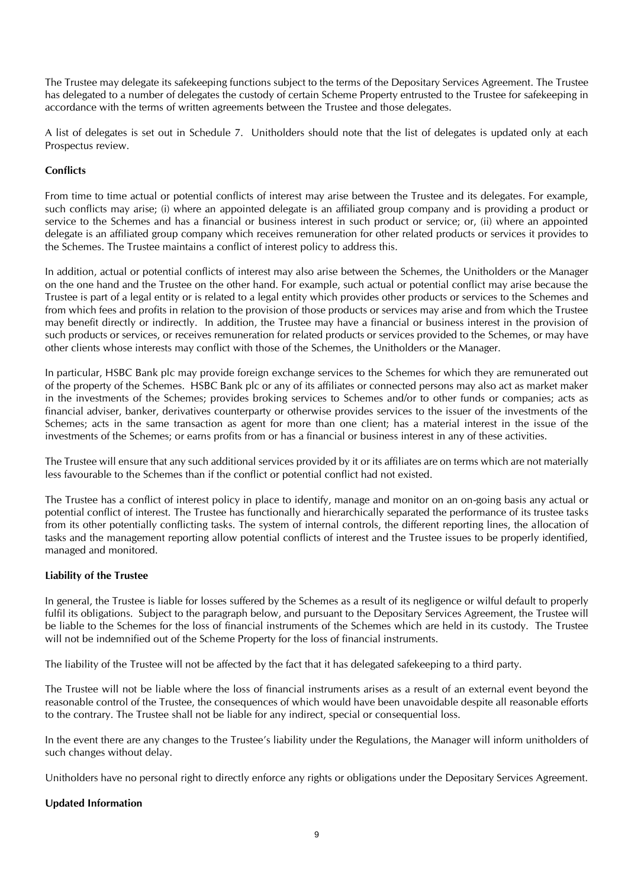The Trustee may delegate its safekeeping functions subject to the terms of the Depositary Services Agreement. The Trustee has delegated to a number of delegates the custody of certain Scheme Property entrusted to the Trustee for safekeeping in accordance with the terms of written agreements between the Trustee and those delegates.

A list of delegates is set out in Schedule 7. Unitholders should note that the list of delegates is updated only at each Prospectus review.

**Conflicts**

From time to time actual or potential conflicts of interest may arise between the Trustee and its delegates. For example, such conflicts may arise; (i) where an appointed delegate is an affiliated group company and is providing a product or service to the Schemes and has a financial or business interest in such product or service; or, (ii) where an appointed delegate is an affiliated group company which receives remuneration for other related products or services it provides to the Schemes. The Trustee maintains a conflict of interest policy to address this.

In addition, actual or potential conflicts of interest may also arise between the Schemes, the Unitholders or the Manager on the one hand and the Trustee on the other hand. For example, such actual or potential conflict may arise because the Trustee is part of a legal entity or is related to a legal entity which provides other products or services to the Schemes and from which fees and profits in relation to the provision of those products or services may arise and from which the Trustee may benefit directly or indirectly. In addition, the Trustee may have a financial or business interest in the provision of such products or services, or receives remuneration for related products or services provided to the Schemes, or may have other clients whose interests may conflict with those of the Schemes, the Unitholders or the Manager.

In particular, HSBC Bank plc may provide foreign exchange services to the Schemes for which they are remunerated out of the property of the Schemes. HSBC Bank plc or any of its affiliates or connected persons may also act as market maker in the investments of the Schemes; provides broking services to Schemes and/or to other funds or companies; acts as financial adviser, banker, derivatives counterparty or otherwise provides services to the issuer of the investments of the Schemes; acts in the same transaction as agent for more than one client; has a material interest in the issue of the investments of the Schemes; or earns profits from or has a financial or business interest in any of these activities.

The Trustee will ensure that any such additional services provided by it or its affiliates are on terms which are not materially less favourable to the Schemes than if the conflict or potential conflict had not existed.

The Trustee has a conflict of interest policy in place to identify, manage and monitor on an on-going basis any actual or potential conflict of interest. The Trustee has functionally and hierarchically separated the performance of its trustee tasks from its other potentially conflicting tasks. The system of internal controls, the different reporting lines, the allocation of tasks and the management reporting allow potential conflicts of interest and the Trustee issues to be properly identified, managed and monitored.

**Liability of the Trustee**

In general, the Trustee is liable for losses suffered by the Schemes as a result of its negligence or wilful default to properly fulfil its obligations. Subject to the paragraph below, and pursuant to the Depositary Services Agreement, the Trustee will be liable to the Schemes for the loss of financial instruments of the Schemes which are held in its custody. The Trustee will not be indemnified out of the Scheme Property for the loss of financial instruments.

The liability of the Trustee will not be affected by the fact that it has delegated safekeeping to a third party.

The Trustee will not be liable where the loss of financial instruments arises as a result of an external event beyond the reasonable control of the Trustee, the consequences of which would have been unavoidable despite all reasonable efforts to the contrary. The Trustee shall not be liable for any indirect, special or consequential loss.

In the event there are any changes to the Trustee's liability under the Regulations, the Manager will inform unitholders of such changes without delay.

Unitholders have no personal right to directly enforce any rights or obligations under the Depositary Services Agreement.

**Updated Information**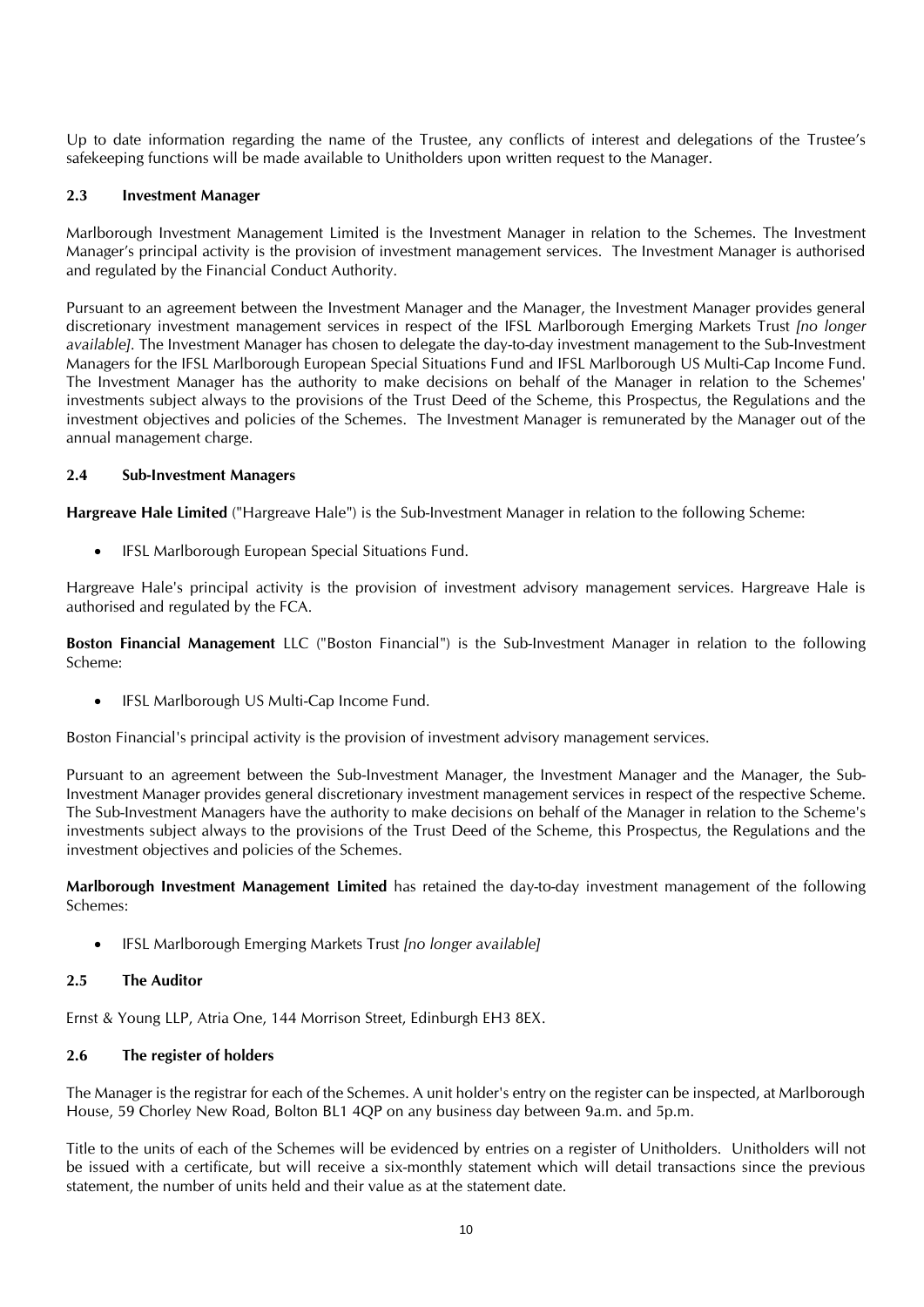Up to date information regarding the name of the Trustee, any conflicts of interest and delegations of the Trustee's safekeeping functions will be made available to Unitholders upon written request to the Manager.

### 2.3 Investment Manager

Marlborough Investment Management Limited is the Investment Manager in relation to the Schemes. The Investment Manager's principal activity is the provision of investment management services. The Investment Manager is authorised and regulated by the Financial Conduct Authority.

Pursuant to an agreement between the Investment Manager and the Manager, the Investment Manager provides general discretionary investment management services in respect of the IFSL Marlborough Emerging Markets Trust *[no longer available]*. The Investment Manager has chosen to delegate the day-to-day investment management to the Sub-Investment Managers for the IFSL Marlborough European Special Situations Fund and IFSL Marlborough US Multi-Cap Income Fund. The Investment Manager has the authority to make decisions on behalf of the Manager in relation to the Schemes' investments subject always to the provisions of the Trust Deed of the Scheme, this Prospectus, the Regulations and the investment objectives and policies of the Schemes. The Investment Manager is remunerated by the Manager out of the annual management charge.

### 2.4 Sub-Investment Managers

**Hargreave Hale Limited** ("Hargreave Hale") is the Sub-Investment Manager in relation to the following Scheme:

- IFSL Marlborough European Special Situations Fund.

Hargreave Hale's principal activity is the provision of investment advisory management services. Hargreave Hale is authorised and regulated by the FCA.

**Boston Financial Management** LLC ("Boston Financial") is the Sub-Investment Manager in relation to the following Scheme:

- IFSL Marlborough US Multi-Cap Income Fund.

Boston Financial's principal activity is the provision of investment advisory management services.

Pursuant to an agreement between the Sub-Investment Manager, the Investment Manager and the Manager, the Sub-Investment Manager provides general discretionary investment management services in respect of the respective Scheme. The Sub-Investment Managers have the authority to make decisions on behalf of the Manager in relation to the Scheme's investments subject always to the provisions of the Trust Deed of the Scheme, this Prospectus, the Regulations and the investment objectives and policies of the Schemes.

**Marlborough Investment Management Limited** has retained the day-to-day investment management of the following Schemes:

- IFSL Marlborough Emerging Markets Trust *[no longer available]*

### 2.5 The Auditor

Ernst & Young LLP, Atria One, 144 Morrison Street, Edinburgh EH3 8EX.

### 2.6 The register of holders

The Manager is the registrar for each of the Schemes. A unit holder's entry on the register can be inspected, at Marlborough House, 59 Chorley New Road, Bolton BL1 4QP on any business day between 9a.m. and 5p.m.

Title to the units of each of the Schemes will be evidenced by entries on a register of Unitholders. Unitholders will not be issued with a certificate, but will receive a six-monthly statement which will detail transactions since the previous statement, the number of units held and their value as at the statement date.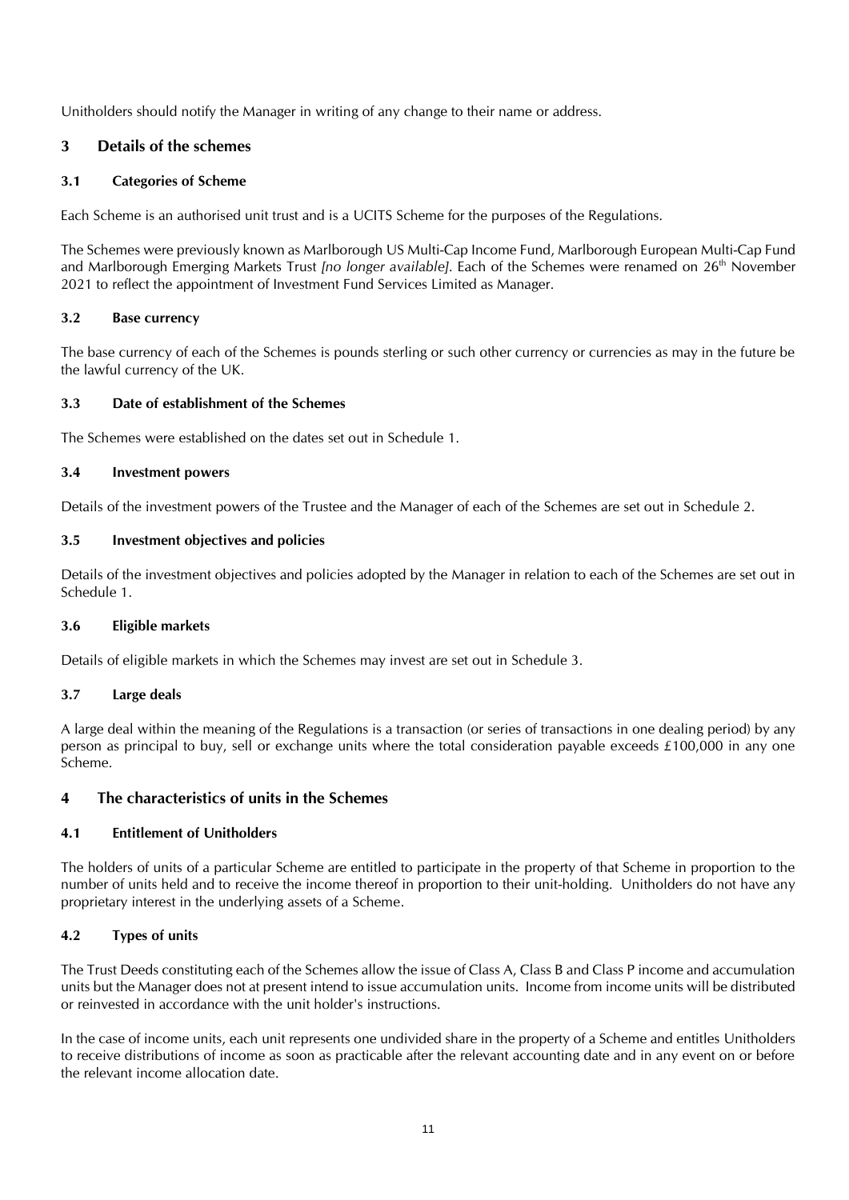Unitholders should notify the Manager in writing of any change to their name or address.

## 3 Details of the schemes

### 3.1 Categories of Scheme

Each Scheme is an authorised unit trust and is a UCITS Scheme for the purposes of the Regulations.

The Schemes were previously known as Marlborough US Multi-Cap Income Fund, Marlborough European Multi-Cap Fund and Marlborough Emerging Markets Trust *[no longer available]*. Each of the Schemes were renamed on 26th November 2021 to reflect the appointment of Investment Fund Services Limited as Manager.

### 3.2 Base currency

The base currency of each of the Schemes is pounds sterling or such other currency or currencies as may in the future be the lawful currency of the UK.

### 3.3 Date of establishment of the Schemes

The Schemes were established on the dates set out in Schedule 1.

### 3.4 Investment powers

Details of the investment powers of the Trustee and the Manager of each of the Schemes are set out in Schedule 2.

### 3.5 Investment objectives and policies

Details of the investment objectives and policies adopted by the Manager in relation to each of the Schemes are set out in Schedule 1.

### 3.6 Eligible markets

Details of eligible markets in which the Schemes may invest are set out in Schedule 3.

### 3.7 Large deals

A large deal within the meaning of the Regulations is a transaction (or series of transactions in one dealing period) by any person as principal to buy, sell or exchange units where the total consideration payable exceeds £100,000 in any one Scheme.

## 4 The characteristics of units in the Schemes

### 4.1 Entitlement of Unitholders

The holders of units of a particular Scheme are entitled to participate in the property of that Scheme in proportion to the number of units held and to receive the income thereof in proportion to their unit-holding. Unitholders do not have any proprietary interest in the underlying assets of a Scheme.

### 4.2 Types of units

The Trust Deeds constituting each of the Schemes allow the issue of Class A, Class B and Class P income and accumulation units but the Manager does not at present intend to issue accumulation units. Income from income units will be distributed or reinvested in accordance with the unit holder's instructions.

In the case of income units, each unit represents one undivided share in the property of a Scheme and entitles Unitholders to receive distributions of income as soon as practicable after the relevant accounting date and in any event on or before the relevant income allocation date.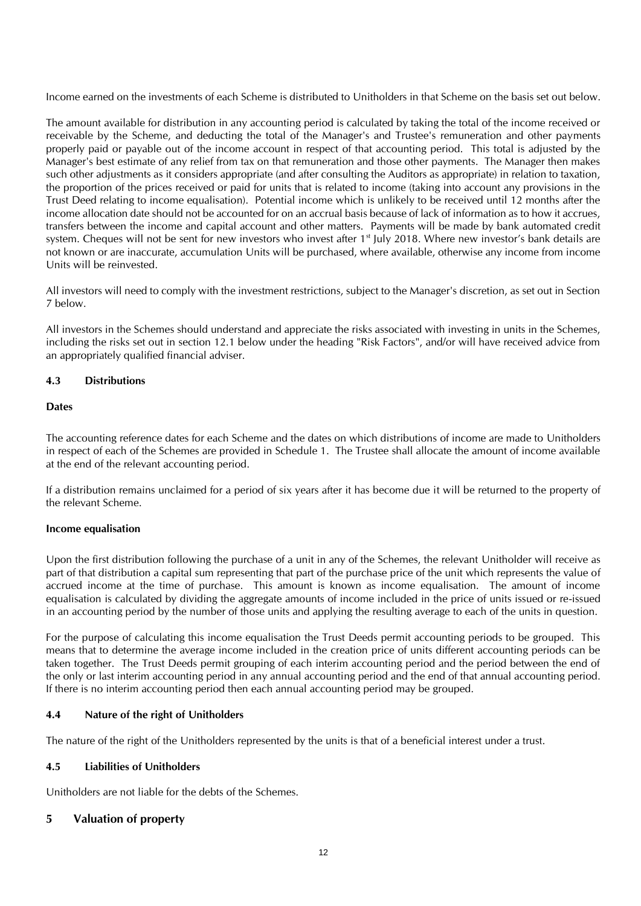Income earned on the investments of each Scheme is distributed to Unitholders in that Scheme on the basis set out below.

The amount available for distribution in any accounting period is calculated by taking the total of the income received or receivable by the Scheme, and deducting the total of the Manager's and Trustee's remuneration and other payments properly paid or payable out of the income account in respect of that accounting period. This total is adjusted by the Manager's best estimate of any relief from tax on that remuneration and those other payments. The Manager then makes such other adjustments as it considers appropriate (and after consulting the Auditors as appropriate) in relation to taxation, the proportion of the prices received or paid for units that is related to income (taking into account any provisions in the Trust Deed relating to income equalisation). Potential income which is unlikely to be received until 12 months after the income allocation date should not be accounted for on an accrual basis because of lack of information as to how it accrues, transfers between the income and capital account and other matters. Payments will be made by bank automated credit system. Cheques will not be sent for new investors who invest after 1st July 2018. Where new investor's bank details are not known or are inaccurate, accumulation Units will be purchased, where available, otherwise any income from income Units will be reinvested.

All investors will need to comply with the investment restrictions, subject to the Manager's discretion, as set out in Section 7 below.

All investors in the Schemes should understand and appreciate the risks associated with investing in units in the Schemes, including the risks set out in section 12.1 below under the heading "Risk Factors", and/or will have received advice from an appropriately qualified financial adviser.

### 4.3 Distributions

**Dates**

The accounting reference dates for each Scheme and the dates on which distributions of income are made to Unitholders in respect of each of the Schemes are provided in Schedule 1. The Trustee shall allocate the amount of income available at the end of the relevant accounting period.

If a distribution remains unclaimed for a period of six years after it has become due it will be returned to the property of the relevant Scheme.

**Income equalisation**

Upon the first distribution following the purchase of a unit in any of the Schemes, the relevant Unitholder will receive as part of that distribution a capital sum representing that part of the purchase price of the unit which represents the value of accrued income at the time of purchase. This amount is known as income equalisation. The amount of income equalisation is calculated by dividing the aggregate amounts of income included in the price of units issued or re-issued in an accounting period by the number of those units and applying the resulting average to each of the units in question.

For the purpose of calculating this income equalisation the Trust Deeds permit accounting periods to be grouped. This means that to determine the average income included in the creation price of units different accounting periods can be taken together. The Trust Deeds permit grouping of each interim accounting period and the period between the end of the only or last interim accounting period in any annual accounting period and the end of that annual accounting period. If there is no interim accounting period then each annual accounting period may be grouped.

### 4.4 Nature of the right of Unitholders

The nature of the right of the Unitholders represented by the units is that of a beneficial interest under a trust.

### 4.5 Liabilities of Unitholders

Unitholders are not liable for the debts of the Schemes.

## 5 Valuation of property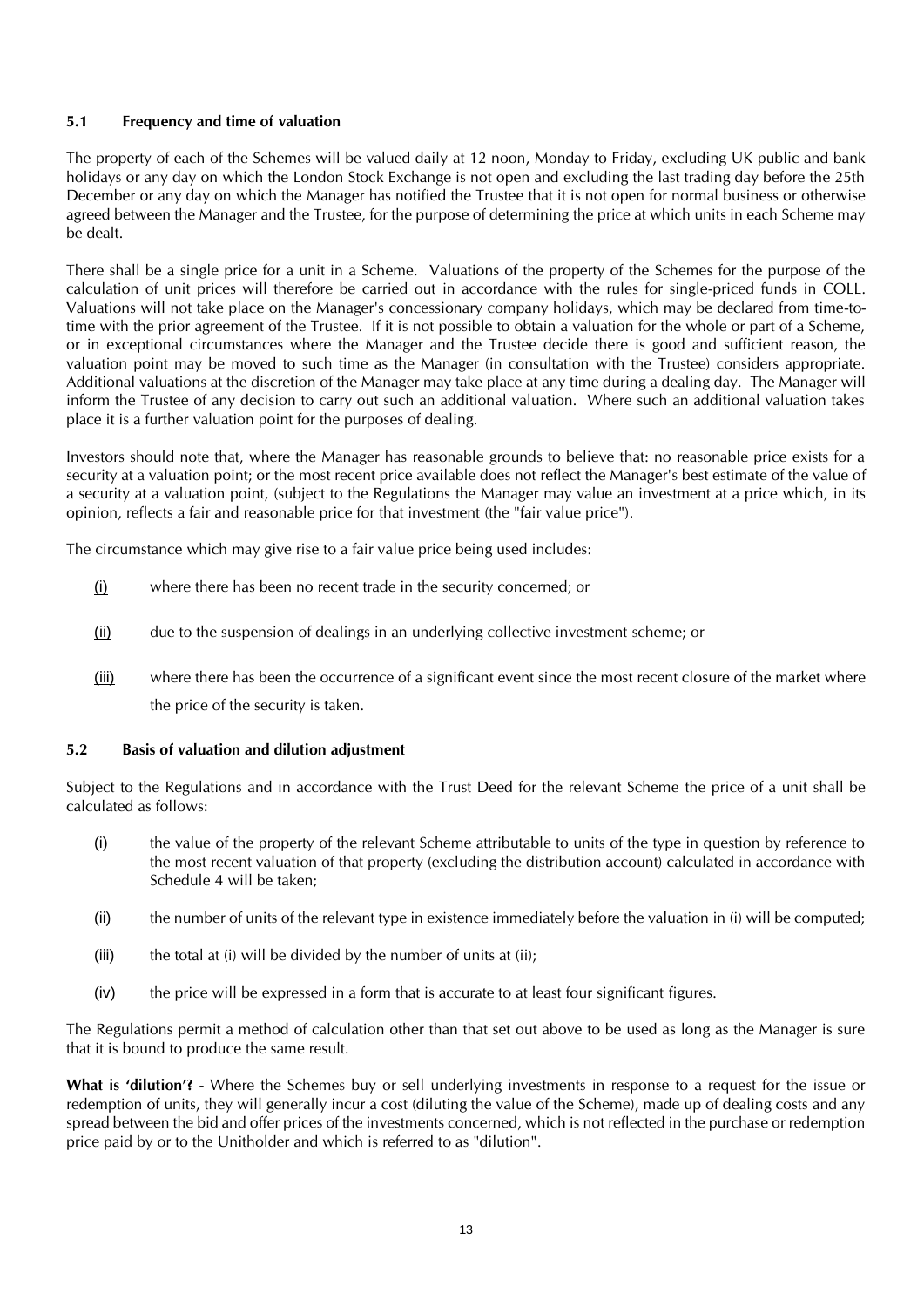### 5.1 Frequency and time of valuation

The property of each of the Schemes will be valued daily at 12 noon, Monday to Friday, excluding UK public and bank holidays or any day on which the London Stock Exchange is not open and excluding the last trading day before the 25th December or any day on which the Manager has notified the Trustee that it is not open for normal business or otherwise agreed between the Manager and the Trustee, for the purpose of determining the price at which units in each Scheme may be dealt.

There shall be a single price for a unit in a Scheme. Valuations of the property of the Schemes for the purpose of the calculation of unit prices will therefore be carried out in accordance with the rules for single-priced funds in COLL. Valuations will not take place on the Manager's concessionary company holidays, which may be declared from time-to-time with the prior agreement of the Trustee. If it is not possible to obtain a valuation for the whole or part of a Scheme, or in exceptional circumstances where the Manager and the Trustee decide there is good and sufficient reason, the valuation point may be moved to such time as the Manager (in consultation with the Trustee) considers appropriate. Additional valuations at the discretion of the Manager may take place at any time during a dealing day. The Manager will inform the Trustee of any decision to carry out such an additional valuation. Where such an additional valuation takes place it is a further valuation point for the purposes of dealing.

Investors should note that, where the Manager has reasonable grounds to believe that: no reasonable price exists for a security at a valuation point; or the most recent price available does not reflect the Manager's best estimate of the value of a security at a valuation point, (subject to the Regulations the Manager may value an investment at a price which, in its opinion, reflects a fair and reasonable price for that investment (the "fair value price").

The circumstance which may give rise to a fair value price being used includes:

- (i) where there has been no recent trade in the security concerned; or
- (ii) due to the suspension of dealings in an underlying collective investment scheme; or
- (iii) where there has been the occurrence of a significant event since the most recent closure of the market where the price of the security is taken.

### 5.2 Basis of valuation and dilution adjustment

Subject to the Regulations and in accordance with the Trust Deed for the relevant Scheme the price of a unit shall be calculated as follows:

- (i) the value of the property of the relevant Scheme attributable to units of the type in question by reference to the most recent valuation of that property (excluding the distribution account) calculated in accordance with Schedule 4 will be taken;
- (ii) the number of units of the relevant type in existence immediately before the valuation in (i) will be computed;
- (iii) the total at (i) will be divided by the number of units at (ii);
- (iv) the price will be expressed in a form that is accurate to at least four significant figures.

The Regulations permit a method of calculation other than that set out above to be used as long as the Manager is sure that it is bound to produce the same result.

**What is 'dilution'?** - Where the Schemes buy or sell underlying investments in response to a request for the issue or redemption of units, they will generally incur a cost (diluting the value of the Scheme), made up of dealing costs and any spread between the bid and offer prices of the investments concerned, which is not reflected in the purchase or redemption price paid by or to the Unitholder and which is referred to as "dilution".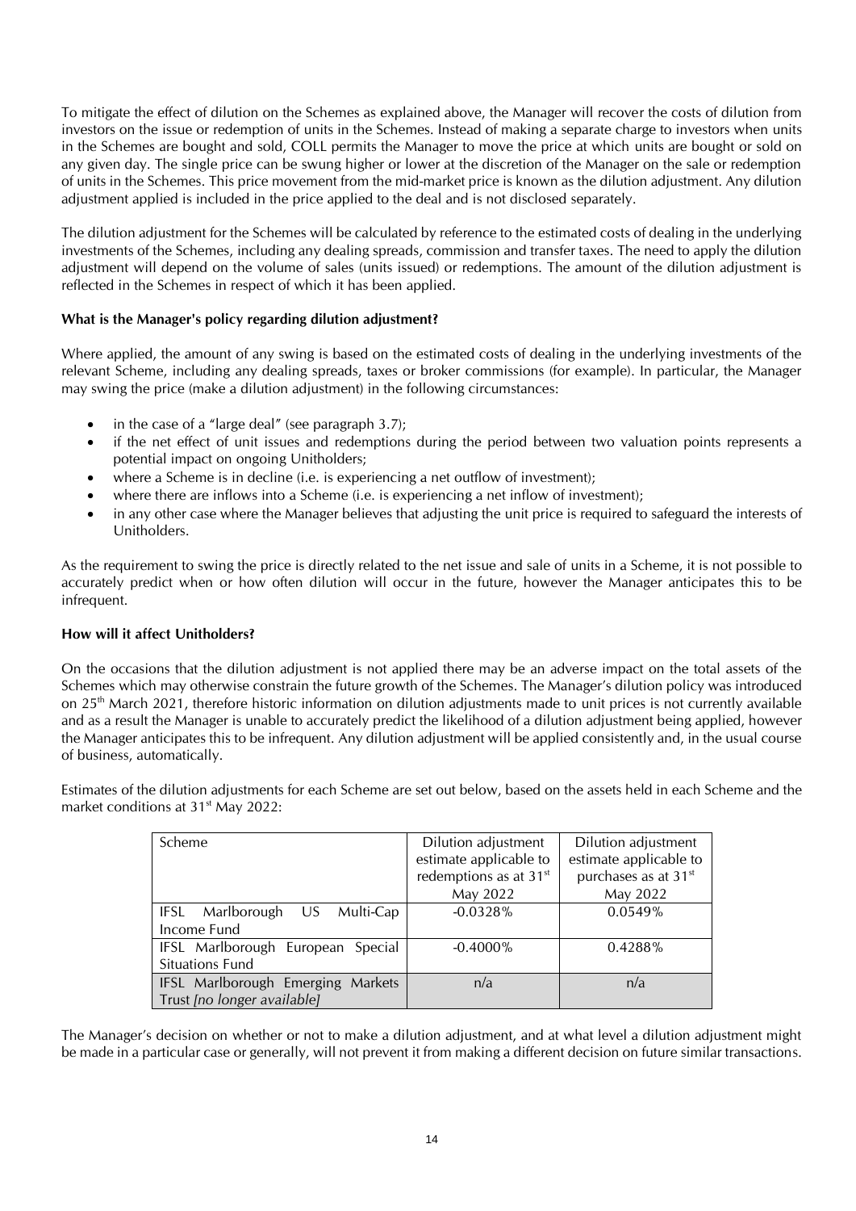To mitigate the effect of dilution on the Schemes as explained above, the Manager will recover the costs of dilution from investors on the issue or redemption of units in the Schemes. Instead of making a separate charge to investors when units in the Schemes are bought and sold, COLL permits the Manager to move the price at which units are bought or sold on any given day. The single price can be swung higher or lower at the discretion of the Manager on the sale or redemption of units in the Schemes. This price movement from the mid-market price is known as the dilution adjustment. Any dilution adjustment applied is included in the price applied to the deal and is not disclosed separately.

The dilution adjustment for the Schemes will be calculated by reference to the estimated costs of dealing in the underlying investments of the Schemes, including any dealing spreads, commission and transfer taxes. The need to apply the dilution adjustment will depend on the volume of sales (units issued) or redemptions. The amount of the dilution adjustment is reflected in the Schemes in respect of which it has been applied.

**What is the Manager's policy regarding dilution adjustment?**

Where applied, the amount of any swing is based on the estimated costs of dealing in the underlying investments of the relevant Scheme, including any dealing spreads, taxes or broker commissions (for example). In particular, the Manager may swing the price (make a dilution adjustment) in the following circumstances:

- in the case of a "large deal" (see paragraph 3.7);
- if the net effect of unit issues and redemptions during the period between two valuation points represents a potential impact on ongoing Unitholders;
- where a Scheme is in decline (i.e. is experiencing a net outflow of investment);
- where there are inflows into a Scheme (i.e. is experiencing a net inflow of investment);
- in any other case where the Manager believes that adjusting the unit price is required to safeguard the interests of Unitholders.

As the requirement to swing the price is directly related to the net issue and sale of units in a Scheme, it is not possible to accurately predict when or how often dilution will occur in the future, however the Manager anticipates this to be infrequent.

**How will it affect Unitholders?**

On the occasions that the dilution adjustment is not applied there may be an adverse impact on the total assets of the Schemes which may otherwise constrain the future growth of the Schemes. The Manager's dilution policy was introduced on 25th March 2021, therefore historic information on dilution adjustments made to unit prices is not currently available and as a result the Manager is unable to accurately predict the likelihood of a dilution adjustment being applied, however the Manager anticipates this to be infrequent. Any dilution adjustment will be applied consistently and, in the usual course of business, automatically.

Estimates of the dilution adjustments for each Scheme are set out below, based on the assets held in each Scheme and the market conditions at 31st May 2022:

| Scheme | Dilution adjustment estimate applicable to redemptions as at 31st May 2022 | Dilution adjustment estimate applicable to purchases as at 31st May 2022 |
|---|---|---|
| IFSL Marlborough US Multi-Cap Income Fund | -0.0328% | 0.0549% |
| IFSL Marlborough European Special Situations Fund | -0.4000% | 0.4288% |
| IFSL Marlborough Emerging Markets Trust *[no longer available]* | n/a | n/a |

The Manager's decision on whether or not to make a dilution adjustment, and at what level a dilution adjustment might be made in a particular case or generally, will not prevent it from making a different decision on future similar transactions.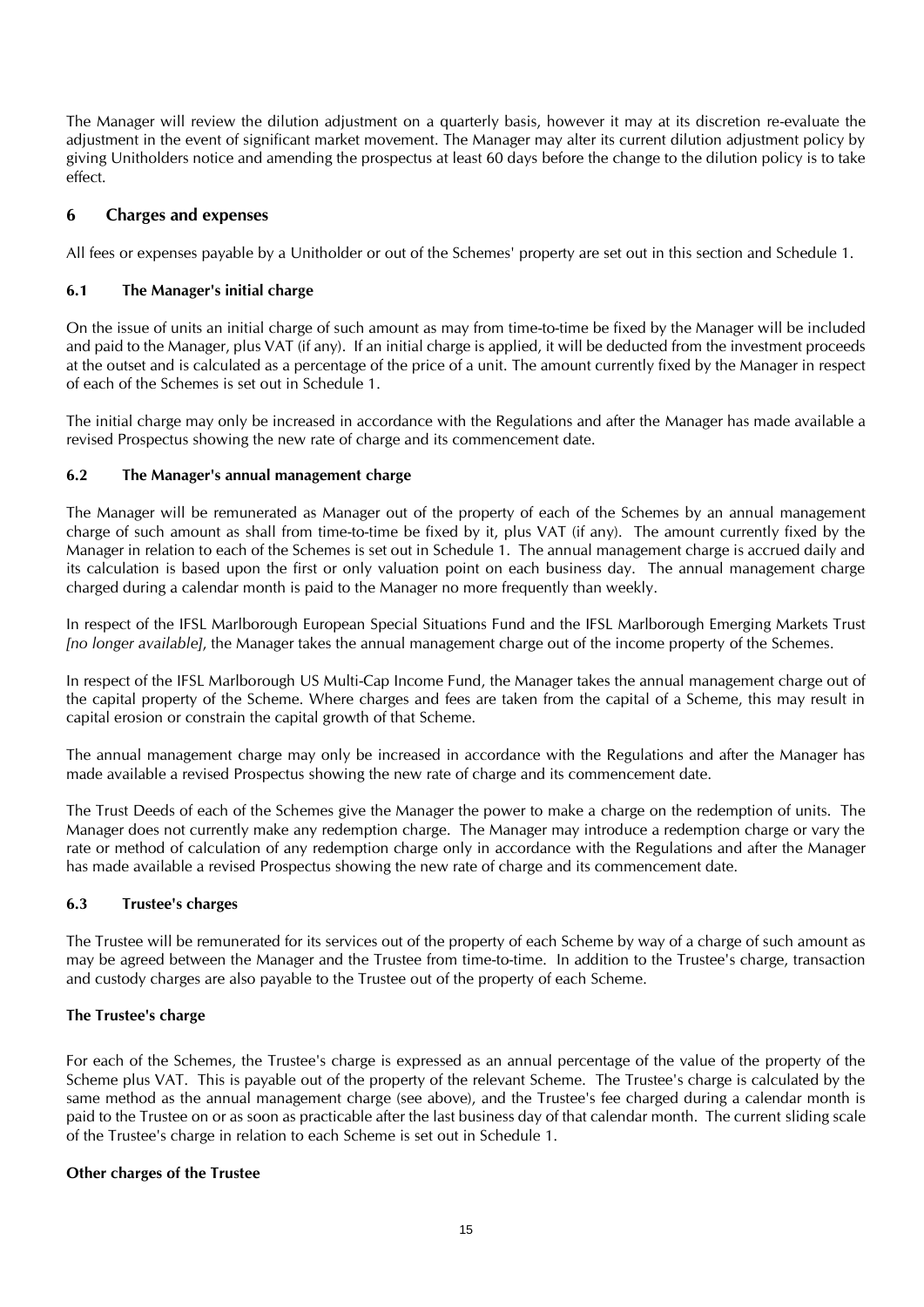The Manager will review the dilution adjustment on a quarterly basis, however it may at its discretion re-evaluate the adjustment in the event of significant market movement. The Manager may alter its current dilution adjustment policy by giving Unitholders notice and amending the prospectus at least 60 days before the change to the dilution policy is to take effect.

## 6 Charges and expenses

All fees or expenses payable by a Unitholder or out of the Schemes' property are set out in this section and Schedule 1.

### 6.1 The Manager's initial charge

On the issue of units an initial charge of such amount as may from time-to-time be fixed by the Manager will be included and paid to the Manager, plus VAT (if any). If an initial charge is applied, it will be deducted from the investment proceeds at the outset and is calculated as a percentage of the price of a unit. The amount currently fixed by the Manager in respect of each of the Schemes is set out in Schedule 1.

The initial charge may only be increased in accordance with the Regulations and after the Manager has made available a revised Prospectus showing the new rate of charge and its commencement date.

### 6.2 The Manager's annual management charge

The Manager will be remunerated as Manager out of the property of each of the Schemes by an annual management charge of such amount as shall from time-to-time be fixed by it, plus VAT (if any). The amount currently fixed by the Manager in relation to each of the Schemes is set out in Schedule 1. The annual management charge is accrued daily and its calculation is based upon the first or only valuation point on each business day. The annual management charge charged during a calendar month is paid to the Manager no more frequently than weekly.

In respect of the IFSL Marlborough European Special Situations Fund and the IFSL Marlborough Emerging Markets Trust *[no longer available]*, the Manager takes the annual management charge out of the income property of the Schemes.

In respect of the IFSL Marlborough US Multi-Cap Income Fund, the Manager takes the annual management charge out of the capital property of the Scheme. Where charges and fees are taken from the capital of a Scheme, this may result in capital erosion or constrain the capital growth of that Scheme.

The annual management charge may only be increased in accordance with the Regulations and after the Manager has made available a revised Prospectus showing the new rate of charge and its commencement date.

The Trust Deeds of each of the Schemes give the Manager the power to make a charge on the redemption of units. The Manager does not currently make any redemption charge. The Manager may introduce a redemption charge or vary the rate or method of calculation of any redemption charge only in accordance with the Regulations and after the Manager has made available a revised Prospectus showing the new rate of charge and its commencement date.

### 6.3 Trustee's charges

The Trustee will be remunerated for its services out of the property of each Scheme by way of a charge of such amount as may be agreed between the Manager and the Trustee from time-to-time. In addition to the Trustee's charge, transaction and custody charges are also payable to the Trustee out of the property of each Scheme.

**The Trustee's charge**

For each of the Schemes, the Trustee's charge is expressed as an annual percentage of the value of the property of the Scheme plus VAT. This is payable out of the property of the relevant Scheme. The Trustee's charge is calculated by the same method as the annual management charge (see above), and the Trustee's fee charged during a calendar month is paid to the Trustee on or as soon as practicable after the last business day of that calendar month. The current sliding scale of the Trustee's charge in relation to each Scheme is set out in Schedule 1.

**Other charges of the Trustee**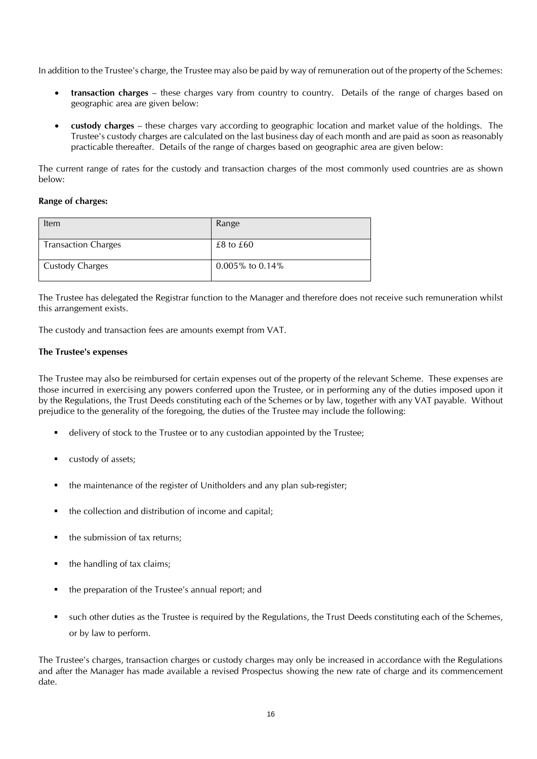In addition to the Trustee's charge, the Trustee may also be paid by way of remuneration out of the property of the Schemes:

- **transaction charges** – these charges vary from country to country. Details of the range of charges based on geographic area are given below:
- **custody charges** – these charges vary according to geographic location and market value of the holdings. The Trustee's custody charges are calculated on the last business day of each month and are paid as soon as reasonably practicable thereafter. Details of the range of charges based on geographic area are given below:

The current range of rates for the custody and transaction charges of the most commonly used countries are as shown below:

**Range of charges:**

| Item | Range |
| --- | --- |
| Transaction Charges | £8 to £60 |
| Custody Charges | 0.005% to 0.14% |

The Trustee has delegated the Registrar function to the Manager and therefore does not receive such remuneration whilst this arrangement exists.

The custody and transaction fees are amounts exempt from VAT.

**The Trustee's expenses**

The Trustee may also be reimbursed for certain expenses out of the property of the relevant Scheme. These expenses are those incurred in exercising any powers conferred upon the Trustee, or in performing any of the duties imposed upon it by the Regulations, the Trust Deeds constituting each of the Schemes or by law, together with any VAT payable. Without prejudice to the generality of the foregoing, the duties of the Trustee may include the following:

- delivery of stock to the Trustee or to any custodian appointed by the Trustee;
- custody of assets;
- the maintenance of the register of Unitholders and any plan sub-register;
- the collection and distribution of income and capital;
- the submission of tax returns;
- the handling of tax claims;
- the preparation of the Trustee's annual report; and
- such other duties as the Trustee is required by the Regulations, the Trust Deeds constituting each of the Schemes, or by law to perform.

The Trustee's charges, transaction charges or custody charges may only be increased in accordance with the Regulations and after the Manager has made available a revised Prospectus showing the new rate of charge and its commencement date.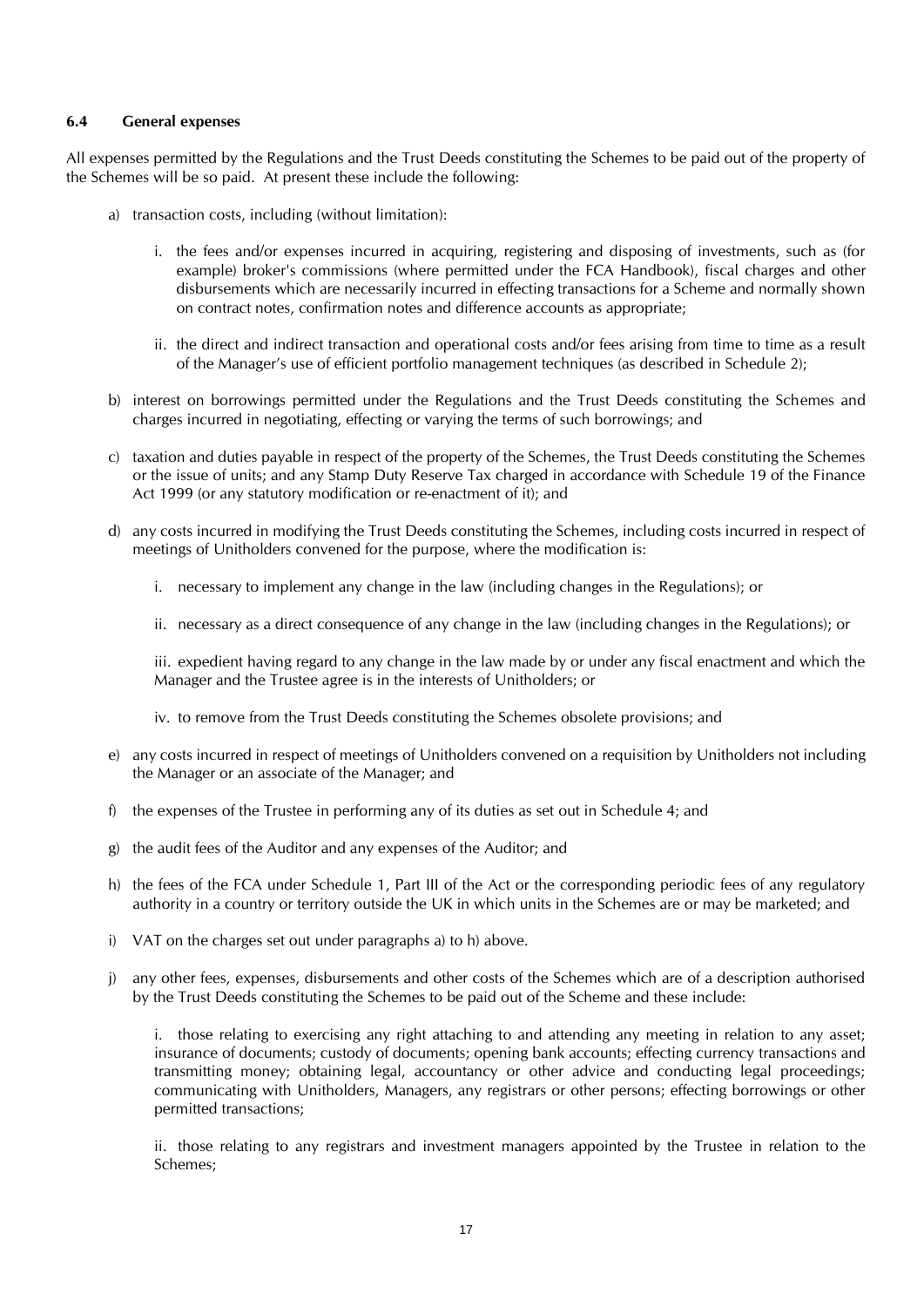### 6.4 General expenses

All expenses permitted by the Regulations and the Trust Deeds constituting the Schemes to be paid out of the property of the Schemes will be so paid. At present these include the following:

a) transaction costs, including (without limitation):

   i. the fees and/or expenses incurred in acquiring, registering and disposing of investments, such as (for example) broker's commissions (where permitted under the FCA Handbook), fiscal charges and other disbursements which are necessarily incurred in effecting transactions for a Scheme and normally shown on contract notes, confirmation notes and difference accounts as appropriate;

   ii. the direct and indirect transaction and operational costs and/or fees arising from time to time as a result of the Manager's use of efficient portfolio management techniques (as described in Schedule 2);

b) interest on borrowings permitted under the Regulations and the Trust Deeds constituting the Schemes and charges incurred in negotiating, effecting or varying the terms of such borrowings; and

c) taxation and duties payable in respect of the property of the Schemes, the Trust Deeds constituting the Schemes or the issue of units; and any Stamp Duty Reserve Tax charged in accordance with Schedule 19 of the Finance Act 1999 (or any statutory modification or re-enactment of it); and

d) any costs incurred in modifying the Trust Deeds constituting the Schemes, including costs incurred in respect of meetings of Unitholders convened for the purpose, where the modification is:

   i. necessary to implement any change in the law (including changes in the Regulations); or

   ii. necessary as a direct consequence of any change in the law (including changes in the Regulations); or

   iii. expedient having regard to any change in the law made by or under any fiscal enactment and which the Manager and the Trustee agree is in the interests of Unitholders; or

   iv. to remove from the Trust Deeds constituting the Schemes obsolete provisions; and

e) any costs incurred in respect of meetings of Unitholders convened on a requisition by Unitholders not including the Manager or an associate of the Manager; and

f) the expenses of the Trustee in performing any of its duties as set out in Schedule 4; and

g) the audit fees of the Auditor and any expenses of the Auditor; and

h) the fees of the FCA under Schedule 1, Part III of the Act or the corresponding periodic fees of any regulatory authority in a country or territory outside the UK in which units in the Schemes are or may be marketed; and

i) VAT on the charges set out under paragraphs a) to h) above.

j) any other fees, expenses, disbursements and other costs of the Schemes which are of a description authorised by the Trust Deeds constituting the Schemes to be paid out of the Scheme and these include:

   i. those relating to exercising any right attaching to and attending any meeting in relation to any asset; insurance of documents; custody of documents; opening bank accounts; effecting currency transactions and transmitting money; obtaining legal, accountancy or other advice and conducting legal proceedings; communicating with Unitholders, Managers, any registrars or other persons; effecting borrowings or other permitted transactions;

   ii. those relating to any registrars and investment managers appointed by the Trustee in relation to the Schemes;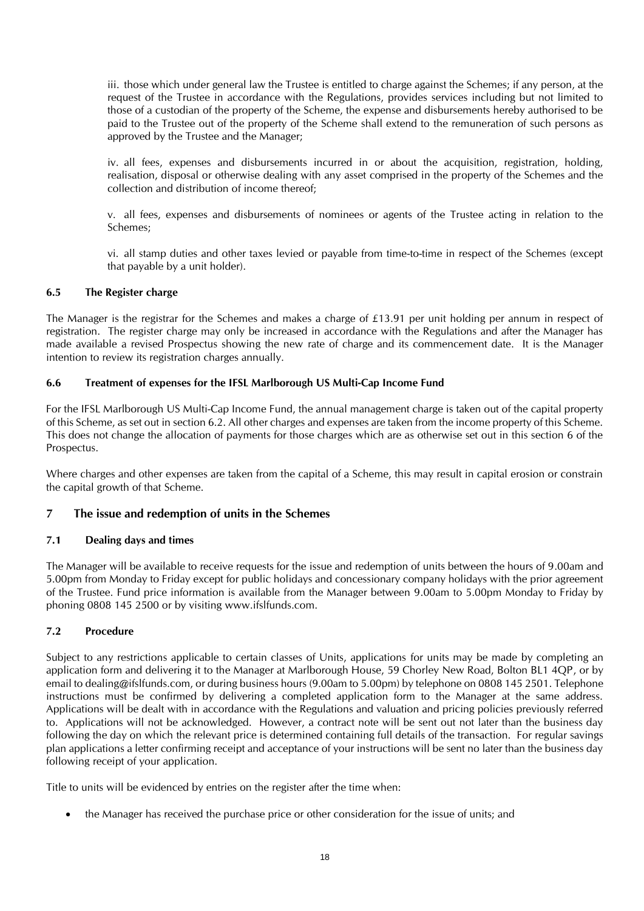iii. those which under general law the Trustee is entitled to charge against the Schemes; if any person, at the request of the Trustee in accordance with the Regulations, provides services including but not limited to those of a custodian of the property of the Scheme, the expense and disbursements hereby authorised to be paid to the Trustee out of the property of the Scheme shall extend to the remuneration of such persons as approved by the Trustee and the Manager;

iv. all fees, expenses and disbursements incurred in or about the acquisition, registration, holding, realisation, disposal or otherwise dealing with any asset comprised in the property of the Schemes and the collection and distribution of income thereof;

v. all fees, expenses and disbursements of nominees or agents of the Trustee acting in relation to the Schemes;

vi. all stamp duties and other taxes levied or payable from time-to-time in respect of the Schemes (except that payable by a unit holder).

### 6.5 The Register charge

The Manager is the registrar for the Schemes and makes a charge of £13.91 per unit holding per annum in respect of registration. The register charge may only be increased in accordance with the Regulations and after the Manager has made available a revised Prospectus showing the new rate of charge and its commencement date. It is the Manager intention to review its registration charges annually.

### 6.6 Treatment of expenses for the IFSL Marlborough US Multi-Cap Income Fund

For the IFSL Marlborough US Multi-Cap Income Fund, the annual management charge is taken out of the capital property of this Scheme, as set out in section 6.2. All other charges and expenses are taken from the income property of this Scheme. This does not change the allocation of payments for those charges which are as otherwise set out in this section 6 of the Prospectus.

Where charges and other expenses are taken from the capital of a Scheme, this may result in capital erosion or constrain the capital growth of that Scheme.

## 7 The issue and redemption of units in the Schemes

### 7.1 Dealing days and times

The Manager will be available to receive requests for the issue and redemption of units between the hours of 9.00am and 5.00pm from Monday to Friday except for public holidays and concessionary company holidays with the prior agreement of the Trustee. Fund price information is available from the Manager between 9.00am to 5.00pm Monday to Friday by phoning 0808 145 2500 or by visiting www.ifslfunds.com.

### 7.2 Procedure

Subject to any restrictions applicable to certain classes of Units, applications for units may be made by completing an application form and delivering it to the Manager at Marlborough House, 59 Chorley New Road, Bolton BL1 4QP, or by email to dealing@ifslfunds.com, or during business hours (9.00am to 5.00pm) by telephone on 0808 145 2501. Telephone instructions must be confirmed by delivering a completed application form to the Manager at the same address. Applications will be dealt with in accordance with the Regulations and valuation and pricing policies previously referred to. Applications will not be acknowledged. However, a contract note will be sent out not later than the business day following the day on which the relevant price is determined containing full details of the transaction. For regular savings plan applications a letter confirming receipt and acceptance of your instructions will be sent no later than the business day following receipt of your application.

Title to units will be evidenced by entries on the register after the time when:

- the Manager has received the purchase price or other consideration for the issue of units; and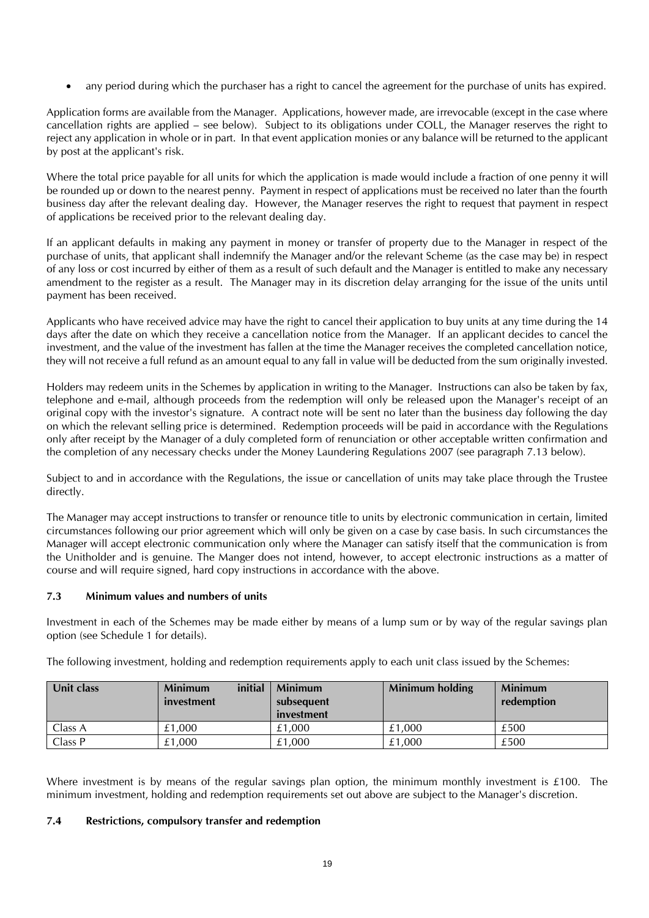- any period during which the purchaser has a right to cancel the agreement for the purchase of units has expired.

Application forms are available from the Manager. Applications, however made, are irrevocable (except in the case where cancellation rights are applied – see below). Subject to its obligations under COLL, the Manager reserves the right to reject any application in whole or in part. In that event application monies or any balance will be returned to the applicant by post at the applicant's risk.

Where the total price payable for all units for which the application is made would include a fraction of one penny it will be rounded up or down to the nearest penny. Payment in respect of applications must be received no later than the fourth business day after the relevant dealing day. However, the Manager reserves the right to request that payment in respect of applications be received prior to the relevant dealing day.

If an applicant defaults in making any payment in money or transfer of property due to the Manager in respect of the purchase of units, that applicant shall indemnify the Manager and/or the relevant Scheme (as the case may be) in respect of any loss or cost incurred by either of them as a result of such default and the Manager is entitled to make any necessary amendment to the register as a result. The Manager may in its discretion delay arranging for the issue of the units until payment has been received.

Applicants who have received advice may have the right to cancel their application to buy units at any time during the 14 days after the date on which they receive a cancellation notice from the Manager. If an applicant decides to cancel the investment, and the value of the investment has fallen at the time the Manager receives the completed cancellation notice, they will not receive a full refund as an amount equal to any fall in value will be deducted from the sum originally invested.

Holders may redeem units in the Schemes by application in writing to the Manager. Instructions can also be taken by fax, telephone and e-mail, although proceeds from the redemption will only be released upon the Manager's receipt of an original copy with the investor's signature. A contract note will be sent no later than the business day following the day on which the relevant selling price is determined. Redemption proceeds will be paid in accordance with the Regulations only after receipt by the Manager of a duly completed form of renunciation or other acceptable written confirmation and the completion of any necessary checks under the Money Laundering Regulations 2007 (see paragraph 7.13 below).

Subject to and in accordance with the Regulations, the issue or cancellation of units may take place through the Trustee directly.

The Manager may accept instructions to transfer or renounce title to units by electronic communication in certain, limited circumstances following our prior agreement which will only be given on a case by case basis. In such circumstances the Manager will accept electronic communication only where the Manager can satisfy itself that the communication is from the Unitholder and is genuine. The Manger does not intend, however, to accept electronic instructions as a matter of course and will require signed, hard copy instructions in accordance with the above.

### 7.3 Minimum values and numbers of units

Investment in each of the Schemes may be made either by means of a lump sum or by way of the regular savings plan option (see Schedule 1 for details).

The following investment, holding and redemption requirements apply to each unit class issued by the Schemes:

| Unit class | Minimum initial investment | Minimum subsequent investment | Minimum holding | Minimum redemption |
|---|---|---|---|---|
| Class A | £1,000 | £1,000 | £1,000 | £500 |
| Class P | £1,000 | £1,000 | £1,000 | £500 |

Where investment is by means of the regular savings plan option, the minimum monthly investment is £100. The minimum investment, holding and redemption requirements set out above are subject to the Manager's discretion.

### 7.4 Restrictions, compulsory transfer and redemption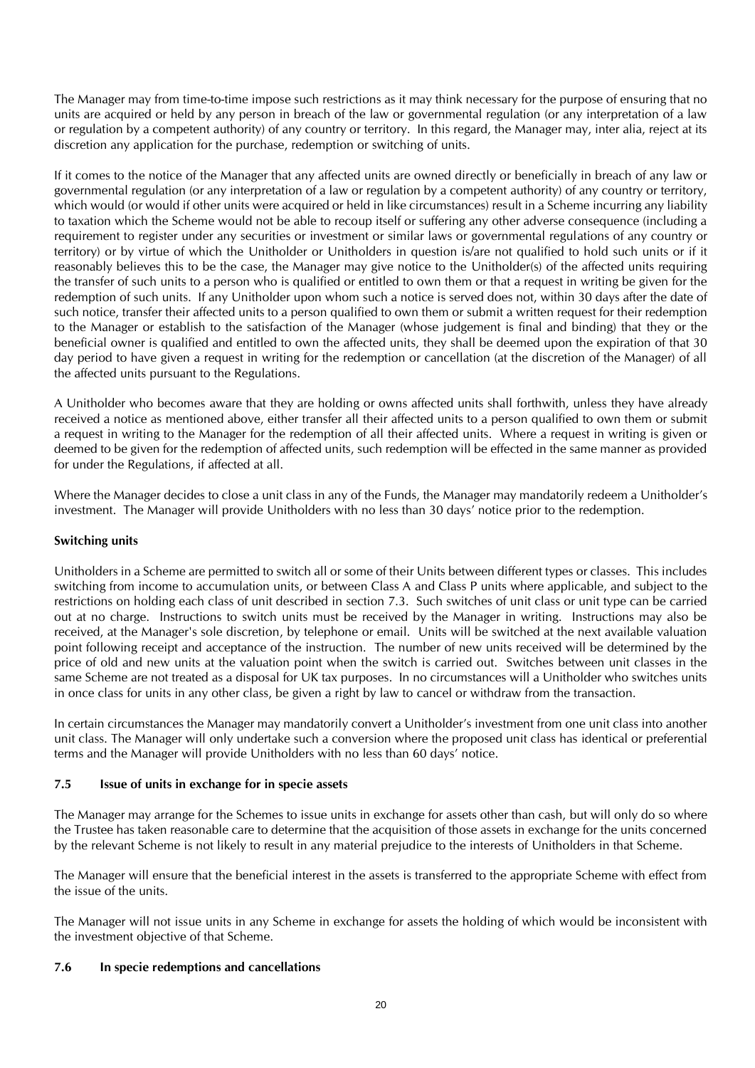The Manager may from time-to-time impose such restrictions as it may think necessary for the purpose of ensuring that no units are acquired or held by any person in breach of the law or governmental regulation (or any interpretation of a law or regulation by a competent authority) of any country or territory. In this regard, the Manager may, inter alia, reject at its discretion any application for the purchase, redemption or switching of units.

If it comes to the notice of the Manager that any affected units are owned directly or beneficially in breach of any law or governmental regulation (or any interpretation of a law or regulation by a competent authority) of any country or territory, which would (or would if other units were acquired or held in like circumstances) result in a Scheme incurring any liability to taxation which the Scheme would not be able to recoup itself or suffering any other adverse consequence (including a requirement to register under any securities or investment or similar laws or governmental regulations of any country or territory) or by virtue of which the Unitholder or Unitholders in question is/are not qualified to hold such units or if it reasonably believes this to be the case, the Manager may give notice to the Unitholder(s) of the affected units requiring the transfer of such units to a person who is qualified or entitled to own them or that a request in writing be given for the redemption of such units. If any Unitholder upon whom such a notice is served does not, within 30 days after the date of such notice, transfer their affected units to a person qualified to own them or submit a written request for their redemption to the Manager or establish to the satisfaction of the Manager (whose judgement is final and binding) that they or the beneficial owner is qualified and entitled to own the affected units, they shall be deemed upon the expiration of that 30 day period to have given a request in writing for the redemption or cancellation (at the discretion of the Manager) of all the affected units pursuant to the Regulations.

A Unitholder who becomes aware that they are holding or owns affected units shall forthwith, unless they have already received a notice as mentioned above, either transfer all their affected units to a person qualified to own them or submit a request in writing to the Manager for the redemption of all their affected units. Where a request in writing is given or deemed to be given for the redemption of affected units, such redemption will be effected in the same manner as provided for under the Regulations, if affected at all.

Where the Manager decides to close a unit class in any of the Funds, the Manager may mandatorily redeem a Unitholder's investment. The Manager will provide Unitholders with no less than 30 days' notice prior to the redemption.

**Switching units**

Unitholders in a Scheme are permitted to switch all or some of their Units between different types or classes. This includes switching from income to accumulation units, or between Class A and Class P units where applicable, and subject to the restrictions on holding each class of unit described in section 7.3. Such switches of unit class or unit type can be carried out at no charge. Instructions to switch units must be received by the Manager in writing. Instructions may also be received, at the Manager's sole discretion, by telephone or email. Units will be switched at the next available valuation point following receipt and acceptance of the instruction. The number of new units received will be determined by the price of old and new units at the valuation point when the switch is carried out. Switches between unit classes in the same Scheme are not treated as a disposal for UK tax purposes. In no circumstances will a Unitholder who switches units in once class for units in any other class, be given a right by law to cancel or withdraw from the transaction.

In certain circumstances the Manager may mandatorily convert a Unitholder's investment from one unit class into another unit class. The Manager will only undertake such a conversion where the proposed unit class has identical or preferential terms and the Manager will provide Unitholders with no less than 60 days' notice.

### 7.5 Issue of units in exchange for in specie assets

The Manager may arrange for the Schemes to issue units in exchange for assets other than cash, but will only do so where the Trustee has taken reasonable care to determine that the acquisition of those assets in exchange for the units concerned by the relevant Scheme is not likely to result in any material prejudice to the interests of Unitholders in that Scheme.

The Manager will ensure that the beneficial interest in the assets is transferred to the appropriate Scheme with effect from the issue of the units.

The Manager will not issue units in any Scheme in exchange for assets the holding of which would be inconsistent with the investment objective of that Scheme.

### 7.6 In specie redemptions and cancellations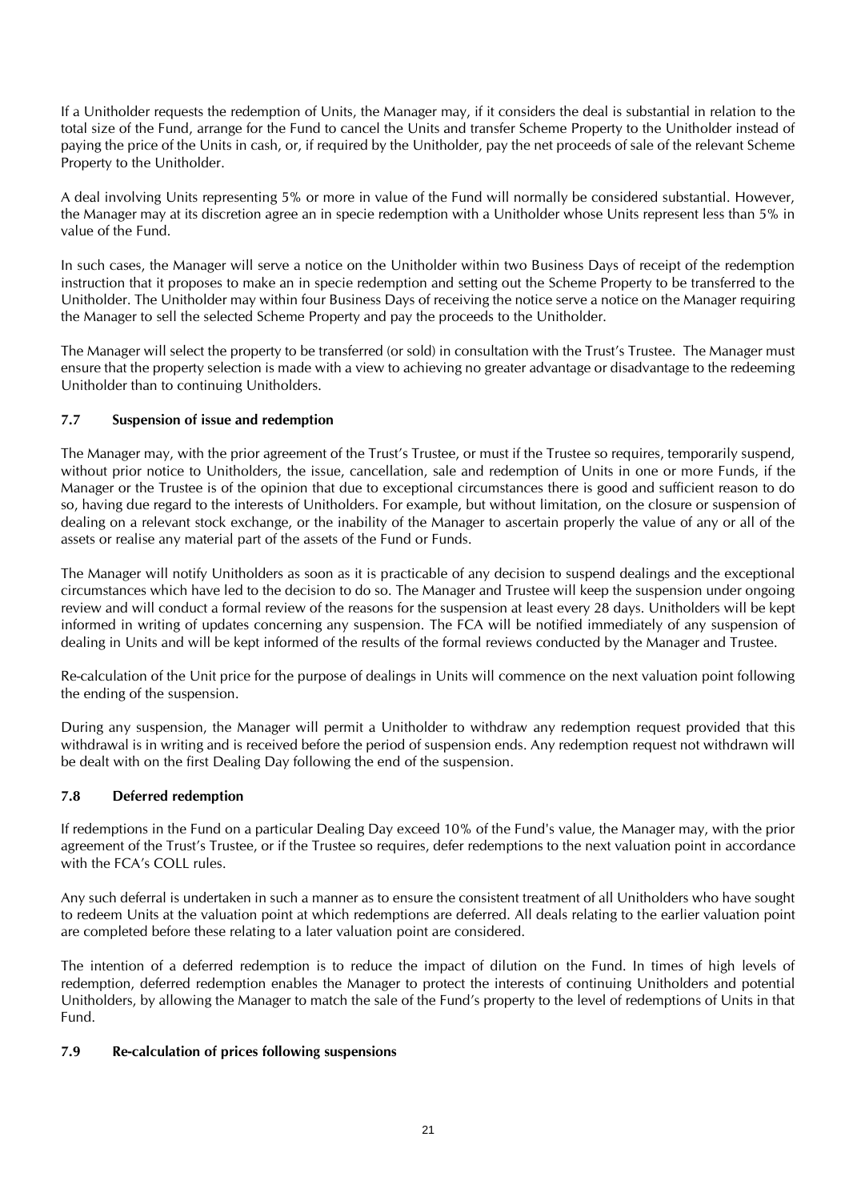If a Unitholder requests the redemption of Units, the Manager may, if it considers the deal is substantial in relation to the total size of the Fund, arrange for the Fund to cancel the Units and transfer Scheme Property to the Unitholder instead of paying the price of the Units in cash, or, if required by the Unitholder, pay the net proceeds of sale of the relevant Scheme Property to the Unitholder.

A deal involving Units representing 5% or more in value of the Fund will normally be considered substantial. However, the Manager may at its discretion agree an in specie redemption with a Unitholder whose Units represent less than 5% in value of the Fund.

In such cases, the Manager will serve a notice on the Unitholder within two Business Days of receipt of the redemption instruction that it proposes to make an in specie redemption and setting out the Scheme Property to be transferred to the Unitholder. The Unitholder may within four Business Days of receiving the notice serve a notice on the Manager requiring the Manager to sell the selected Scheme Property and pay the proceeds to the Unitholder.

The Manager will select the property to be transferred (or sold) in consultation with the Trust's Trustee. The Manager must ensure that the property selection is made with a view to achieving no greater advantage or disadvantage to the redeeming Unitholder than to continuing Unitholders.

### 7.7 Suspension of issue and redemption

The Manager may, with the prior agreement of the Trust's Trustee, or must if the Trustee so requires, temporarily suspend, without prior notice to Unitholders, the issue, cancellation, sale and redemption of Units in one or more Funds, if the Manager or the Trustee is of the opinion that due to exceptional circumstances there is good and sufficient reason to do so, having due regard to the interests of Unitholders. For example, but without limitation, on the closure or suspension of dealing on a relevant stock exchange, or the inability of the Manager to ascertain properly the value of any or all of the assets or realise any material part of the assets of the Fund or Funds.

The Manager will notify Unitholders as soon as it is practicable of any decision to suspend dealings and the exceptional circumstances which have led to the decision to do so. The Manager and Trustee will keep the suspension under ongoing review and will conduct a formal review of the reasons for the suspension at least every 28 days. Unitholders will be kept informed in writing of updates concerning any suspension. The FCA will be notified immediately of any suspension of dealing in Units and will be kept informed of the results of the formal reviews conducted by the Manager and Trustee.

Re-calculation of the Unit price for the purpose of dealings in Units will commence on the next valuation point following the ending of the suspension.

During any suspension, the Manager will permit a Unitholder to withdraw any redemption request provided that this withdrawal is in writing and is received before the period of suspension ends. Any redemption request not withdrawn will be dealt with on the first Dealing Day following the end of the suspension.

### 7.8 Deferred redemption

If redemptions in the Fund on a particular Dealing Day exceed 10% of the Fund's value, the Manager may, with the prior agreement of the Trust's Trustee, or if the Trustee so requires, defer redemptions to the next valuation point in accordance with the FCA's COLL rules.

Any such deferral is undertaken in such a manner as to ensure the consistent treatment of all Unitholders who have sought to redeem Units at the valuation point at which redemptions are deferred. All deals relating to the earlier valuation point are completed before these relating to a later valuation point are considered.

The intention of a deferred redemption is to reduce the impact of dilution on the Fund. In times of high levels of redemption, deferred redemption enables the Manager to protect the interests of continuing Unitholders and potential Unitholders, by allowing the Manager to match the sale of the Fund's property to the level of redemptions of Units in that Fund.

### 7.9 Re-calculation of prices following suspensions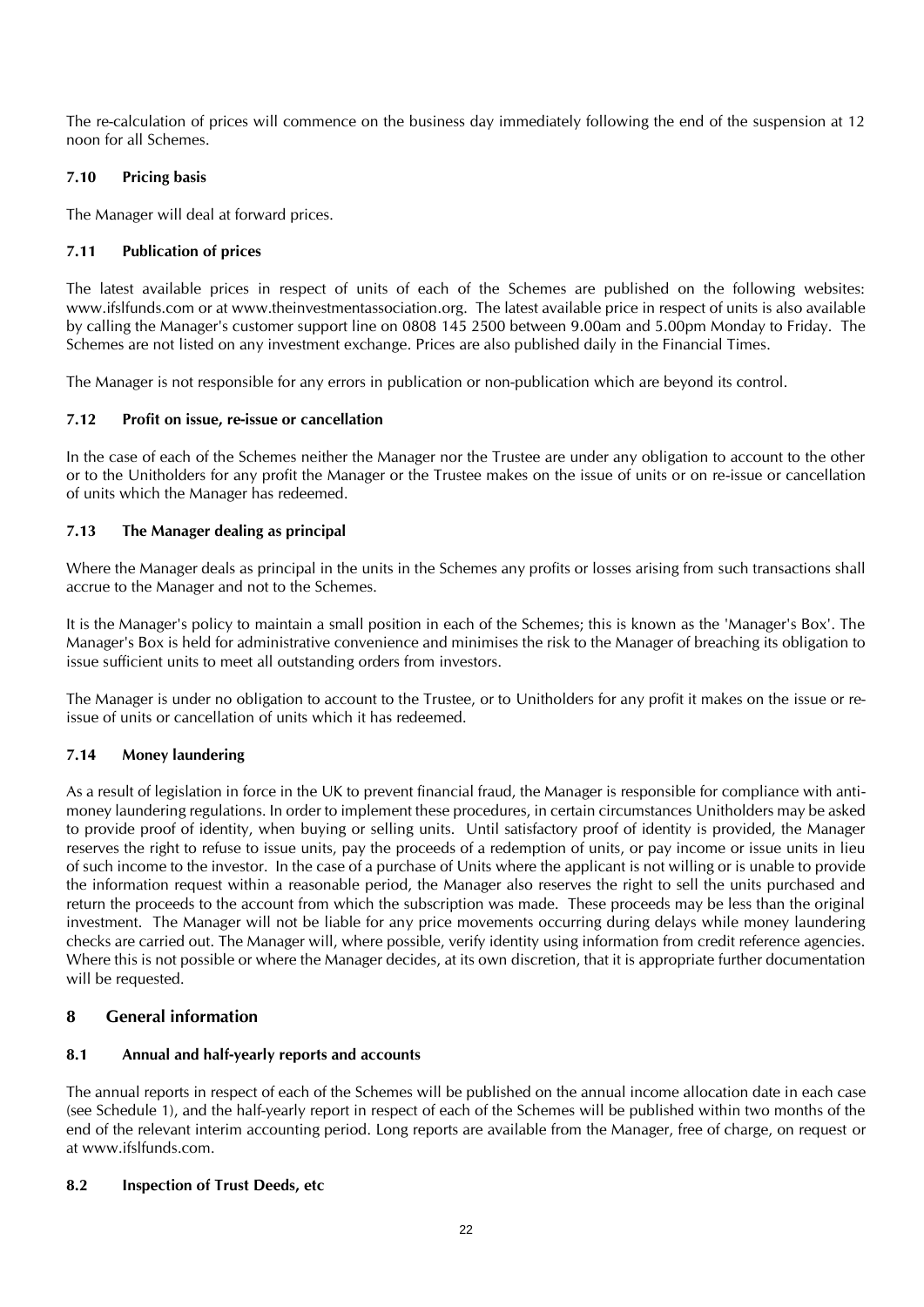The re-calculation of prices will commence on the business day immediately following the end of the suspension at 12 noon for all Schemes.

### 7.10 Pricing basis

The Manager will deal at forward prices.

### 7.11 Publication of prices

The latest available prices in respect of units of each of the Schemes are published on the following websites: www.ifslfunds.com or at www.theinvestmentassociation.org. The latest available price in respect of units is also available by calling the Manager's customer support line on 0808 145 2500 between 9.00am and 5.00pm Monday to Friday. The Schemes are not listed on any investment exchange. Prices are also published daily in the Financial Times.

The Manager is not responsible for any errors in publication or non-publication which are beyond its control.

### 7.12 Profit on issue, re-issue or cancellation

In the case of each of the Schemes neither the Manager nor the Trustee are under any obligation to account to the other or to the Unitholders for any profit the Manager or the Trustee makes on the issue of units or on re-issue or cancellation of units which the Manager has redeemed.

### 7.13 The Manager dealing as principal

Where the Manager deals as principal in the units in the Schemes any profits or losses arising from such transactions shall accrue to the Manager and not to the Schemes.

It is the Manager's policy to maintain a small position in each of the Schemes; this is known as the 'Manager's Box'. The Manager's Box is held for administrative convenience and minimises the risk to the Manager of breaching its obligation to issue sufficient units to meet all outstanding orders from investors.

The Manager is under no obligation to account to the Trustee, or to Unitholders for any profit it makes on the issue or re-issue of units or cancellation of units which it has redeemed.

### 7.14 Money laundering

As a result of legislation in force in the UK to prevent financial fraud, the Manager is responsible for compliance with anti-money laundering regulations. In order to implement these procedures, in certain circumstances Unitholders may be asked to provide proof of identity, when buying or selling units. Until satisfactory proof of identity is provided, the Manager reserves the right to refuse to issue units, pay the proceeds of a redemption of units, or pay income or issue units in lieu of such income to the investor. In the case of a purchase of Units where the applicant is not willing or is unable to provide the information request within a reasonable period, the Manager also reserves the right to sell the units purchased and return the proceeds to the account from which the subscription was made. These proceeds may be less than the original investment. The Manager will not be liable for any price movements occurring during delays while money laundering checks are carried out. The Manager will, where possible, verify identity using information from credit reference agencies. Where this is not possible or where the Manager decides, at its own discretion, that it is appropriate further documentation will be requested.

## 8 General information

### 8.1 Annual and half-yearly reports and accounts

The annual reports in respect of each of the Schemes will be published on the annual income allocation date in each case (see Schedule 1), and the half-yearly report in respect of each of the Schemes will be published within two months of the end of the relevant interim accounting period. Long reports are available from the Manager, free of charge, on request or at www.ifslfunds.com.

### 8.2 Inspection of Trust Deeds, etc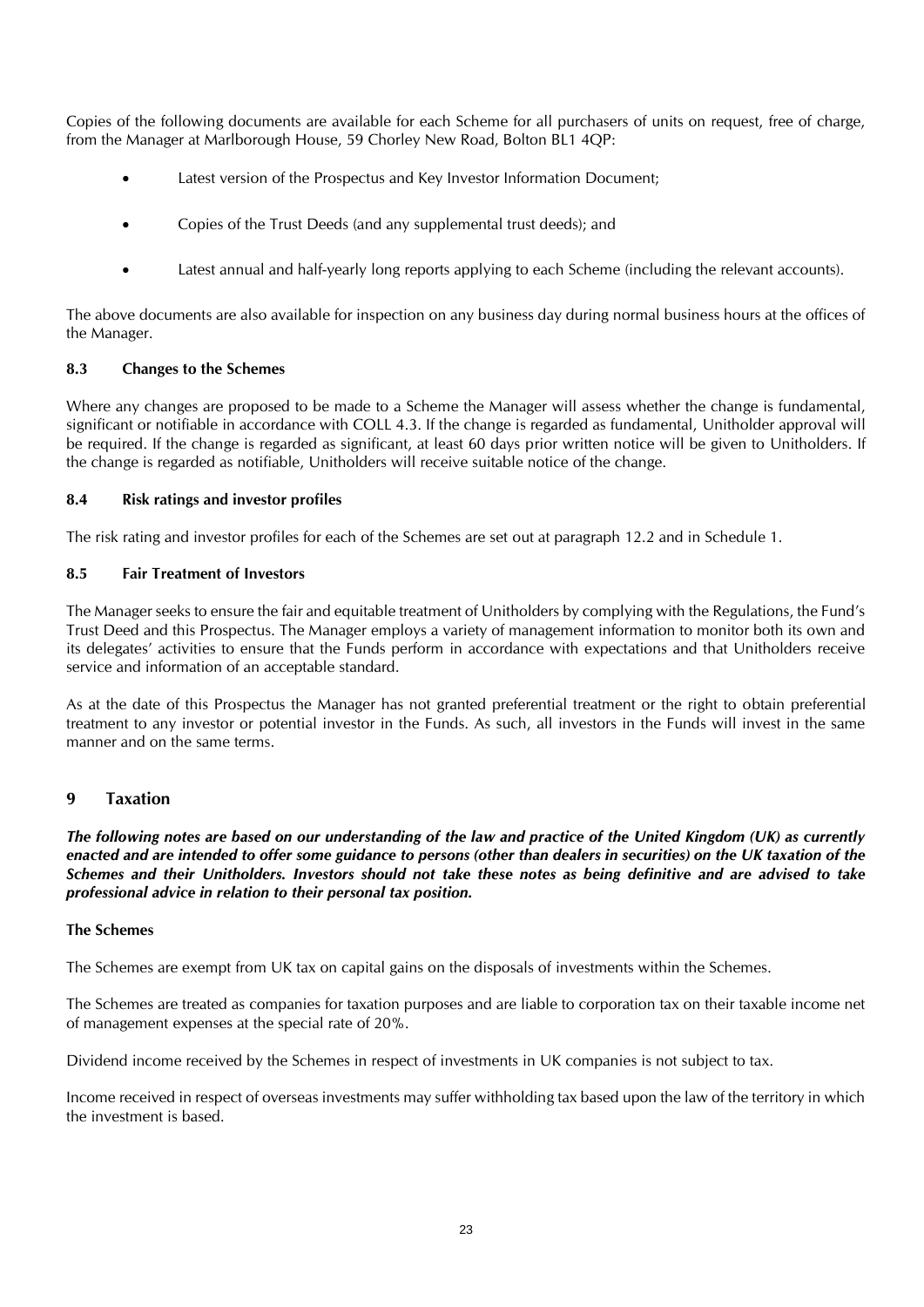Copies of the following documents are available for each Scheme for all purchasers of units on request, free of charge, from the Manager at Marlborough House, 59 Chorley New Road, Bolton BL1 4QP:

- Latest version of the Prospectus and Key Investor Information Document;
- Copies of the Trust Deeds (and any supplemental trust deeds); and
- Latest annual and half-yearly long reports applying to each Scheme (including the relevant accounts).

The above documents are also available for inspection on any business day during normal business hours at the offices of the Manager.

### 8.3 Changes to the Schemes

Where any changes are proposed to be made to a Scheme the Manager will assess whether the change is fundamental, significant or notifiable in accordance with COLL 4.3. If the change is regarded as fundamental, Unitholder approval will be required. If the change is regarded as significant, at least 60 days prior written notice will be given to Unitholders. If the change is regarded as notifiable, Unitholders will receive suitable notice of the change.

### 8.4 Risk ratings and investor profiles

The risk rating and investor profiles for each of the Schemes are set out at paragraph 12.2 and in Schedule 1.

### 8.5 Fair Treatment of Investors

The Manager seeks to ensure the fair and equitable treatment of Unitholders by complying with the Regulations, the Fund's Trust Deed and this Prospectus. The Manager employs a variety of management information to monitor both its own and its delegates' activities to ensure that the Funds perform in accordance with expectations and that Unitholders receive service and information of an acceptable standard.

As at the date of this Prospectus the Manager has not granted preferential treatment or the right to obtain preferential treatment to any investor or potential investor in the Funds. As such, all investors in the Funds will invest in the same manner and on the same terms.

## 9 Taxation

***The following notes are based on our understanding of the law and practice of the United Kingdom (UK) as currently enacted and are intended to offer some guidance to persons (other than dealers in securities) on the UK taxation of the Schemes and their Unitholders. Investors should not take these notes as being definitive and are advised to take professional advice in relation to their personal tax position.***

**The Schemes**

The Schemes are exempt from UK tax on capital gains on the disposals of investments within the Schemes.

The Schemes are treated as companies for taxation purposes and are liable to corporation tax on their taxable income net of management expenses at the special rate of 20%.

Dividend income received by the Schemes in respect of investments in UK companies is not subject to tax.

Income received in respect of overseas investments may suffer withholding tax based upon the law of the territory in which the investment is based.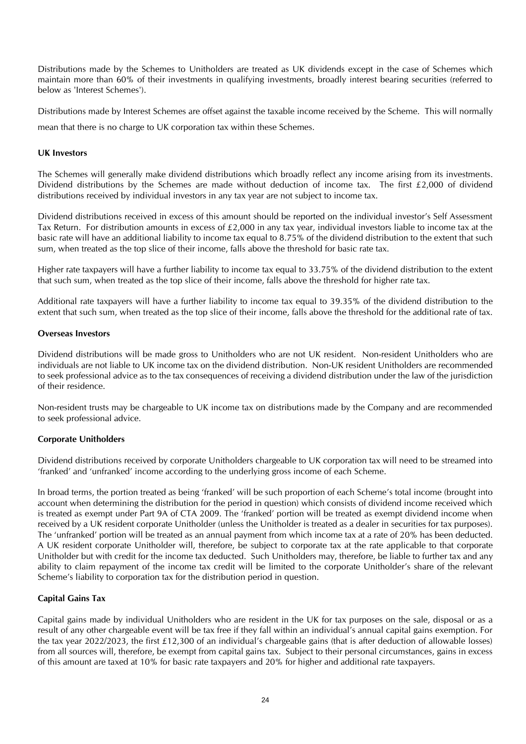Distributions made by the Schemes to Unitholders are treated as UK dividends except in the case of Schemes which maintain more than 60% of their investments in qualifying investments, broadly interest bearing securities (referred to below as 'Interest Schemes').

Distributions made by Interest Schemes are offset against the taxable income received by the Scheme. This will normally mean that there is no charge to UK corporation tax within these Schemes.

**UK Investors**

The Schemes will generally make dividend distributions which broadly reflect any income arising from its investments. Dividend distributions by the Schemes are made without deduction of income tax. The first £2,000 of dividend distributions received by individual investors in any tax year are not subject to income tax.

Dividend distributions received in excess of this amount should be reported on the individual investor's Self Assessment Tax Return. For distribution amounts in excess of £2,000 in any tax year, individual investors liable to income tax at the basic rate will have an additional liability to income tax equal to 8.75% of the dividend distribution to the extent that such sum, when treated as the top slice of their income, falls above the threshold for basic rate tax.

Higher rate taxpayers will have a further liability to income tax equal to 33.75% of the dividend distribution to the extent that such sum, when treated as the top slice of their income, falls above the threshold for higher rate tax.

Additional rate taxpayers will have a further liability to income tax equal to 39.35% of the dividend distribution to the extent that such sum, when treated as the top slice of their income, falls above the threshold for the additional rate of tax.

**Overseas Investors**

Dividend distributions will be made gross to Unitholders who are not UK resident. Non-resident Unitholders who are individuals are not liable to UK income tax on the dividend distribution. Non-UK resident Unitholders are recommended to seek professional advice as to the tax consequences of receiving a dividend distribution under the law of the jurisdiction of their residence.

Non-resident trusts may be chargeable to UK income tax on distributions made by the Company and are recommended to seek professional advice.

**Corporate Unitholders**

Dividend distributions received by corporate Unitholders chargeable to UK corporation tax will need to be streamed into 'franked' and 'unfranked' income according to the underlying gross income of each Scheme.

In broad terms, the portion treated as being 'franked' will be such proportion of each Scheme's total income (brought into account when determining the distribution for the period in question) which consists of dividend income received which is treated as exempt under Part 9A of CTA 2009. The 'franked' portion will be treated as exempt dividend income when received by a UK resident corporate Unitholder (unless the Unitholder is treated as a dealer in securities for tax purposes). The 'unfranked' portion will be treated as an annual payment from which income tax at a rate of 20% has been deducted. A UK resident corporate Unitholder will, therefore, be subject to corporate tax at the rate applicable to that corporate Unitholder but with credit for the income tax deducted. Such Unitholders may, therefore, be liable to further tax and any ability to claim repayment of the income tax credit will be limited to the corporate Unitholder's share of the relevant Scheme's liability to corporation tax for the distribution period in question.

**Capital Gains Tax**

Capital gains made by individual Unitholders who are resident in the UK for tax purposes on the sale, disposal or as a result of any other chargeable event will be tax free if they fall within an individual's annual capital gains exemption. For the tax year 2022/2023, the first £12,300 of an individual's chargeable gains (that is after deduction of allowable losses) from all sources will, therefore, be exempt from capital gains tax. Subject to their personal circumstances, gains in excess of this amount are taxed at 10% for basic rate taxpayers and 20% for higher and additional rate taxpayers.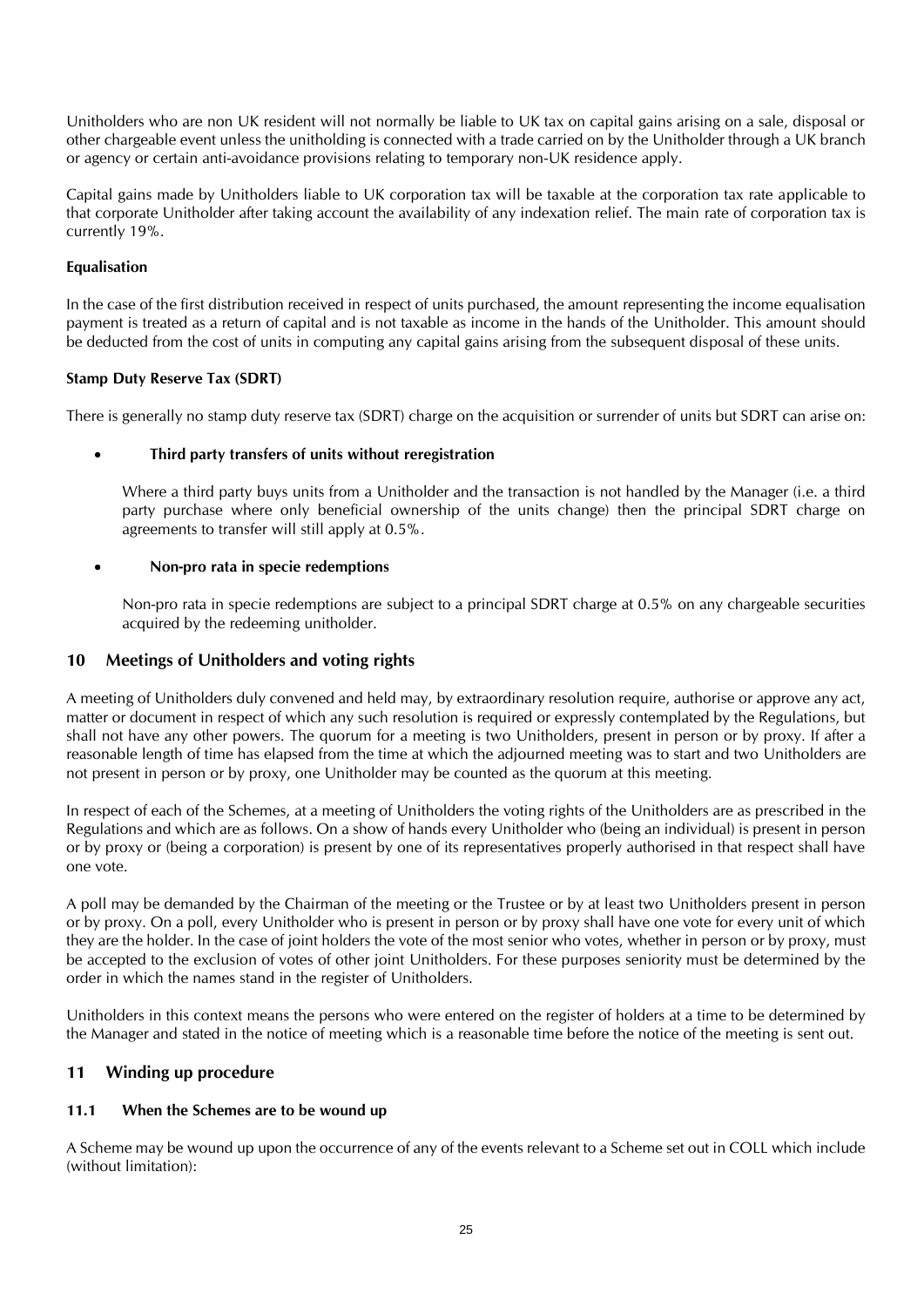Unitholders who are non UK resident will not normally be liable to UK tax on capital gains arising on a sale, disposal or other chargeable event unless the unitholding is connected with a trade carried on by the Unitholder through a UK branch or agency or certain anti-avoidance provisions relating to temporary non-UK residence apply.

Capital gains made by Unitholders liable to UK corporation tax will be taxable at the corporation tax rate applicable to that corporate Unitholder after taking account the availability of any indexation relief. The main rate of corporation tax is currently 19%.

**Equalisation**

In the case of the first distribution received in respect of units purchased, the amount representing the income equalisation payment is treated as a return of capital and is not taxable as income in the hands of the Unitholder. This amount should be deducted from the cost of units in computing any capital gains arising from the subsequent disposal of these units.

**Stamp Duty Reserve Tax (SDRT)**

There is generally no stamp duty reserve tax (SDRT) charge on the acquisition or surrender of units but SDRT can arise on:

- **Third party transfers of units without reregistration**

  Where a third party buys units from a Unitholder and the transaction is not handled by the Manager (i.e. a third party purchase where only beneficial ownership of the units change) then the principal SDRT charge on agreements to transfer will still apply at 0.5%.

- **Non-pro rata in specie redemptions**

  Non-pro rata in specie redemptions are subject to a principal SDRT charge at 0.5% on any chargeable securities acquired by the redeeming unitholder.

## 10 Meetings of Unitholders and voting rights

A meeting of Unitholders duly convened and held may, by extraordinary resolution require, authorise or approve any act, matter or document in respect of which any such resolution is required or expressly contemplated by the Regulations, but shall not have any other powers. The quorum for a meeting is two Unitholders, present in person or by proxy. If after a reasonable length of time has elapsed from the time at which the adjourned meeting was to start and two Unitholders are not present in person or by proxy, one Unitholder may be counted as the quorum at this meeting.

In respect of each of the Schemes, at a meeting of Unitholders the voting rights of the Unitholders are as prescribed in the Regulations and which are as follows. On a show of hands every Unitholder who (being an individual) is present in person or by proxy or (being a corporation) is present by one of its representatives properly authorised in that respect shall have one vote.

A poll may be demanded by the Chairman of the meeting or the Trustee or by at least two Unitholders present in person or by proxy. On a poll, every Unitholder who is present in person or by proxy shall have one vote for every unit of which they are the holder. In the case of joint holders the vote of the most senior who votes, whether in person or by proxy, must be accepted to the exclusion of votes of other joint Unitholders. For these purposes seniority must be determined by the order in which the names stand in the register of Unitholders.

Unitholders in this context means the persons who were entered on the register of holders at a time to be determined by the Manager and stated in the notice of meeting which is a reasonable time before the notice of the meeting is sent out.

## 11 Winding up procedure

### 11.1 When the Schemes are to be wound up

A Scheme may be wound up upon the occurrence of any of the events relevant to a Scheme set out in COLL which include (without limitation):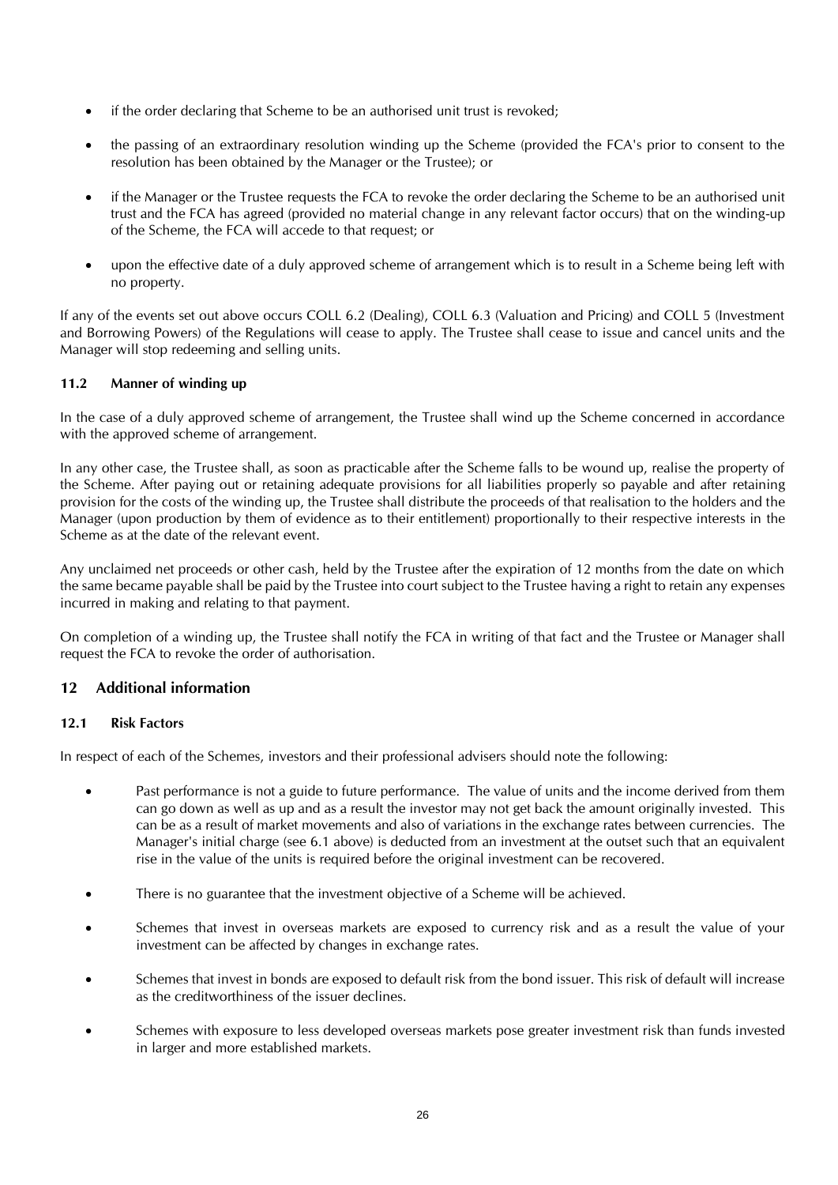- if the order declaring that Scheme to be an authorised unit trust is revoked;
- the passing of an extraordinary resolution winding up the Scheme (provided the FCA's prior to consent to the resolution has been obtained by the Manager or the Trustee); or
- if the Manager or the Trustee requests the FCA to revoke the order declaring the Scheme to be an authorised unit trust and the FCA has agreed (provided no material change in any relevant factor occurs) that on the winding-up of the Scheme, the FCA will accede to that request; or
- upon the effective date of a duly approved scheme of arrangement which is to result in a Scheme being left with no property.

If any of the events set out above occurs COLL 6.2 (Dealing), COLL 6.3 (Valuation and Pricing) and COLL 5 (Investment and Borrowing Powers) of the Regulations will cease to apply. The Trustee shall cease to issue and cancel units and the Manager will stop redeeming and selling units.

### 11.2 Manner of winding up

In the case of a duly approved scheme of arrangement, the Trustee shall wind up the Scheme concerned in accordance with the approved scheme of arrangement.

In any other case, the Trustee shall, as soon as practicable after the Scheme falls to be wound up, realise the property of the Scheme. After paying out or retaining adequate provisions for all liabilities properly so payable and after retaining provision for the costs of the winding up, the Trustee shall distribute the proceeds of that realisation to the holders and the Manager (upon production by them of evidence as to their entitlement) proportionally to their respective interests in the Scheme as at the date of the relevant event.

Any unclaimed net proceeds or other cash, held by the Trustee after the expiration of 12 months from the date on which the same became payable shall be paid by the Trustee into court subject to the Trustee having a right to retain any expenses incurred in making and relating to that payment.

On completion of a winding up, the Trustee shall notify the FCA in writing of that fact and the Trustee or Manager shall request the FCA to revoke the order of authorisation.

## 12 Additional information

### 12.1 Risk Factors

In respect of each of the Schemes, investors and their professional advisers should note the following:

- Past performance is not a guide to future performance. The value of units and the income derived from them can go down as well as up and as a result the investor may not get back the amount originally invested. This can be as a result of market movements and also of variations in the exchange rates between currencies. The Manager's initial charge (see 6.1 above) is deducted from an investment at the outset such that an equivalent rise in the value of the units is required before the original investment can be recovered.
- There is no guarantee that the investment objective of a Scheme will be achieved.
- Schemes that invest in overseas markets are exposed to currency risk and as a result the value of your investment can be affected by changes in exchange rates.
- Schemes that invest in bonds are exposed to default risk from the bond issuer. This risk of default will increase as the creditworthiness of the issuer declines.
- Schemes with exposure to less developed overseas markets pose greater investment risk than funds invested in larger and more established markets.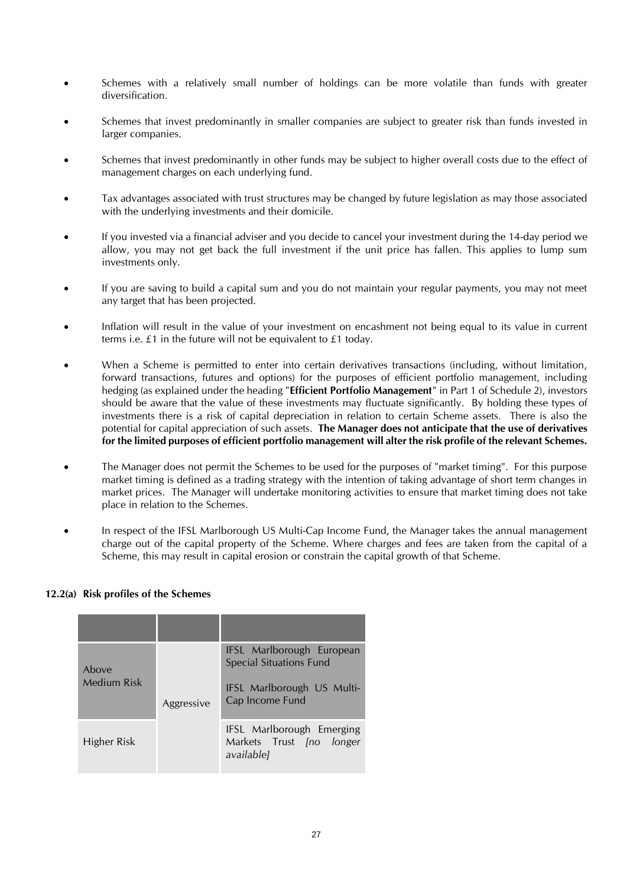- Schemes with a relatively small number of holdings can be more volatile than funds with greater diversification.

- Schemes that invest predominantly in smaller companies are subject to greater risk than funds invested in larger companies.

- Schemes that invest predominantly in other funds may be subject to higher overall costs due to the effect of management charges on each underlying fund.

- Tax advantages associated with trust structures may be changed by future legislation as may those associated with the underlying investments and their domicile.

- If you invested via a financial adviser and you decide to cancel your investment during the 14-day period we allow, you may not get back the full investment if the unit price has fallen. This applies to lump sum investments only.

- If you are saving to build a capital sum and you do not maintain your regular payments, you may not meet any target that has been projected.

- Inflation will result in the value of your investment on encashment not being equal to its value in current terms i.e. £1 in the future will not be equivalent to £1 today.

- When a Scheme is permitted to enter into certain derivatives transactions (including, without limitation, forward transactions, futures and options) for the purposes of efficient portfolio management, including hedging (as explained under the heading "**Efficient Portfolio Management**" in Part 1 of Schedule 2), investors should be aware that the value of these investments may fluctuate significantly. By holding these types of investments there is a risk of capital depreciation in relation to certain Scheme assets. There is also the potential for capital appreciation of such assets. **The Manager does not anticipate that the use of derivatives for the limited purposes of efficient portfolio management will alter the risk profile of the relevant Schemes.**

- The Manager does not permit the Schemes to be used for the purposes of "market timing". For this purpose market timing is defined as a trading strategy with the intention of taking advantage of short term changes in market prices. The Manager will undertake monitoring activities to ensure that market timing does not take place in relation to the Schemes.

- In respect of the IFSL Marlborough US Multi-Cap Income Fund, the Manager takes the annual management charge out of the capital property of the Scheme. Where charges and fees are taken from the capital of a Scheme, this may result in capital erosion or constrain the capital growth of that Scheme.

**12.2(a) Risk profiles of the Schemes**

| | | |
|---|---|---|
| Above Medium Risk | Aggressive | IFSL Marlborough European Special Situations Fund<br><br>IFSL Marlborough US Multi-Cap Income Fund |
| Higher Risk | | IFSL Marlborough Emerging Markets Trust *[no longer available]* |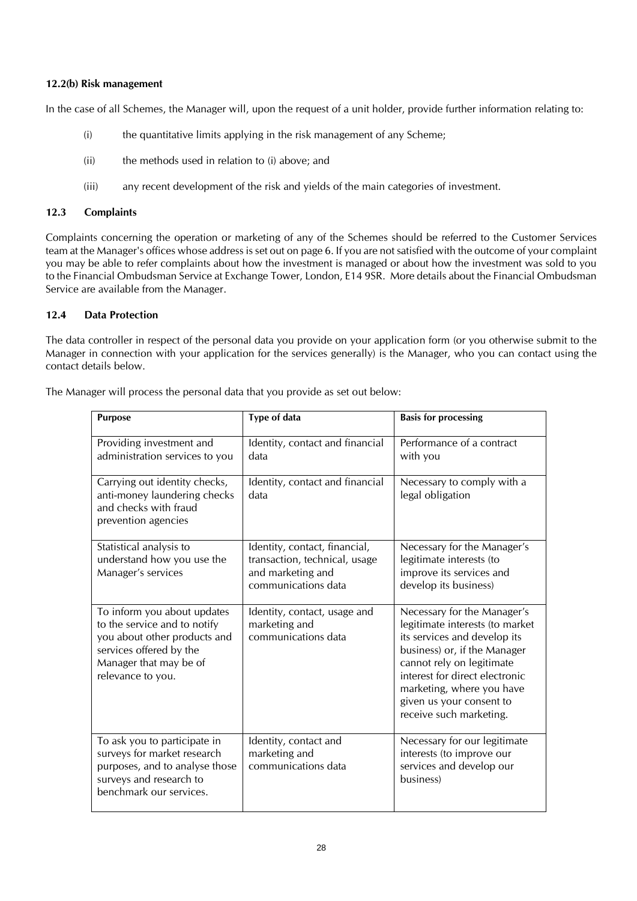**12.2(b) Risk management**

In the case of all Schemes, the Manager will, upon the request of a unit holder, provide further information relating to:

(i) the quantitative limits applying in the risk management of any Scheme;

(ii) the methods used in relation to (i) above; and

(iii) any recent development of the risk and yields of the main categories of investment.

**12.3 Complaints**

Complaints concerning the operation or marketing of any of the Schemes should be referred to the Customer Services team at the Manager's offices whose address is set out on page 6. If you are not satisfied with the outcome of your complaint you may be able to refer complaints about how the investment is managed or about how the investment was sold to you to the Financial Ombudsman Service at Exchange Tower, London, E14 9SR. More details about the Financial Ombudsman Service are available from the Manager.

**12.4 Data Protection**

The data controller in respect of the personal data you provide on your application form (or you otherwise submit to the Manager in connection with your application for the services generally) is the Manager, who you can contact using the contact details below.

The Manager will process the personal data that you provide as set out below:

| Purpose | Type of data | Basis for processing |
|---|---|---|
| Providing investment and administration services to you | Identity, contact and financial data | Performance of a contract with you |
| Carrying out identity checks, anti-money laundering checks and checks with fraud prevention agencies | Identity, contact and financial data | Necessary to comply with a legal obligation |
| Statistical analysis to understand how you use the Manager's services | Identity, contact, financial, transaction, technical, usage and marketing and communications data | Necessary for the Manager's legitimate interests (to improve its services and develop its business) |
| To inform you about updates to the service and to notify you about other products and services offered by the Manager that may be of relevance to you. | Identity, contact, usage and marketing and communications data | Necessary for the Manager's legitimate interests (to market its services and develop its business) or, if the Manager cannot rely on legitimate interest for direct electronic marketing, where you have given us your consent to receive such marketing. |
| To ask you to participate in surveys for market research purposes, and to analyse those surveys and research to benchmark our services. | Identity, contact and marketing and communications data | Necessary for our legitimate interests (to improve our services and develop our business) |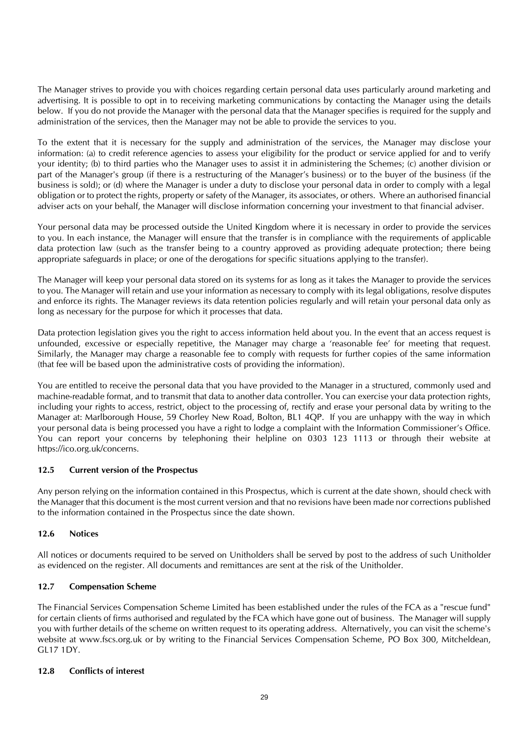The Manager strives to provide you with choices regarding certain personal data uses particularly around marketing and advertising. It is possible to opt in to receiving marketing communications by contacting the Manager using the details below. If you do not provide the Manager with the personal data that the Manager specifies is required for the supply and administration of the services, then the Manager may not be able to provide the services to you.

To the extent that it is necessary for the supply and administration of the services, the Manager may disclose your information: (a) to credit reference agencies to assess your eligibility for the product or service applied for and to verify your identity; (b) to third parties who the Manager uses to assist it in administering the Schemes; (c) another division or part of the Manager's group (if there is a restructuring of the Manager's business) or to the buyer of the business (if the business is sold); or (d) where the Manager is under a duty to disclose your personal data in order to comply with a legal obligation or to protect the rights, property or safety of the Manager, its associates, or others. Where an authorised financial adviser acts on your behalf, the Manager will disclose information concerning your investment to that financial adviser.

Your personal data may be processed outside the United Kingdom where it is necessary in order to provide the services to you. In each instance, the Manager will ensure that the transfer is in compliance with the requirements of applicable data protection law (such as the transfer being to a country approved as providing adequate protection; there being appropriate safeguards in place; or one of the derogations for specific situations applying to the transfer).

The Manager will keep your personal data stored on its systems for as long as it takes the Manager to provide the services to you. The Manager will retain and use your information as necessary to comply with its legal obligations, resolve disputes and enforce its rights. The Manager reviews its data retention policies regularly and will retain your personal data only as long as necessary for the purpose for which it processes that data.

Data protection legislation gives you the right to access information held about you. In the event that an access request is unfounded, excessive or especially repetitive, the Manager may charge a 'reasonable fee' for meeting that request. Similarly, the Manager may charge a reasonable fee to comply with requests for further copies of the same information (that fee will be based upon the administrative costs of providing the information).

You are entitled to receive the personal data that you have provided to the Manager in a structured, commonly used and machine-readable format, and to transmit that data to another data controller. You can exercise your data protection rights, including your rights to access, restrict, object to the processing of, rectify and erase your personal data by writing to the Manager at: Marlborough House, 59 Chorley New Road, Bolton, BL1 4QP. If you are unhappy with the way in which your personal data is being processed you have a right to lodge a complaint with the Information Commissioner's Office. You can report your concerns by telephoning their helpline on 0303 123 1113 or through their website at https://ico.org.uk/concerns.

### 12.5 Current version of the Prospectus

Any person relying on the information contained in this Prospectus, which is current at the date shown, should check with the Manager that this document is the most current version and that no revisions have been made nor corrections published to the information contained in the Prospectus since the date shown.

### 12.6 Notices

All notices or documents required to be served on Unitholders shall be served by post to the address of such Unitholder as evidenced on the register. All documents and remittances are sent at the risk of the Unitholder.

### 12.7 Compensation Scheme

The Financial Services Compensation Scheme Limited has been established under the rules of the FCA as a "rescue fund" for certain clients of firms authorised and regulated by the FCA which have gone out of business. The Manager will supply you with further details of the scheme on written request to its operating address. Alternatively, you can visit the scheme's website at www.fscs.org.uk or by writing to the Financial Services Compensation Scheme, PO Box 300, Mitcheldean, GL17 1DY.

### 12.8 Conflicts of interest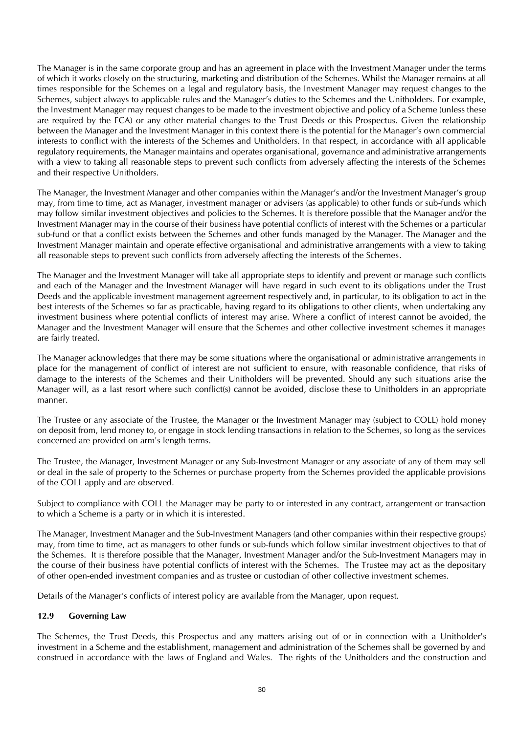The Manager is in the same corporate group and has an agreement in place with the Investment Manager under the terms of which it works closely on the structuring, marketing and distribution of the Schemes. Whilst the Manager remains at all times responsible for the Schemes on a legal and regulatory basis, the Investment Manager may request changes to the Schemes, subject always to applicable rules and the Manager's duties to the Schemes and the Unitholders. For example, the Investment Manager may request changes to be made to the investment objective and policy of a Scheme (unless these are required by the FCA) or any other material changes to the Trust Deeds or this Prospectus. Given the relationship between the Manager and the Investment Manager in this context there is the potential for the Manager's own commercial interests to conflict with the interests of the Schemes and Unitholders. In that respect, in accordance with all applicable regulatory requirements, the Manager maintains and operates organisational, governance and administrative arrangements with a view to taking all reasonable steps to prevent such conflicts from adversely affecting the interests of the Schemes and their respective Unitholders.

The Manager, the Investment Manager and other companies within the Manager's and/or the Investment Manager's group may, from time to time, act as Manager, investment manager or advisers (as applicable) to other funds or sub-funds which may follow similar investment objectives and policies to the Schemes. It is therefore possible that the Manager and/or the Investment Manager may in the course of their business have potential conflicts of interest with the Schemes or a particular sub-fund or that a conflict exists between the Schemes and other funds managed by the Manager. The Manager and the Investment Manager maintain and operate effective organisational and administrative arrangements with a view to taking all reasonable steps to prevent such conflicts from adversely affecting the interests of the Schemes.

The Manager and the Investment Manager will take all appropriate steps to identify and prevent or manage such conflicts and each of the Manager and the Investment Manager will have regard in such event to its obligations under the Trust Deeds and the applicable investment management agreement respectively and, in particular, to its obligation to act in the best interests of the Schemes so far as practicable, having regard to its obligations to other clients, when undertaking any investment business where potential conflicts of interest may arise. Where a conflict of interest cannot be avoided, the Manager and the Investment Manager will ensure that the Schemes and other collective investment schemes it manages are fairly treated.

The Manager acknowledges that there may be some situations where the organisational or administrative arrangements in place for the management of conflict of interest are not sufficient to ensure, with reasonable confidence, that risks of damage to the interests of the Schemes and their Unitholders will be prevented. Should any such situations arise the Manager will, as a last resort where such conflict(s) cannot be avoided, disclose these to Unitholders in an appropriate manner.

The Trustee or any associate of the Trustee, the Manager or the Investment Manager may (subject to COLL) hold money on deposit from, lend money to, or engage in stock lending transactions in relation to the Schemes, so long as the services concerned are provided on arm's length terms.

The Trustee, the Manager, Investment Manager or any Sub-Investment Manager or any associate of any of them may sell or deal in the sale of property to the Schemes or purchase property from the Schemes provided the applicable provisions of the COLL apply and are observed.

Subject to compliance with COLL the Manager may be party to or interested in any contract, arrangement or transaction to which a Scheme is a party or in which it is interested.

The Manager, Investment Manager and the Sub-Investment Managers (and other companies within their respective groups) may, from time to time, act as managers to other funds or sub-funds which follow similar investment objectives to that of the Schemes. It is therefore possible that the Manager, Investment Manager and/or the Sub-Investment Managers may in the course of their business have potential conflicts of interest with the Schemes. The Trustee may act as the depositary of other open-ended investment companies and as trustee or custodian of other collective investment schemes.

Details of the Manager's conflicts of interest policy are available from the Manager, upon request.

### 12.9 Governing Law

The Schemes, the Trust Deeds, this Prospectus and any matters arising out of or in connection with a Unitholder's investment in a Scheme and the establishment, management and administration of the Schemes shall be governed by and construed in accordance with the laws of England and Wales. The rights of the Unitholders and the construction and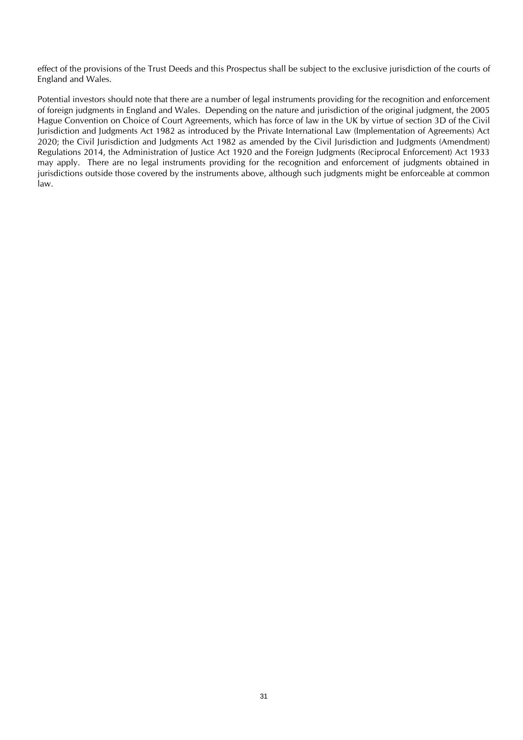effect of the provisions of the Trust Deeds and this Prospectus shall be subject to the exclusive jurisdiction of the courts of England and Wales.

Potential investors should note that there are a number of legal instruments providing for the recognition and enforcement of foreign judgments in England and Wales. Depending on the nature and jurisdiction of the original judgment, the 2005 Hague Convention on Choice of Court Agreements, which has force of law in the UK by virtue of section 3D of the Civil Jurisdiction and Judgments Act 1982 as introduced by the Private International Law (Implementation of Agreements) Act 2020; the Civil Jurisdiction and Judgments Act 1982 as amended by the Civil Jurisdiction and Judgments (Amendment) Regulations 2014, the Administration of Justice Act 1920 and the Foreign Judgments (Reciprocal Enforcement) Act 1933 may apply. There are no legal instruments providing for the recognition and enforcement of judgments obtained in jurisdictions outside those covered by the instruments above, although such judgments might be enforceable at common law.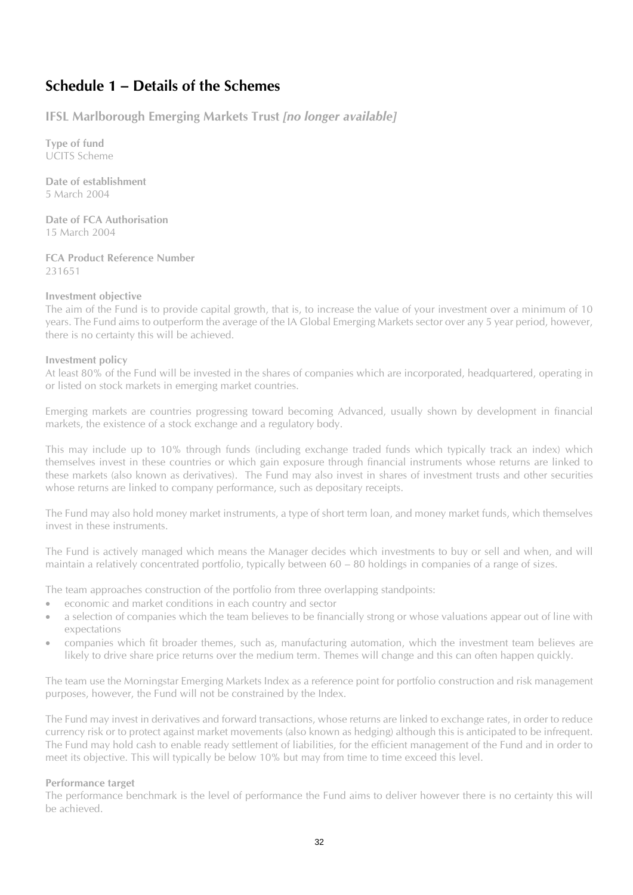# Schedule 1 – Details of the Schemes

## IFSL Marlborough Emerging Markets Trust *[no longer available]*

**Type of fund**
UCITS Scheme

**Date of establishment**
5 March 2004

**Date of FCA Authorisation**
15 March 2004

**FCA Product Reference Number**
231651

**Investment objective**
The aim of the Fund is to provide capital growth, that is, to increase the value of your investment over a minimum of 10 years. The Fund aims to outperform the average of the IA Global Emerging Markets sector over any 5 year period, however, there is no certainty this will be achieved.

**Investment policy**
At least 80% of the Fund will be invested in the shares of companies which are incorporated, headquartered, operating in or listed on stock markets in emerging market countries.

Emerging markets are countries progressing toward becoming Advanced, usually shown by development in financial markets, the existence of a stock exchange and a regulatory body.

This may include up to 10% through funds (including exchange traded funds which typically track an index) which themselves invest in these countries or which gain exposure through financial instruments whose returns are linked to these markets (also known as derivatives). The Fund may also invest in shares of investment trusts and other securities whose returns are linked to company performance, such as depositary receipts.

The Fund may also hold money market instruments, a type of short term loan, and money market funds, which themselves invest in these instruments.

The Fund is actively managed which means the Manager decides which investments to buy or sell and when, and will maintain a relatively concentrated portfolio, typically between 60 – 80 holdings in companies of a range of sizes.

The team approaches construction of the portfolio from three overlapping standpoints:

- economic and market conditions in each country and sector
- a selection of companies which the team believes to be financially strong or whose valuations appear out of line with expectations
- companies which fit broader themes, such as, manufacturing automation, which the investment team believes are likely to drive share price returns over the medium term. Themes will change and this can often happen quickly.

The team use the Morningstar Emerging Markets Index as a reference point for portfolio construction and risk management purposes, however, the Fund will not be constrained by the Index.

The Fund may invest in derivatives and forward transactions, whose returns are linked to exchange rates, in order to reduce currency risk or to protect against market movements (also known as hedging) although this is anticipated to be infrequent. The Fund may hold cash to enable ready settlement of liabilities, for the efficient management of the Fund and in order to meet its objective. This will typically be below 10% but may from time to time exceed this level.

**Performance target**
The performance benchmark is the level of performance the Fund aims to deliver however there is no certainty this will be achieved.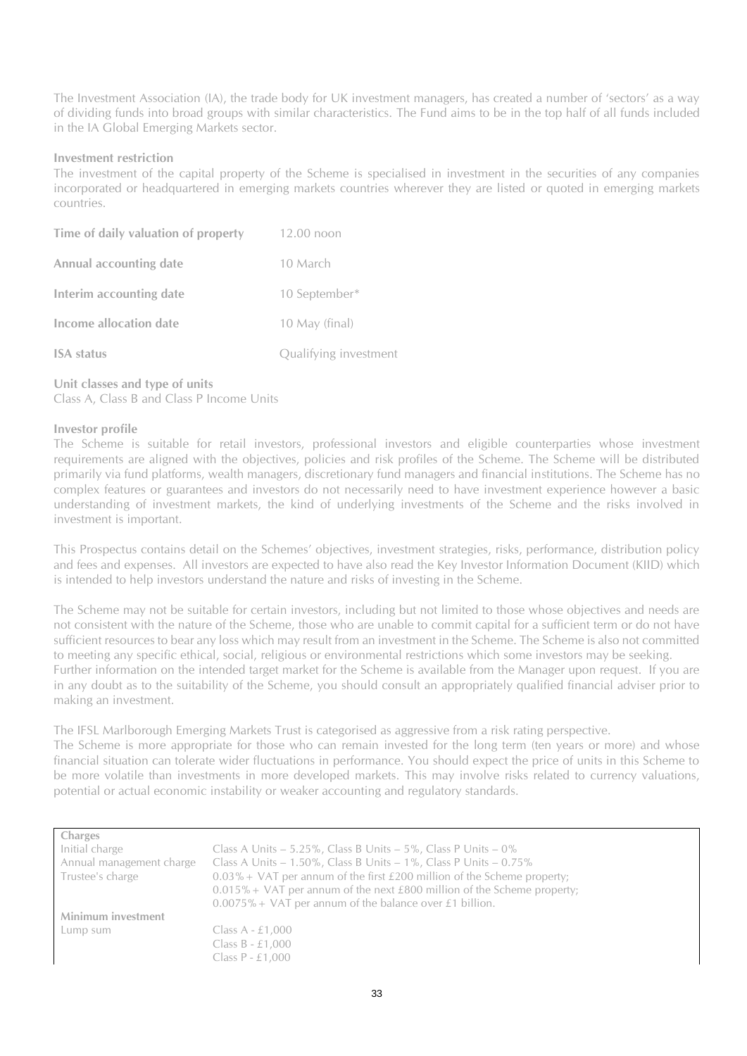The Investment Association (IA), the trade body for UK investment managers, has created a number of 'sectors' as a way of dividing funds into broad groups with similar characteristics. The Fund aims to be in the top half of all funds included in the IA Global Emerging Markets sector.

**Investment restriction**

The investment of the capital property of the Scheme is specialised in investment in the securities of any companies incorporated or headquartered in emerging markets countries wherever they are listed or quoted in emerging markets countries.

| | |
|---|---|
| **Time of daily valuation of property** | 12.00 noon |
| **Annual accounting date** | 10 March |
| **Interim accounting date** | 10 September* |
| **Income allocation date** | 10 May (final) |
| **ISA status** | Qualifying investment |

**Unit classes and type of units**

Class A, Class B and Class P Income Units

**Investor profile**

The Scheme is suitable for retail investors, professional investors and eligible counterparties whose investment requirements are aligned with the objectives, policies and risk profiles of the Scheme. The Scheme will be distributed primarily via fund platforms, wealth managers, discretionary fund managers and financial institutions. The Scheme has no complex features or guarantees and investors do not necessarily need to have investment experience however a basic understanding of investment markets, the kind of underlying investments of the Scheme and the risks involved in investment is important.

This Prospectus contains detail on the Schemes' objectives, investment strategies, risks, performance, distribution policy and fees and expenses. All investors are expected to have also read the Key Investor Information Document (KIID) which is intended to help investors understand the nature and risks of investing in the Scheme.

The Scheme may not be suitable for certain investors, including but not limited to those whose objectives and needs are not consistent with the nature of the Scheme, those who are unable to commit capital for a sufficient term or do not have sufficient resources to bear any loss which may result from an investment in the Scheme. The Scheme is also not committed to meeting any specific ethical, social, religious or environmental restrictions which some investors may be seeking.
Further information on the intended target market for the Scheme is available from the Manager upon request. If you are in any doubt as to the suitability of the Scheme, you should consult an appropriately qualified financial adviser prior to making an investment.

The IFSL Marlborough Emerging Markets Trust is categorised as aggressive from a risk rating perspective.
The Scheme is more appropriate for those who can remain invested for the long term (ten years or more) and whose financial situation can tolerate wider fluctuations in performance. You should expect the price of units in this Scheme to be more volatile than investments in more developed markets. This may involve risks related to currency valuations, potential or actual economic instability or weaker accounting and regulatory standards.

| **Charges** | |
|---|---|
| Initial charge | Class A Units – 5.25%, Class B Units – 5%, Class P Units – 0% |
| Annual management charge | Class A Units – 1.50%, Class B Units – 1%, Class P Units – 0.75% |
| Trustee's charge | 0.03% + VAT per annum of the first £200 million of the Scheme property;<br>0.015% + VAT per annum of the next £800 million of the Scheme property;<br>0.0075% + VAT per annum of the balance over £1 billion. |
| **Minimum investment** | |
| Lump sum | Class A - £1,000<br>Class B - £1,000<br>Class P - £1,000 |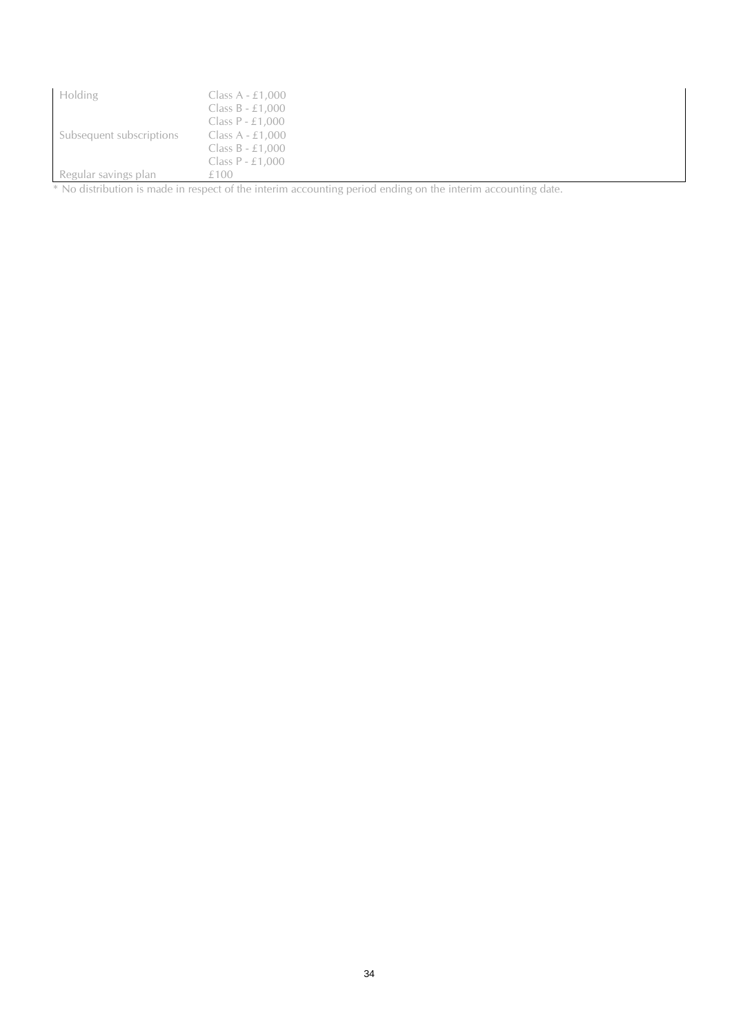| | |
|---|---|
| Holding | Class A - £1,000<br>Class B - £1,000<br>Class P - £1,000 |
| Subsequent subscriptions | Class A - £1,000<br>Class B - £1,000<br>Class P - £1,000 |
| Regular savings plan | £100 |

* No distribution is made in respect of the interim accounting period ending on the interim accounting date.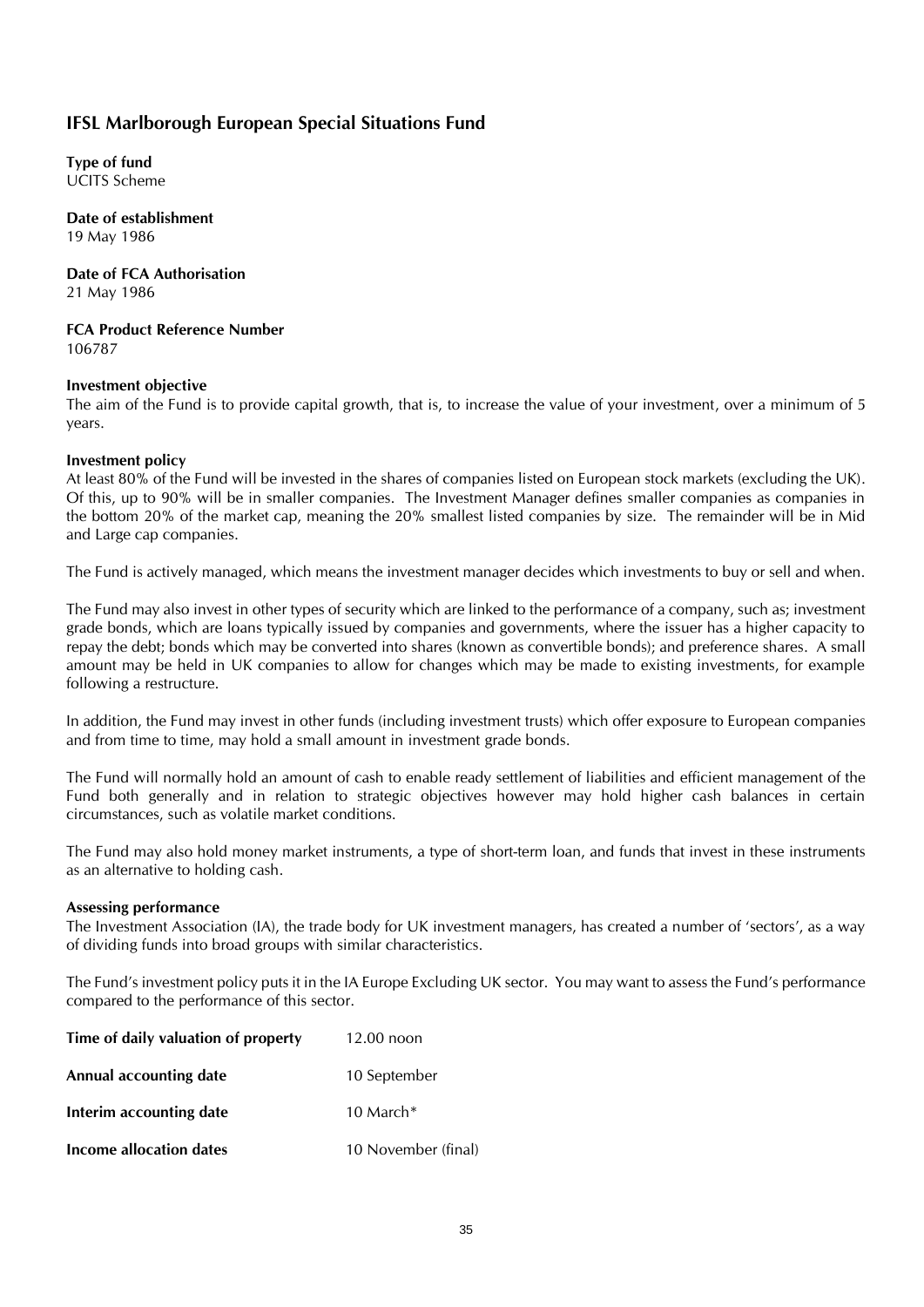## IFSL Marlborough European Special Situations Fund

**Type of fund**
UCITS Scheme

**Date of establishment**
19 May 1986

**Date of FCA Authorisation**
21 May 1986

**FCA Product Reference Number**
106787

**Investment objective**
The aim of the Fund is to provide capital growth, that is, to increase the value of your investment, over a minimum of 5 years.

**Investment policy**
At least 80% of the Fund will be invested in the shares of companies listed on European stock markets (excluding the UK). Of this, up to 90% will be in smaller companies. The Investment Manager defines smaller companies as companies in the bottom 20% of the market cap, meaning the 20% smallest listed companies by size. The remainder will be in Mid and Large cap companies.

The Fund is actively managed, which means the investment manager decides which investments to buy or sell and when.

The Fund may also invest in other types of security which are linked to the performance of a company, such as; investment grade bonds, which are loans typically issued by companies and governments, where the issuer has a higher capacity to repay the debt; bonds which may be converted into shares (known as convertible bonds); and preference shares. A small amount may be held in UK companies to allow for changes which may be made to existing investments, for example following a restructure.

In addition, the Fund may invest in other funds (including investment trusts) which offer exposure to European companies and from time to time, may hold a small amount in investment grade bonds.

The Fund will normally hold an amount of cash to enable ready settlement of liabilities and efficient management of the Fund both generally and in relation to strategic objectives however may hold higher cash balances in certain circumstances, such as volatile market conditions.

The Fund may also hold money market instruments, a type of short-term loan, and funds that invest in these instruments as an alternative to holding cash.

**Assessing performance**
The Investment Association (IA), the trade body for UK investment managers, has created a number of 'sectors', as a way of dividing funds into broad groups with similar characteristics.

The Fund's investment policy puts it in the IA Europe Excluding UK sector. You may want to assess the Fund's performance compared to the performance of this sector.

| | |
|---|---|
| **Time of daily valuation of property** | 12.00 noon |
| **Annual accounting date** | 10 September |
| **Interim accounting date** | 10 March* |
| **Income allocation dates** | 10 November (final) |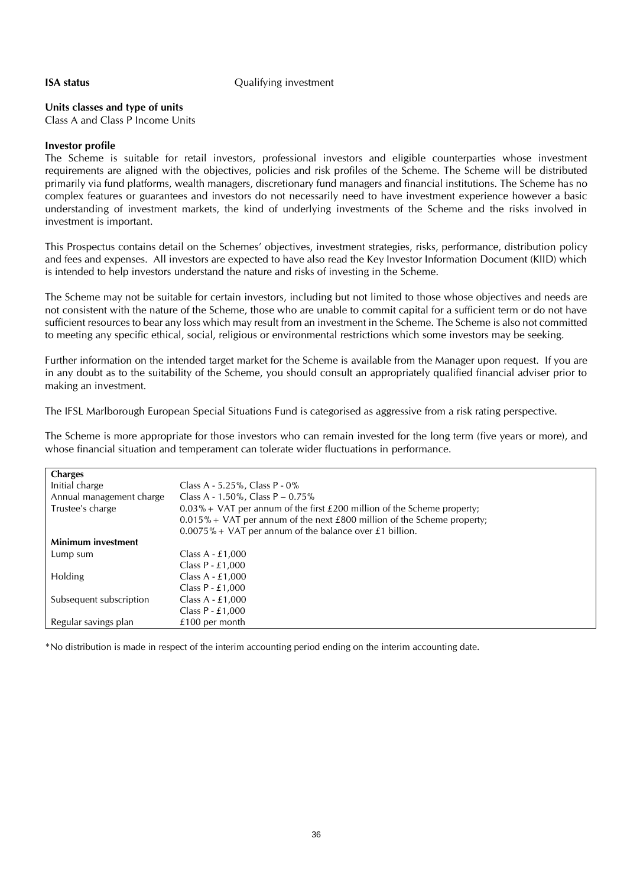**ISA status** Qualifying investment

**Units classes and type of units**
Class A and Class P Income Units

**Investor profile**
The Scheme is suitable for retail investors, professional investors and eligible counterparties whose investment requirements are aligned with the objectives, policies and risk profiles of the Scheme. The Scheme will be distributed primarily via fund platforms, wealth managers, discretionary fund managers and financial institutions. The Scheme has no complex features or guarantees and investors do not necessarily need to have investment experience however a basic understanding of investment markets, the kind of underlying investments of the Scheme and the risks involved in investment is important.

This Prospectus contains detail on the Schemes' objectives, investment strategies, risks, performance, distribution policy and fees and expenses. All investors are expected to have also read the Key Investor Information Document (KIID) which is intended to help investors understand the nature and risks of investing in the Scheme.

The Scheme may not be suitable for certain investors, including but not limited to those whose objectives and needs are not consistent with the nature of the Scheme, those who are unable to commit capital for a sufficient term or do not have sufficient resources to bear any loss which may result from an investment in the Scheme. The Scheme is also not committed to meeting any specific ethical, social, religious or environmental restrictions which some investors may be seeking.

Further information on the intended target market for the Scheme is available from the Manager upon request. If you are in any doubt as to the suitability of the Scheme, you should consult an appropriately qualified financial adviser prior to making an investment.

The IFSL Marlborough European Special Situations Fund is categorised as aggressive from a risk rating perspective.

The Scheme is more appropriate for those investors who can remain invested for the long term (five years or more), and whose financial situation and temperament can tolerate wider fluctuations in performance.

| **Charges** | |
|---|---|
| Initial charge | Class A - 5.25%, Class P - 0% |
| Annual management charge | Class A - 1.50%, Class P – 0.75% |
| Trustee's charge | 0.03% + VAT per annum of the first £200 million of the Scheme property;<br>0.015% + VAT per annum of the next £800 million of the Scheme property;<br>0.0075% + VAT per annum of the balance over £1 billion. |
| **Minimum investment** | |
| Lump sum | Class A - £1,000<br>Class P - £1,000 |
| Holding | Class A - £1,000<br>Class P - £1,000 |
| Subsequent subscription | Class A - £1,000<br>Class P - £1,000 |
| Regular savings plan | £100 per month |

*No distribution is made in respect of the interim accounting period ending on the interim accounting date.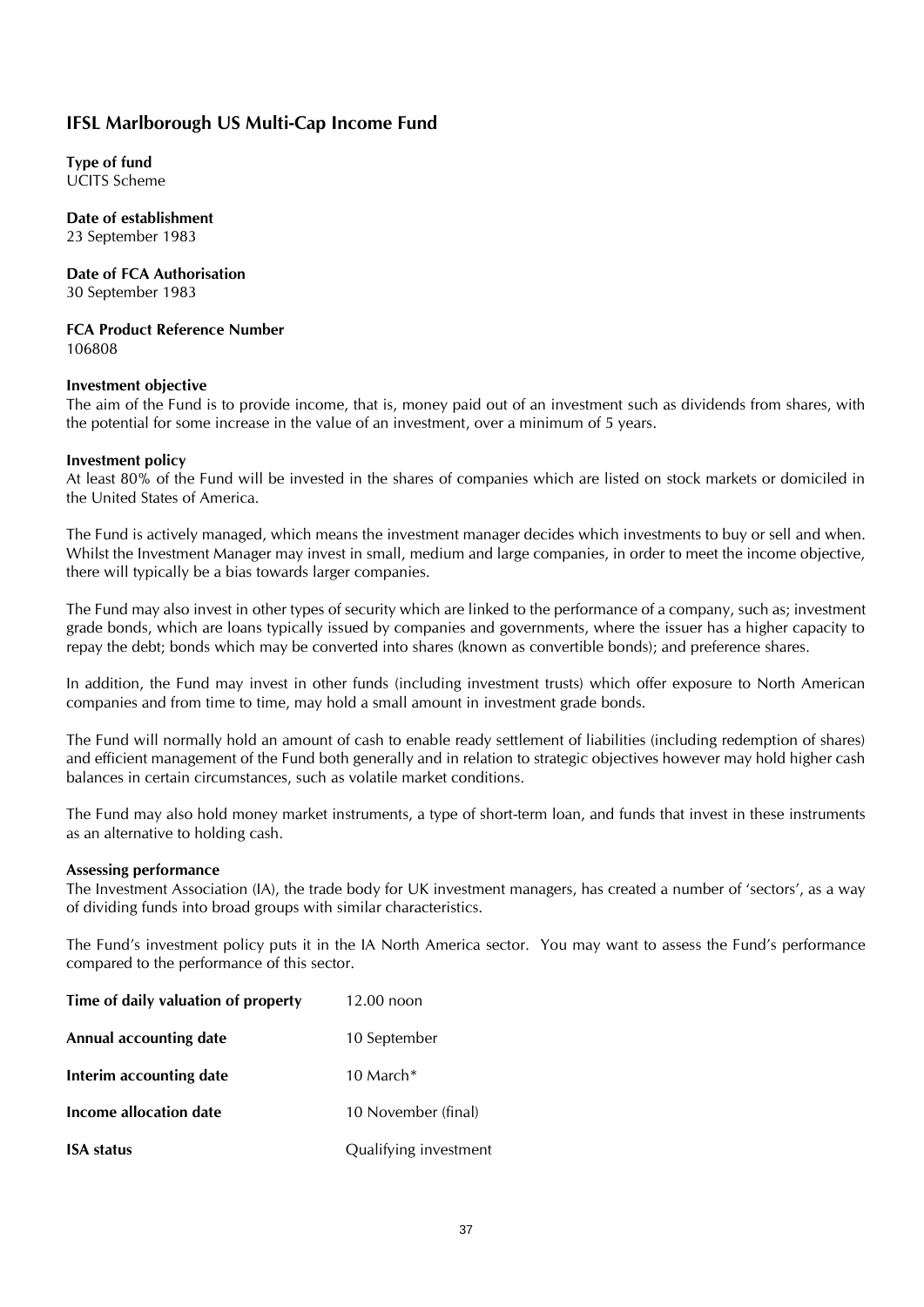## IFSL Marlborough US Multi-Cap Income Fund

**Type of fund**
UCITS Scheme

**Date of establishment**
23 September 1983

**Date of FCA Authorisation**
30 September 1983

**FCA Product Reference Number**
106808

**Investment objective**
The aim of the Fund is to provide income, that is, money paid out of an investment such as dividends from shares, with the potential for some increase in the value of an investment, over a minimum of 5 years.

**Investment policy**
At least 80% of the Fund will be invested in the shares of companies which are listed on stock markets or domiciled in the United States of America.

The Fund is actively managed, which means the investment manager decides which investments to buy or sell and when. Whilst the Investment Manager may invest in small, medium and large companies, in order to meet the income objective, there will typically be a bias towards larger companies.

The Fund may also invest in other types of security which are linked to the performance of a company, such as; investment grade bonds, which are loans typically issued by companies and governments, where the issuer has a higher capacity to repay the debt; bonds which may be converted into shares (known as convertible bonds); and preference shares.

In addition, the Fund may invest in other funds (including investment trusts) which offer exposure to North American companies and from time to time, may hold a small amount in investment grade bonds.

The Fund will normally hold an amount of cash to enable ready settlement of liabilities (including redemption of shares) and efficient management of the Fund both generally and in relation to strategic objectives however may hold higher cash balances in certain circumstances, such as volatile market conditions.

The Fund may also hold money market instruments, a type of short-term loan, and funds that invest in these instruments as an alternative to holding cash.

**Assessing performance**
The Investment Association (IA), the trade body for UK investment managers, has created a number of 'sectors', as a way of dividing funds into broad groups with similar characteristics.

The Fund's investment policy puts it in the IA North America sector. You may want to assess the Fund's performance compared to the performance of this sector.

| | |
|---|---|
| **Time of daily valuation of property** | 12.00 noon |
| **Annual accounting date** | 10 September |
| **Interim accounting date** | 10 March* |
| **Income allocation date** | 10 November (final) |
| **ISA status** | Qualifying investment |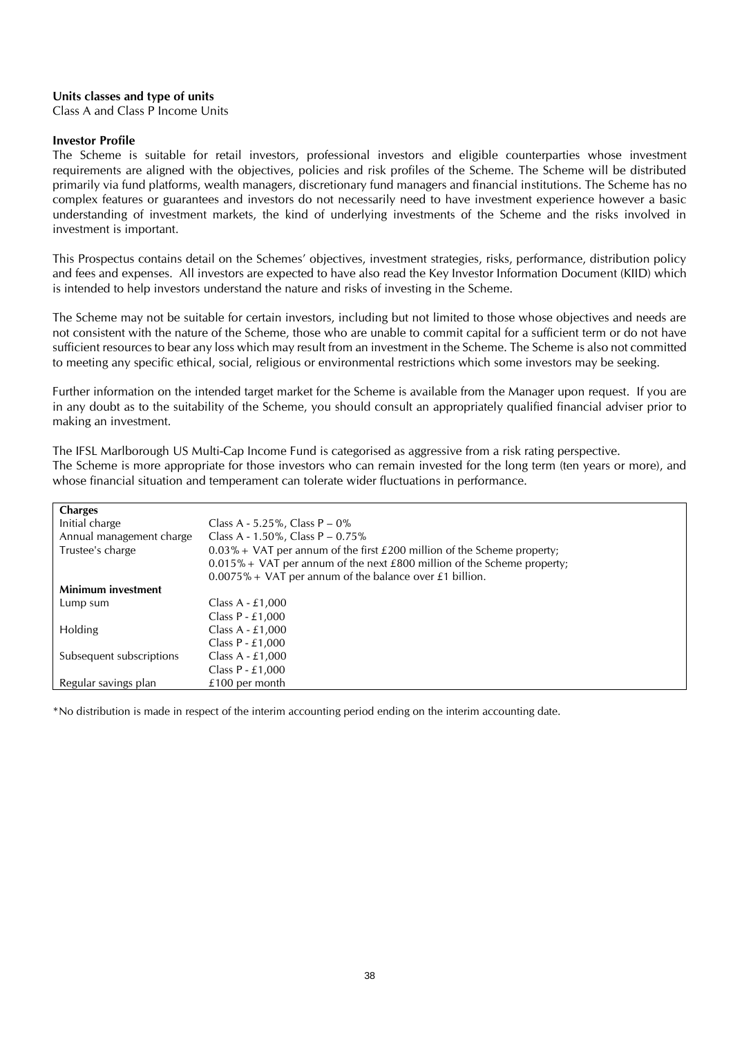**Units classes and type of units**
Class A and Class P Income Units

**Investor Profile**
The Scheme is suitable for retail investors, professional investors and eligible counterparties whose investment requirements are aligned with the objectives, policies and risk profiles of the Scheme. The Scheme will be distributed primarily via fund platforms, wealth managers, discretionary fund managers and financial institutions. The Scheme has no complex features or guarantees and investors do not necessarily need to have investment experience however a basic understanding of investment markets, the kind of underlying investments of the Scheme and the risks involved in investment is important.

This Prospectus contains detail on the Schemes' objectives, investment strategies, risks, performance, distribution policy and fees and expenses. All investors are expected to have also read the Key Investor Information Document (KIID) which is intended to help investors understand the nature and risks of investing in the Scheme.

The Scheme may not be suitable for certain investors, including but not limited to those whose objectives and needs are not consistent with the nature of the Scheme, those who are unable to commit capital for a sufficient term or do not have sufficient resources to bear any loss which may result from an investment in the Scheme. The Scheme is also not committed to meeting any specific ethical, social, religious or environmental restrictions which some investors may be seeking.

Further information on the intended target market for the Scheme is available from the Manager upon request. If you are in any doubt as to the suitability of the Scheme, you should consult an appropriately qualified financial adviser prior to making an investment.

The IFSL Marlborough US Multi-Cap Income Fund is categorised as aggressive from a risk rating perspective.
The Scheme is more appropriate for those investors who can remain invested for the long term (ten years or more), and whose financial situation and temperament can tolerate wider fluctuations in performance.

| **Charges** | |
|---|---|
| Initial charge | Class A - 5.25%, Class P – 0% |
| Annual management charge | Class A - 1.50%, Class P – 0.75% |
| Trustee's charge | 0.03% + VAT per annum of the first £200 million of the Scheme property;<br>0.015% + VAT per annum of the next £800 million of the Scheme property;<br>0.0075% + VAT per annum of the balance over £1 billion. |
| **Minimum investment** | |
| Lump sum | Class A - £1,000<br>Class P - £1,000 |
| Holding | Class A - £1,000<br>Class P - £1,000 |
| Subsequent subscriptions | Class A - £1,000<br>Class P - £1,000 |
| Regular savings plan | £100 per month |

*No distribution is made in respect of the interim accounting period ending on the interim accounting date.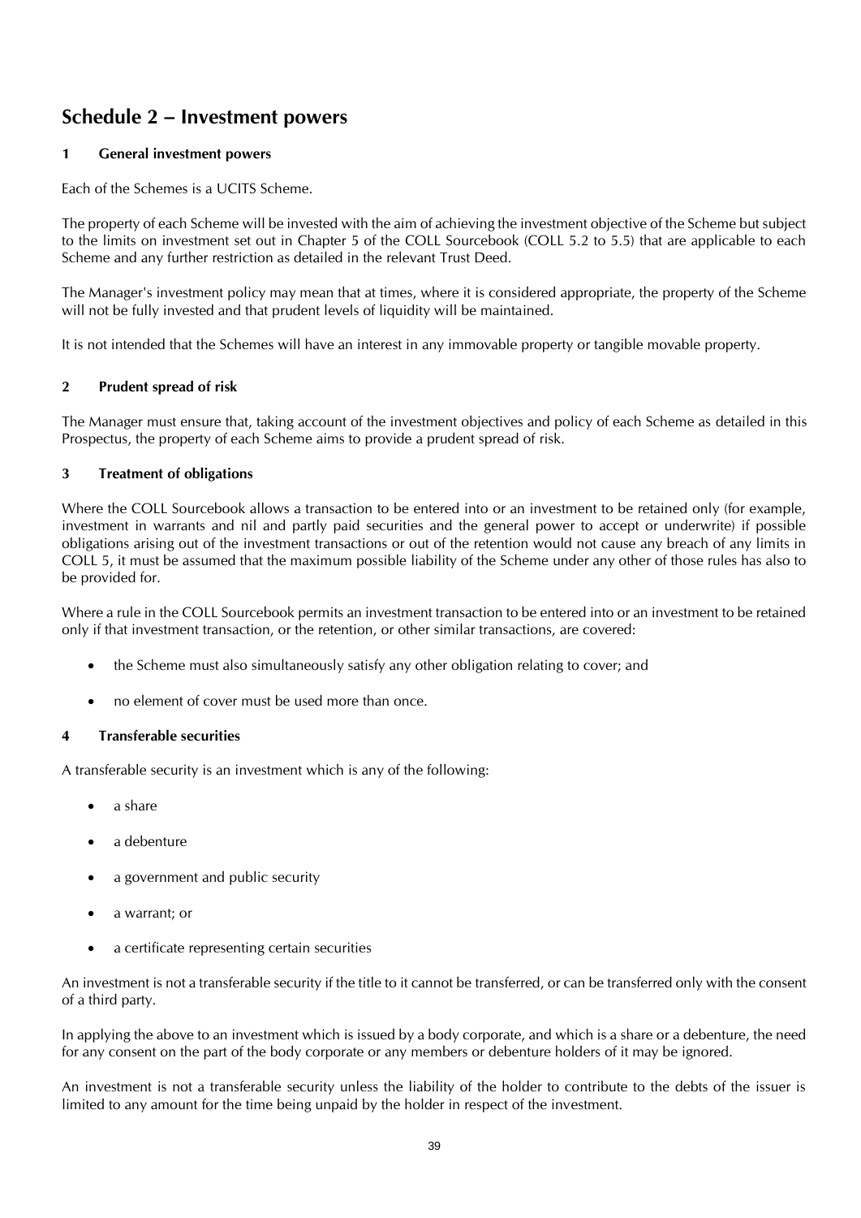## Schedule 2 – Investment powers

### 1 General investment powers

Each of the Schemes is a UCITS Scheme.

The property of each Scheme will be invested with the aim of achieving the investment objective of the Scheme but subject to the limits on investment set out in Chapter 5 of the COLL Sourcebook (COLL 5.2 to 5.5) that are applicable to each Scheme and any further restriction as detailed in the relevant Trust Deed.

The Manager's investment policy may mean that at times, where it is considered appropriate, the property of the Scheme will not be fully invested and that prudent levels of liquidity will be maintained.

It is not intended that the Schemes will have an interest in any immovable property or tangible movable property.

### 2 Prudent spread of risk

The Manager must ensure that, taking account of the investment objectives and policy of each Scheme as detailed in this Prospectus, the property of each Scheme aims to provide a prudent spread of risk.

### 3 Treatment of obligations

Where the COLL Sourcebook allows a transaction to be entered into or an investment to be retained only (for example, investment in warrants and nil and partly paid securities and the general power to accept or underwrite) if possible obligations arising out of the investment transactions or out of the retention would not cause any breach of any limits in COLL 5, it must be assumed that the maximum possible liability of the Scheme under any other of those rules has also to be provided for.

Where a rule in the COLL Sourcebook permits an investment transaction to be entered into or an investment to be retained only if that investment transaction, or the retention, or other similar transactions, are covered:

- the Scheme must also simultaneously satisfy any other obligation relating to cover; and
- no element of cover must be used more than once.

### 4 Transferable securities

A transferable security is an investment which is any of the following:

- a share
- a debenture
- a government and public security
- a warrant; or
- a certificate representing certain securities

An investment is not a transferable security if the title to it cannot be transferred, or can be transferred only with the consent of a third party.

In applying the above to an investment which is issued by a body corporate, and which is a share or a debenture, the need for any consent on the part of the body corporate or any members or debenture holders of it may be ignored.

An investment is not a transferable security unless the liability of the holder to contribute to the debts of the issuer is limited to any amount for the time being unpaid by the holder in respect of the investment.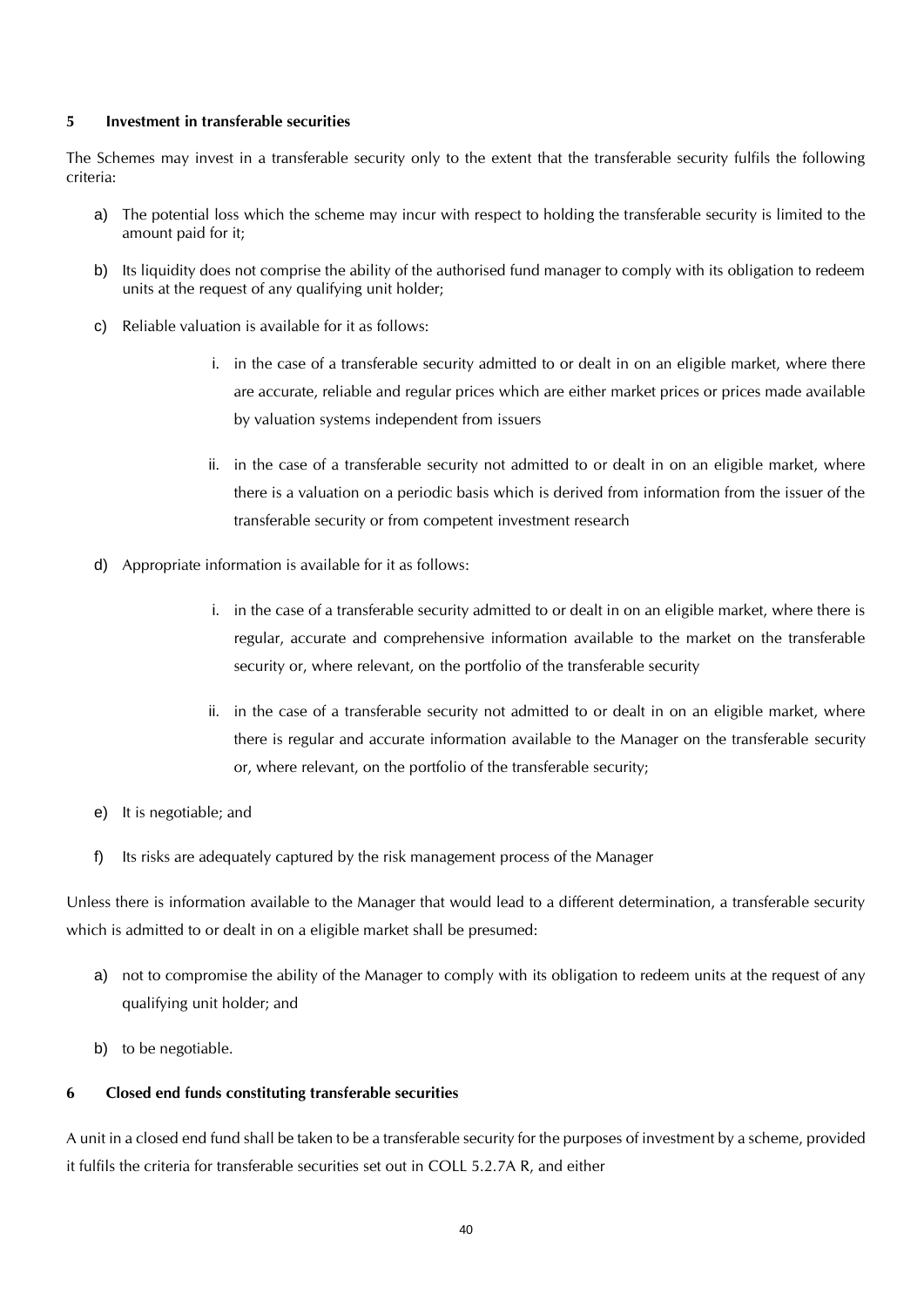## 5 Investment in transferable securities

The Schemes may invest in a transferable security only to the extent that the transferable security fulfils the following criteria:

a) The potential loss which the scheme may incur with respect to holding the transferable security is limited to the amount paid for it;

b) Its liquidity does not comprise the ability of the authorised fund manager to comply with its obligation to redeem units at the request of any qualifying unit holder;

c) Reliable valuation is available for it as follows:

   i. in the case of a transferable security admitted to or dealt in on an eligible market, where there are accurate, reliable and regular prices which are either market prices or prices made available by valuation systems independent from issuers

   ii. in the case of a transferable security not admitted to or dealt in on an eligible market, where there is a valuation on a periodic basis which is derived from information from the issuer of the transferable security or from competent investment research

d) Appropriate information is available for it as follows:

   i. in the case of a transferable security admitted to or dealt in on an eligible market, where there is regular, accurate and comprehensive information available to the market on the transferable security or, where relevant, on the portfolio of the transferable security

   ii. in the case of a transferable security not admitted to or dealt in on an eligible market, where there is regular and accurate information available to the Manager on the transferable security or, where relevant, on the portfolio of the transferable security;

e) It is negotiable; and

f) Its risks are adequately captured by the risk management process of the Manager

Unless there is information available to the Manager that would lead to a different determination, a transferable security which is admitted to or dealt in on a eligible market shall be presumed:

a) not to compromise the ability of the Manager to comply with its obligation to redeem units at the request of any qualifying unit holder; and

b) to be negotiable.

## 6 Closed end funds constituting transferable securities

A unit in a closed end fund shall be taken to be a transferable security for the purposes of investment by a scheme, provided it fulfils the criteria for transferable securities set out in COLL 5.2.7A R, and either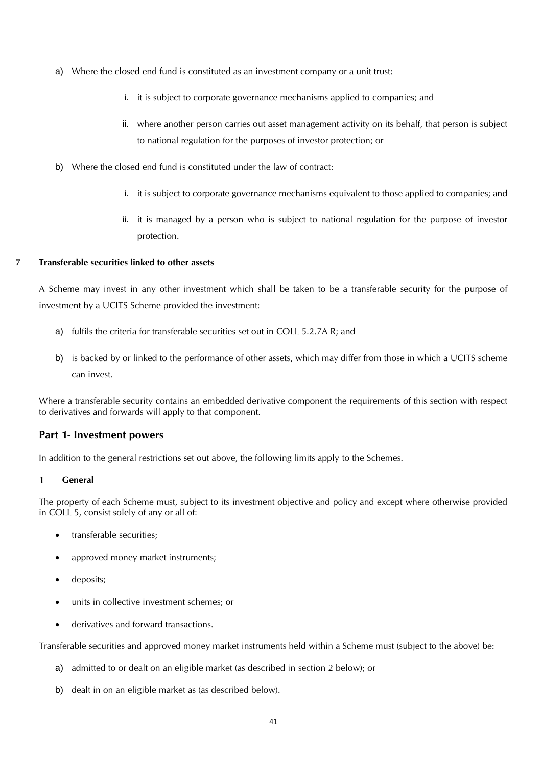a) Where the closed end fund is constituted as an investment company or a unit trust:

   i. it is subject to corporate governance mechanisms applied to companies; and

   ii. where another person carries out asset management activity on its behalf, that person is subject to national regulation for the purposes of investor protection; or

b) Where the closed end fund is constituted under the law of contract:

   i. it is subject to corporate governance mechanisms equivalent to those applied to companies; and

   ii. it is managed by a person who is subject to national regulation for the purpose of investor protection.

**7 Transferable securities linked to other assets**

A Scheme may invest in any other investment which shall be taken to be a transferable security for the purpose of investment by a UCITS Scheme provided the investment:

a) fulfils the criteria for transferable securities set out in COLL 5.2.7A R; and

b) is backed by or linked to the performance of other assets, which may differ from those in which a UCITS scheme can invest.

Where a transferable security contains an embedded derivative component the requirements of this section with respect to derivatives and forwards will apply to that component.

## Part 1- Investment powers

In addition to the general restrictions set out above, the following limits apply to the Schemes.

**1 General**

The property of each Scheme must, subject to its investment objective and policy and except where otherwise provided in COLL 5, consist solely of any or all of:

- transferable securities;
- approved money market instruments;
- deposits;
- units in collective investment schemes; or
- derivatives and forward transactions.

Transferable securities and approved money market instruments held within a Scheme must (subject to the above) be:

a) admitted to or dealt on an eligible market (as described in section 2 below); or

b) dealt in on an eligible market as (as described below).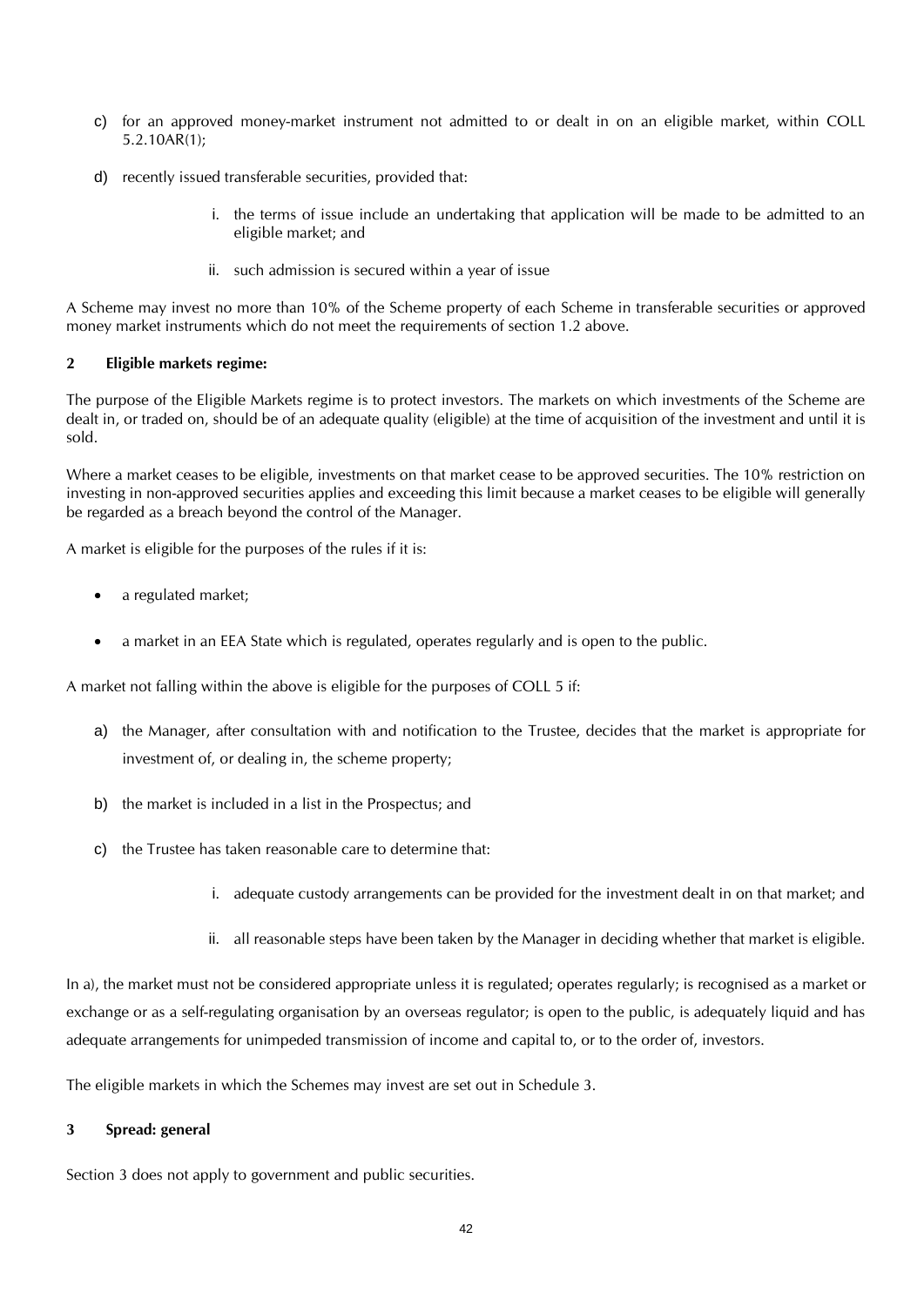c) for an approved money-market instrument not admitted to or dealt in on an eligible market, within COLL 5.2.10AR(1);

d) recently issued transferable securities, provided that:

   i. the terms of issue include an undertaking that application will be made to be admitted to an eligible market; and

   ii. such admission is secured within a year of issue

A Scheme may invest no more than 10% of the Scheme property of each Scheme in transferable securities or approved money market instruments which do not meet the requirements of section 1.2 above.

## 2 Eligible markets regime:

The purpose of the Eligible Markets regime is to protect investors. The markets on which investments of the Scheme are dealt in, or traded on, should be of an adequate quality (eligible) at the time of acquisition of the investment and until it is sold.

Where a market ceases to be eligible, investments on that market cease to be approved securities. The 10% restriction on investing in non-approved securities applies and exceeding this limit because a market ceases to be eligible will generally be regarded as a breach beyond the control of the Manager.

A market is eligible for the purposes of the rules if it is:

- a regulated market;
- a market in an EEA State which is regulated, operates regularly and is open to the public.

A market not falling within the above is eligible for the purposes of COLL 5 if:

a) the Manager, after consultation with and notification to the Trustee, decides that the market is appropriate for investment of, or dealing in, the scheme property;

b) the market is included in a list in the Prospectus; and

c) the Trustee has taken reasonable care to determine that:

   i. adequate custody arrangements can be provided for the investment dealt in on that market; and

   ii. all reasonable steps have been taken by the Manager in deciding whether that market is eligible.

In a), the market must not be considered appropriate unless it is regulated; operates regularly; is recognised as a market or exchange or as a self-regulating organisation by an overseas regulator; is open to the public, is adequately liquid and has adequate arrangements for unimpeded transmission of income and capital to, or to the order of, investors.

The eligible markets in which the Schemes may invest are set out in Schedule 3.

## 3 Spread: general

Section 3 does not apply to government and public securities.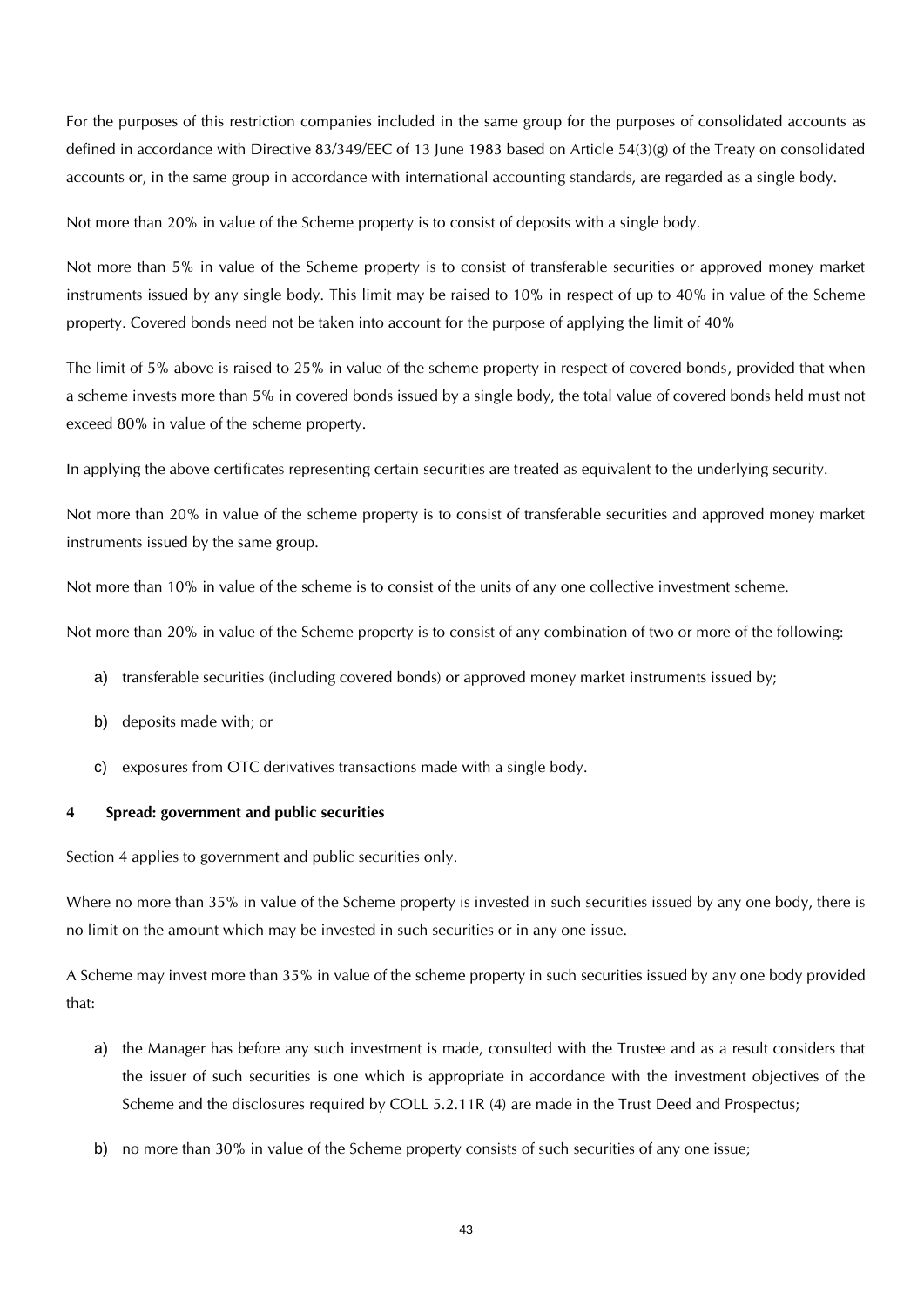For the purposes of this restriction companies included in the same group for the purposes of consolidated accounts as defined in accordance with Directive 83/349/EEC of 13 June 1983 based on Article 54(3)(g) of the Treaty on consolidated accounts or, in the same group in accordance with international accounting standards, are regarded as a single body.

Not more than 20% in value of the Scheme property is to consist of deposits with a single body.

Not more than 5% in value of the Scheme property is to consist of transferable securities or approved money market instruments issued by any single body. This limit may be raised to 10% in respect of up to 40% in value of the Scheme property. Covered bonds need not be taken into account for the purpose of applying the limit of 40%

The limit of 5% above is raised to 25% in value of the scheme property in respect of covered bonds, provided that when a scheme invests more than 5% in covered bonds issued by a single body, the total value of covered bonds held must not exceed 80% in value of the scheme property.

In applying the above certificates representing certain securities are treated as equivalent to the underlying security.

Not more than 20% in value of the scheme property is to consist of transferable securities and approved money market instruments issued by the same group.

Not more than 10% in value of the scheme is to consist of the units of any one collective investment scheme.

Not more than 20% in value of the Scheme property is to consist of any combination of two or more of the following:

a) transferable securities (including covered bonds) or approved money market instruments issued by;

b) deposits made with; or

c) exposures from OTC derivatives transactions made with a single body.

#### 4 Spread: government and public securities

Section 4 applies to government and public securities only.

Where no more than 35% in value of the Scheme property is invested in such securities issued by any one body, there is no limit on the amount which may be invested in such securities or in any one issue.

A Scheme may invest more than 35% in value of the scheme property in such securities issued by any one body provided that:

a) the Manager has before any such investment is made, consulted with the Trustee and as a result considers that the issuer of such securities is one which is appropriate in accordance with the investment objectives of the Scheme and the disclosures required by COLL 5.2.11R (4) are made in the Trust Deed and Prospectus;

b) no more than 30% in value of the Scheme property consists of such securities of any one issue;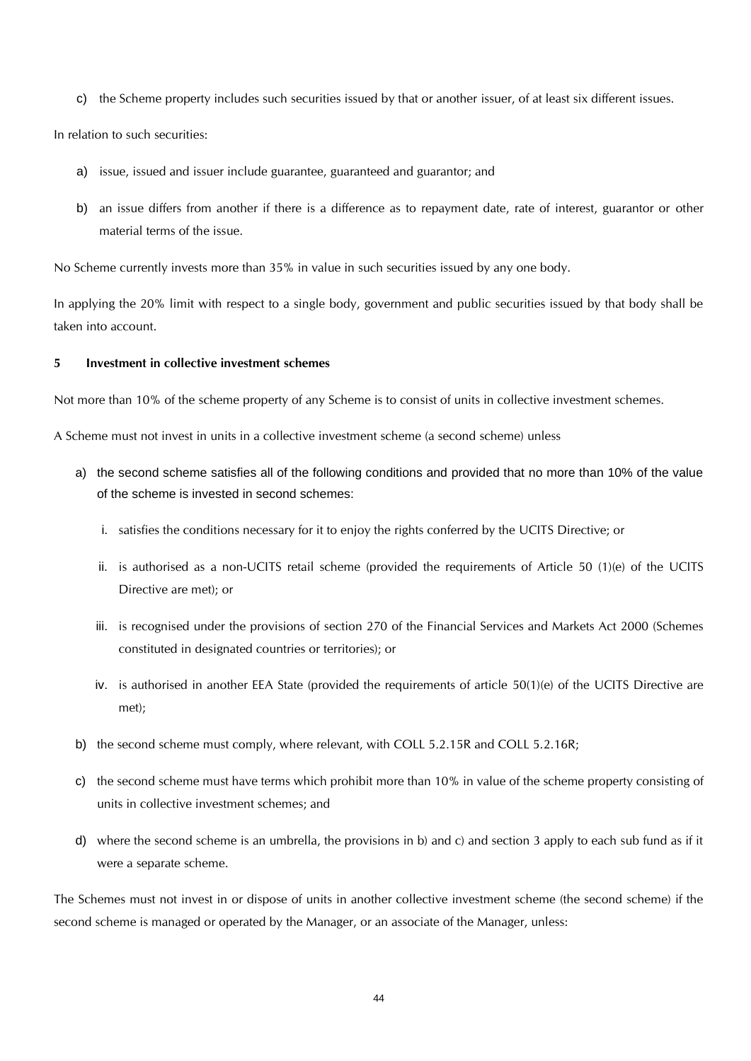c) the Scheme property includes such securities issued by that or another issuer, of at least six different issues.

In relation to such securities:

a) issue, issued and issuer include guarantee, guaranteed and guarantor; and

b) an issue differs from another if there is a difference as to repayment date, rate of interest, guarantor or other material terms of the issue.

No Scheme currently invests more than 35% in value in such securities issued by any one body.

In applying the 20% limit with respect to a single body, government and public securities issued by that body shall be taken into account.

**5 Investment in collective investment schemes**

Not more than 10% of the scheme property of any Scheme is to consist of units in collective investment schemes.

A Scheme must not invest in units in a collective investment scheme (a second scheme) unless

a) the second scheme satisfies all of the following conditions and provided that no more than 10% of the value of the scheme is invested in second schemes:

   i. satisfies the conditions necessary for it to enjoy the rights conferred by the UCITS Directive; or

   ii. is authorised as a non-UCITS retail scheme (provided the requirements of Article 50 (1)(e) of the UCITS Directive are met); or

   iii. is recognised under the provisions of section 270 of the Financial Services and Markets Act 2000 (Schemes constituted in designated countries or territories); or

   iv. is authorised in another EEA State (provided the requirements of article 50(1)(e) of the UCITS Directive are met);

b) the second scheme must comply, where relevant, with COLL 5.2.15R and COLL 5.2.16R;

c) the second scheme must have terms which prohibit more than 10% in value of the scheme property consisting of units in collective investment schemes; and

d) where the second scheme is an umbrella, the provisions in b) and c) and section 3 apply to each sub fund as if it were a separate scheme.

The Schemes must not invest in or dispose of units in another collective investment scheme (the second scheme) if the second scheme is managed or operated by the Manager, or an associate of the Manager, unless: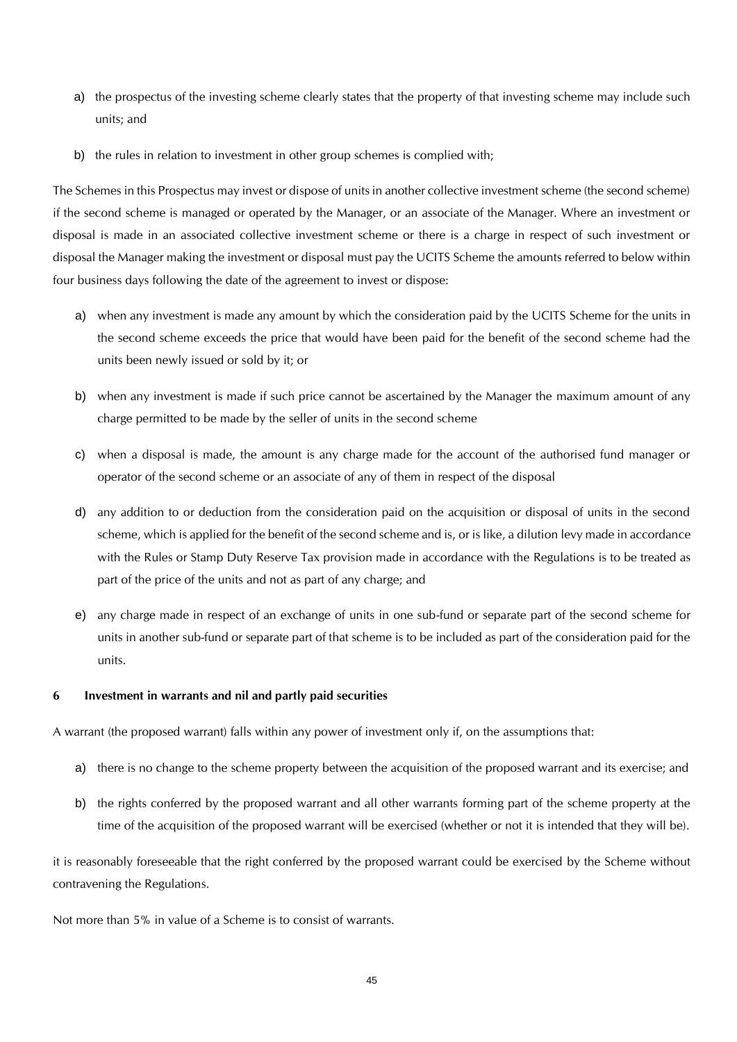a) the prospectus of the investing scheme clearly states that the property of that investing scheme may include such units; and

b) the rules in relation to investment in other group schemes is complied with;

The Schemes in this Prospectus may invest or dispose of units in another collective investment scheme (the second scheme) if the second scheme is managed or operated by the Manager, or an associate of the Manager. Where an investment or disposal is made in an associated collective investment scheme or there is a charge in respect of such investment or disposal the Manager making the investment or disposal must pay the UCITS Scheme the amounts referred to below within four business days following the date of the agreement to invest or dispose:

a) when any investment is made any amount by which the consideration paid by the UCITS Scheme for the units in the second scheme exceeds the price that would have been paid for the benefit of the second scheme had the units been newly issued or sold by it; or

b) when any investment is made if such price cannot be ascertained by the Manager the maximum amount of any charge permitted to be made by the seller of units in the second scheme

c) when a disposal is made, the amount is any charge made for the account of the authorised fund manager or operator of the second scheme or an associate of any of them in respect of the disposal

d) any addition to or deduction from the consideration paid on the acquisition or disposal of units in the second scheme, which is applied for the benefit of the second scheme and is, or is like, a dilution levy made in accordance with the Rules or Stamp Duty Reserve Tax provision made in accordance with the Regulations is to be treated as part of the price of the units and not as part of any charge; and

e) any charge made in respect of an exchange of units in one sub-fund or separate part of the second scheme for units in another sub-fund or separate part of that scheme is to be included as part of the consideration paid for the units.

**6 Investment in warrants and nil and partly paid securities**

A warrant (the proposed warrant) falls within any power of investment only if, on the assumptions that:

a) there is no change to the scheme property between the acquisition of the proposed warrant and its exercise; and

b) the rights conferred by the proposed warrant and all other warrants forming part of the scheme property at the time of the acquisition of the proposed warrant will be exercised (whether or not it is intended that they will be).

it is reasonably foreseeable that the right conferred by the proposed warrant could be exercised by the Scheme without contravening the Regulations.

Not more than 5% in value of a Scheme is to consist of warrants.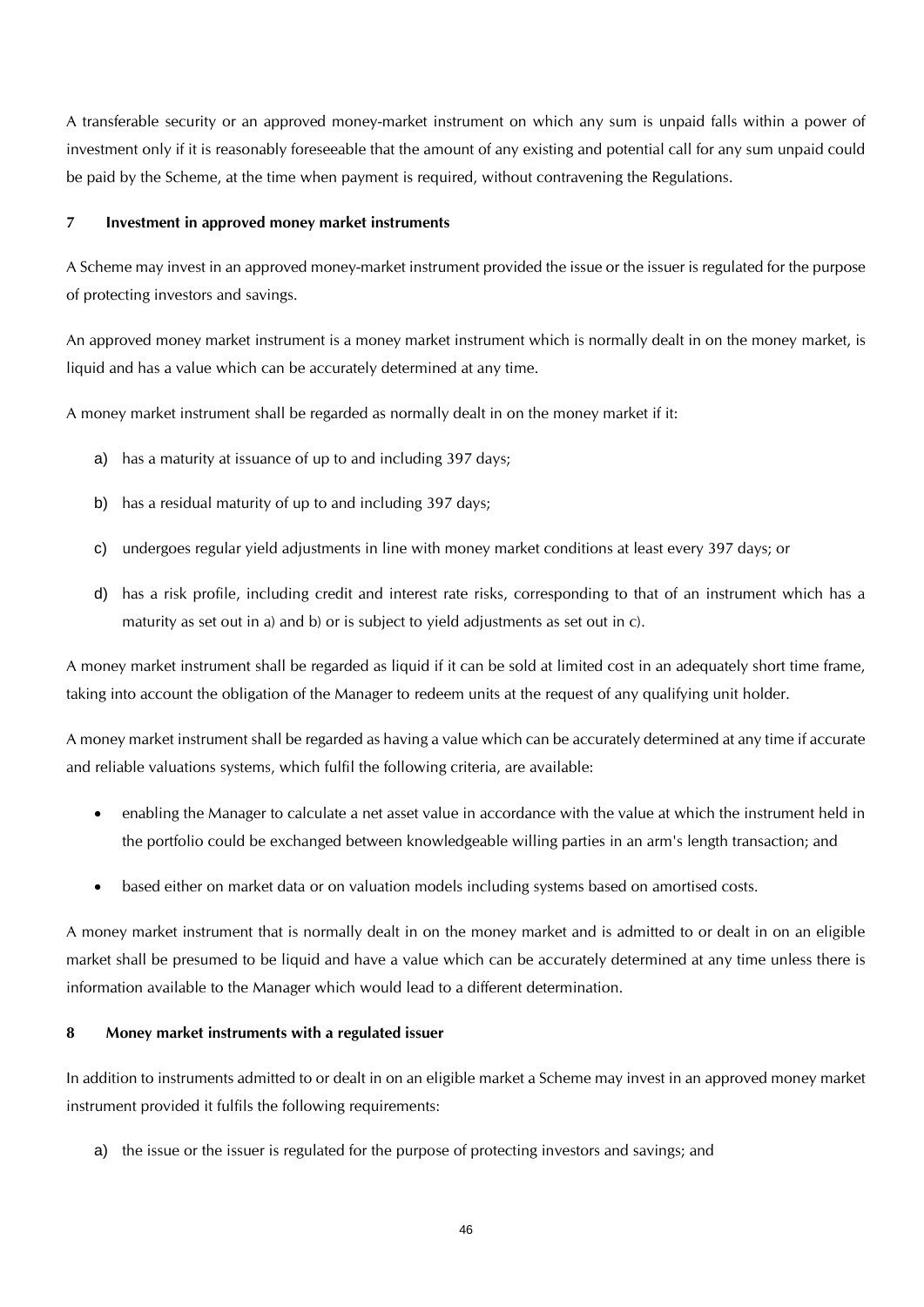A transferable security or an approved money-market instrument on which any sum is unpaid falls within a power of investment only if it is reasonably foreseeable that the amount of any existing and potential call for any sum unpaid could be paid by the Scheme, at the time when payment is required, without contravening the Regulations.

**7 Investment in approved money market instruments**

A Scheme may invest in an approved money-market instrument provided the issue or the issuer is regulated for the purpose of protecting investors and savings.

An approved money market instrument is a money market instrument which is normally dealt in on the money market, is liquid and has a value which can be accurately determined at any time.

A money market instrument shall be regarded as normally dealt in on the money market if it:

a) has a maturity at issuance of up to and including 397 days;

b) has a residual maturity of up to and including 397 days;

c) undergoes regular yield adjustments in line with money market conditions at least every 397 days; or

d) has a risk profile, including credit and interest rate risks, corresponding to that of an instrument which has a maturity as set out in a) and b) or is subject to yield adjustments as set out in c).

A money market instrument shall be regarded as liquid if it can be sold at limited cost in an adequately short time frame, taking into account the obligation of the Manager to redeem units at the request of any qualifying unit holder.

A money market instrument shall be regarded as having a value which can be accurately determined at any time if accurate and reliable valuations systems, which fulfil the following criteria, are available:

- enabling the Manager to calculate a net asset value in accordance with the value at which the instrument held in the portfolio could be exchanged between knowledgeable willing parties in an arm's length transaction; and
- based either on market data or on valuation models including systems based on amortised costs.

A money market instrument that is normally dealt in on the money market and is admitted to or dealt in on an eligible market shall be presumed to be liquid and have a value which can be accurately determined at any time unless there is information available to the Manager which would lead to a different determination.

**8 Money market instruments with a regulated issuer**

In addition to instruments admitted to or dealt in on an eligible market a Scheme may invest in an approved money market instrument provided it fulfils the following requirements:

a) the issue or the issuer is regulated for the purpose of protecting investors and savings; and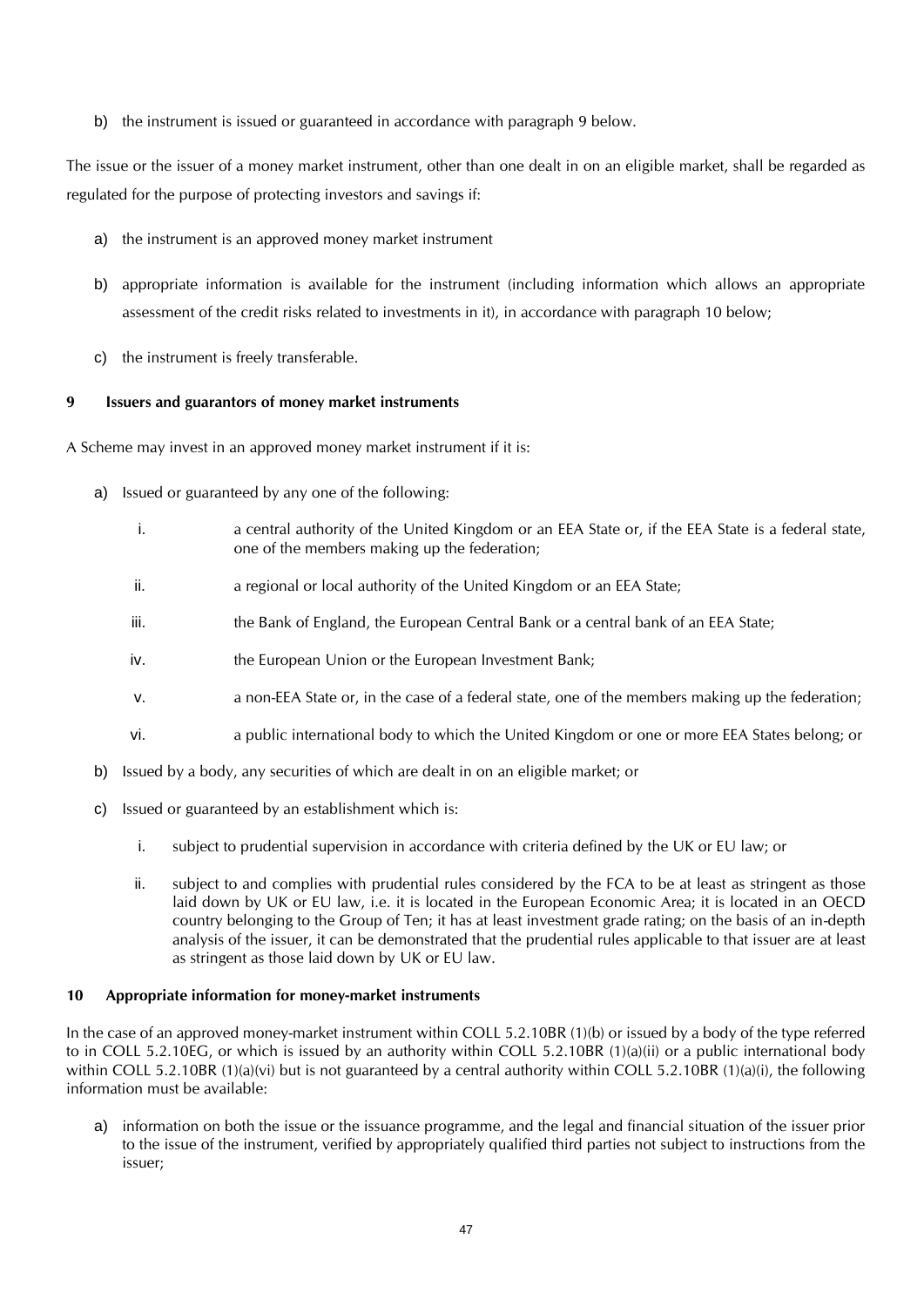b) the instrument is issued or guaranteed in accordance with paragraph 9 below.

The issue or the issuer of a money market instrument, other than one dealt in on an eligible market, shall be regarded as regulated for the purpose of protecting investors and savings if:

a) the instrument is an approved money market instrument

b) appropriate information is available for the instrument (including information which allows an appropriate assessment of the credit risks related to investments in it), in accordance with paragraph 10 below;

c) the instrument is freely transferable.

**9 Issuers and guarantors of money market instruments**

A Scheme may invest in an approved money market instrument if it is:

a) Issued or guaranteed by any one of the following:

   i. a central authority of the United Kingdom or an EEA State or, if the EEA State is a federal state, one of the members making up the federation;

   ii. a regional or local authority of the United Kingdom or an EEA State;

   iii. the Bank of England, the European Central Bank or a central bank of an EEA State;

   iv. the European Union or the European Investment Bank;

   v. a non-EEA State or, in the case of a federal state, one of the members making up the federation;

   vi. a public international body to which the United Kingdom or one or more EEA States belong; or

b) Issued by a body, any securities of which are dealt in on an eligible market; or

c) Issued or guaranteed by an establishment which is:

   i. subject to prudential supervision in accordance with criteria defined by the UK or EU law; or

   ii. subject to and complies with prudential rules considered by the FCA to be at least as stringent as those laid down by UK or EU law, i.e. it is located in the European Economic Area; it is located in an OECD country belonging to the Group of Ten; it has at least investment grade rating; on the basis of an in-depth analysis of the issuer, it can be demonstrated that the prudential rules applicable to that issuer are at least as stringent as those laid down by UK or EU law.

**10 Appropriate information for money-market instruments**

In the case of an approved money-market instrument within COLL 5.2.10BR (1)(b) or issued by a body of the type referred to in COLL 5.2.10EG, or which is issued by an authority within COLL 5.2.10BR (1)(a)(ii) or a public international body within COLL 5.2.10BR (1)(a)(vi) but is not guaranteed by a central authority within COLL 5.2.10BR (1)(a)(i), the following information must be available:

a) information on both the issue or the issuance programme, and the legal and financial situation of the issuer prior to the issue of the instrument, verified by appropriately qualified third parties not subject to instructions from the issuer;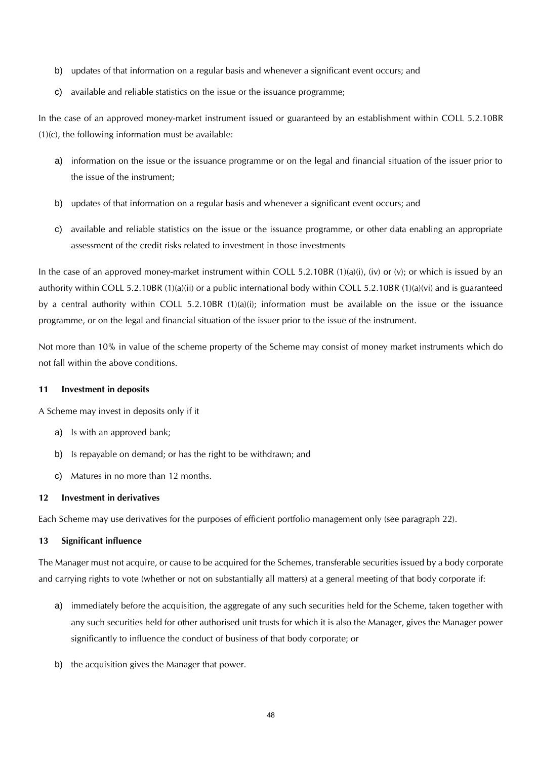b) updates of that information on a regular basis and whenever a significant event occurs; and

c) available and reliable statistics on the issue or the issuance programme;

In the case of an approved money-market instrument issued or guaranteed by an establishment within COLL 5.2.10BR (1)(c), the following information must be available:

a) information on the issue or the issuance programme or on the legal and financial situation of the issuer prior to the issue of the instrument;

b) updates of that information on a regular basis and whenever a significant event occurs; and

c) available and reliable statistics on the issue or the issuance programme, or other data enabling an appropriate assessment of the credit risks related to investment in those investments

In the case of an approved money-market instrument within COLL 5.2.10BR (1)(a)(i), (iv) or (v); or which is issued by an authority within COLL 5.2.10BR (1)(a)(ii) or a public international body within COLL 5.2.10BR (1)(a)(vi) and is guaranteed by a central authority within COLL 5.2.10BR (1)(a)(i); information must be available on the issue or the issuance programme, or on the legal and financial situation of the issuer prior to the issue of the instrument.

Not more than 10% in value of the scheme property of the Scheme may consist of money market instruments which do not fall within the above conditions.

**11 Investment in deposits**

A Scheme may invest in deposits only if it

a) Is with an approved bank;

b) Is repayable on demand; or has the right to be withdrawn; and

c) Matures in no more than 12 months.

**12 Investment in derivatives**

Each Scheme may use derivatives for the purposes of efficient portfolio management only (see paragraph 22).

**13 Significant influence**

The Manager must not acquire, or cause to be acquired for the Schemes, transferable securities issued by a body corporate and carrying rights to vote (whether or not on substantially all matters) at a general meeting of that body corporate if:

a) immediately before the acquisition, the aggregate of any such securities held for the Scheme, taken together with any such securities held for other authorised unit trusts for which it is also the Manager, gives the Manager power significantly to influence the conduct of business of that body corporate; or

b) the acquisition gives the Manager that power.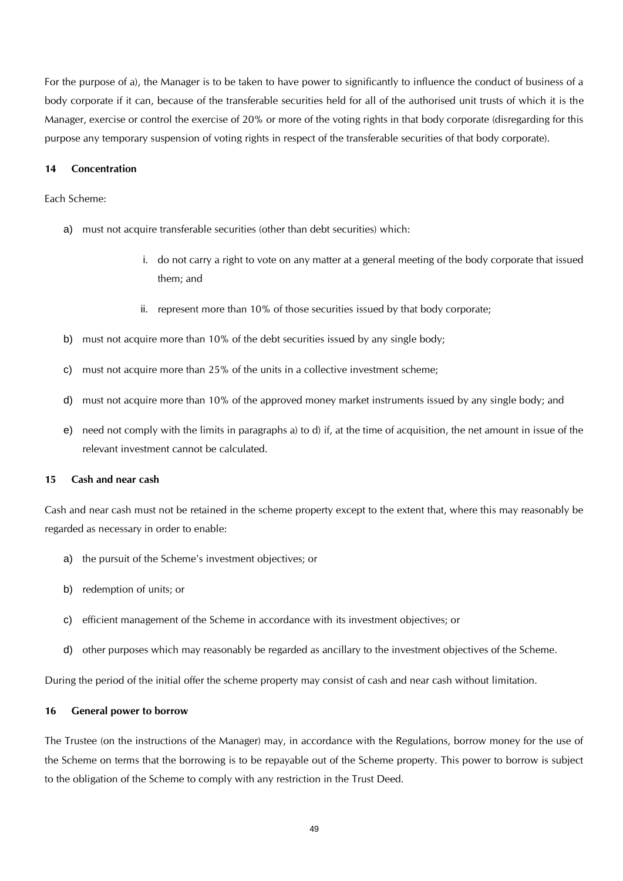For the purpose of a), the Manager is to be taken to have power to significantly to influence the conduct of business of a body corporate if it can, because of the transferable securities held for all of the authorised unit trusts of which it is the Manager, exercise or control the exercise of 20% or more of the voting rights in that body corporate (disregarding for this purpose any temporary suspension of voting rights in respect of the transferable securities of that body corporate).

**14 Concentration**

Each Scheme:

a) must not acquire transferable securities (other than debt securities) which:

   i. do not carry a right to vote on any matter at a general meeting of the body corporate that issued them; and

   ii. represent more than 10% of those securities issued by that body corporate;

b) must not acquire more than 10% of the debt securities issued by any single body;

c) must not acquire more than 25% of the units in a collective investment scheme;

d) must not acquire more than 10% of the approved money market instruments issued by any single body; and

e) need not comply with the limits in paragraphs a) to d) if, at the time of acquisition, the net amount in issue of the relevant investment cannot be calculated.

**15 Cash and near cash**

Cash and near cash must not be retained in the scheme property except to the extent that, where this may reasonably be regarded as necessary in order to enable:

a) the pursuit of the Scheme's investment objectives; or

b) redemption of units; or

c) efficient management of the Scheme in accordance with its investment objectives; or

d) other purposes which may reasonably be regarded as ancillary to the investment objectives of the Scheme.

During the period of the initial offer the scheme property may consist of cash and near cash without limitation.

**16 General power to borrow**

The Trustee (on the instructions of the Manager) may, in accordance with the Regulations, borrow money for the use of the Scheme on terms that the borrowing is to be repayable out of the Scheme property. This power to borrow is subject to the obligation of the Scheme to comply with any restriction in the Trust Deed.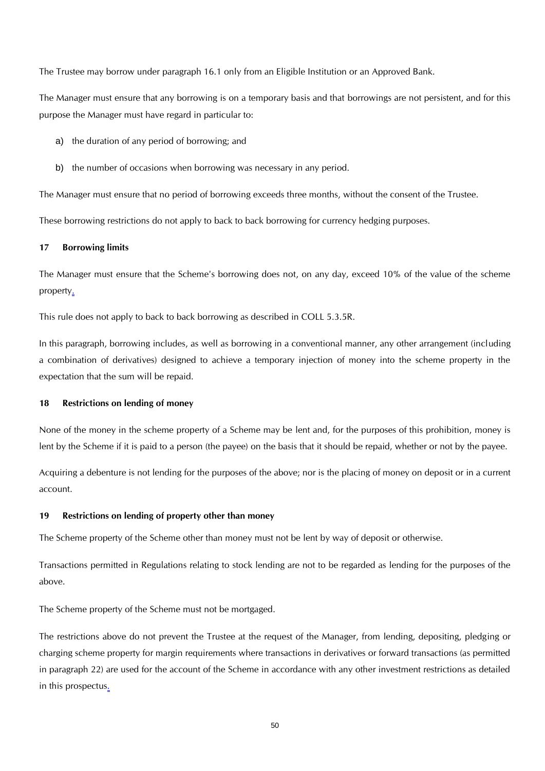The Trustee may borrow under paragraph 16.1 only from an Eligible Institution or an Approved Bank.

The Manager must ensure that any borrowing is on a temporary basis and that borrowings are not persistent, and for this purpose the Manager must have regard in particular to:

a) the duration of any period of borrowing; and

b) the number of occasions when borrowing was necessary in any period.

The Manager must ensure that no period of borrowing exceeds three months, without the consent of the Trustee.

These borrowing restrictions do not apply to back to back borrowing for currency hedging purposes.

**17 Borrowing limits**

The Manager must ensure that the Scheme's borrowing does not, on any day, exceed 10% of the value of the scheme property.

This rule does not apply to back to back borrowing as described in COLL 5.3.5R.

In this paragraph, borrowing includes, as well as borrowing in a conventional manner, any other arrangement (including a combination of derivatives) designed to achieve a temporary injection of money into the scheme property in the expectation that the sum will be repaid.

**18 Restrictions on lending of money**

None of the money in the scheme property of a Scheme may be lent and, for the purposes of this prohibition, money is lent by the Scheme if it is paid to a person (the payee) on the basis that it should be repaid, whether or not by the payee.

Acquiring a debenture is not lending for the purposes of the above; nor is the placing of money on deposit or in a current account.

**19 Restrictions on lending of property other than money**

The Scheme property of the Scheme other than money must not be lent by way of deposit or otherwise.

Transactions permitted in Regulations relating to stock lending are not to be regarded as lending for the purposes of the above.

The Scheme property of the Scheme must not be mortgaged.

The restrictions above do not prevent the Trustee at the request of the Manager, from lending, depositing, pledging or charging scheme property for margin requirements where transactions in derivatives or forward transactions (as permitted in paragraph 22) are used for the account of the Scheme in accordance with any other investment restrictions as detailed in this prospectus.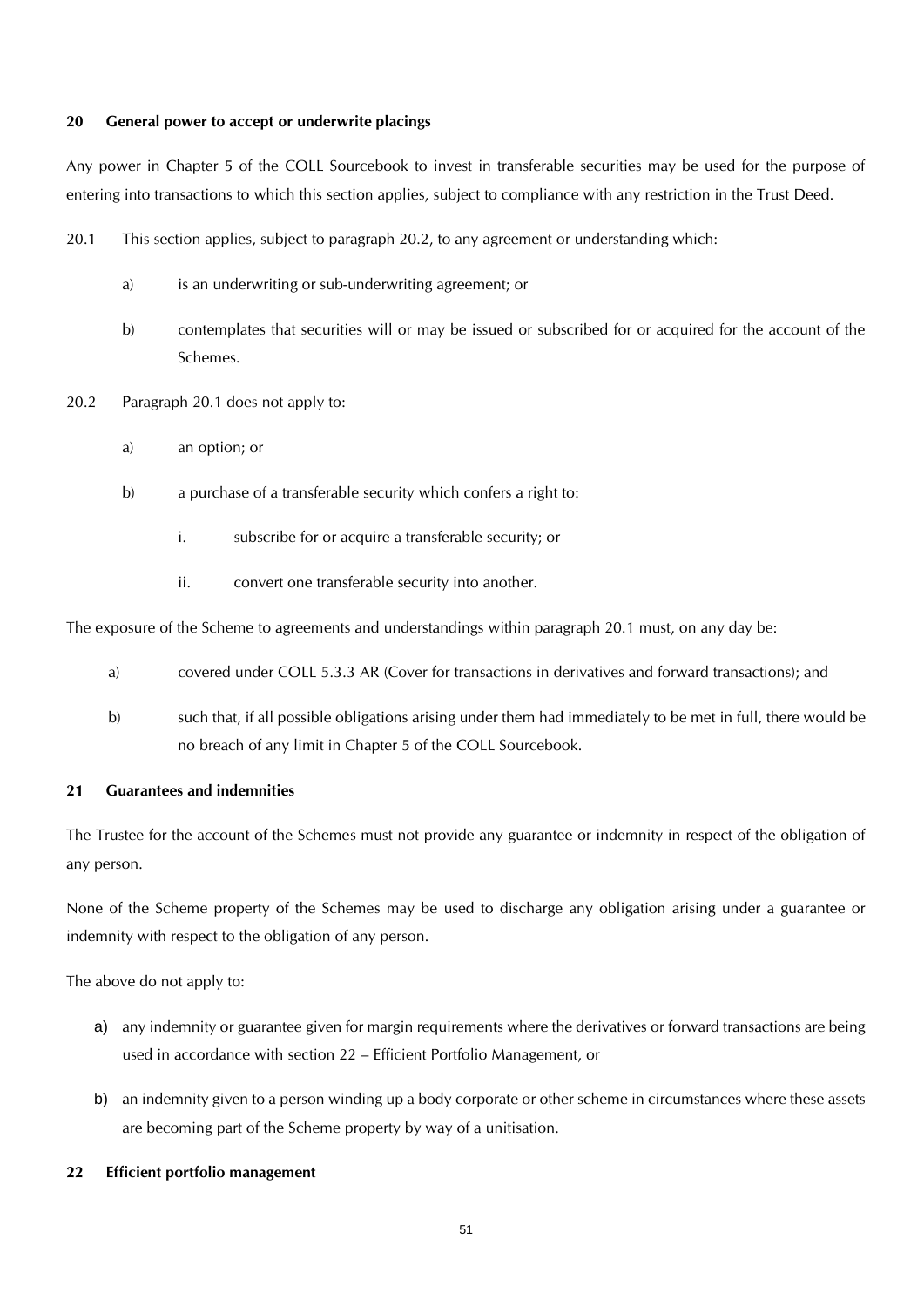## 20 General power to accept or underwrite placings

Any power in Chapter 5 of the COLL Sourcebook to invest in transferable securities may be used for the purpose of entering into transactions to which this section applies, subject to compliance with any restriction in the Trust Deed.

20.1 This section applies, subject to paragraph 20.2, to any agreement or understanding which:

- a) is an underwriting or sub-underwriting agreement; or
- b) contemplates that securities will or may be issued or subscribed for or acquired for the account of the Schemes.

20.2 Paragraph 20.1 does not apply to:

- a) an option; or
- b) a purchase of a transferable security which confers a right to:
  - i. subscribe for or acquire a transferable security; or
  - ii. convert one transferable security into another.

The exposure of the Scheme to agreements and understandings within paragraph 20.1 must, on any day be:

- a) covered under COLL 5.3.3 AR (Cover for transactions in derivatives and forward transactions); and
- b) such that, if all possible obligations arising under them had immediately to be met in full, there would be no breach of any limit in Chapter 5 of the COLL Sourcebook.

## 21 Guarantees and indemnities

The Trustee for the account of the Schemes must not provide any guarantee or indemnity in respect of the obligation of any person.

None of the Scheme property of the Schemes may be used to discharge any obligation arising under a guarantee or indemnity with respect to the obligation of any person.

The above do not apply to:

- a) any indemnity or guarantee given for margin requirements where the derivatives or forward transactions are being used in accordance with section 22 – Efficient Portfolio Management, or
- b) an indemnity given to a person winding up a body corporate or other scheme in circumstances where these assets are becoming part of the Scheme property by way of a unitisation.

## 22 Efficient portfolio management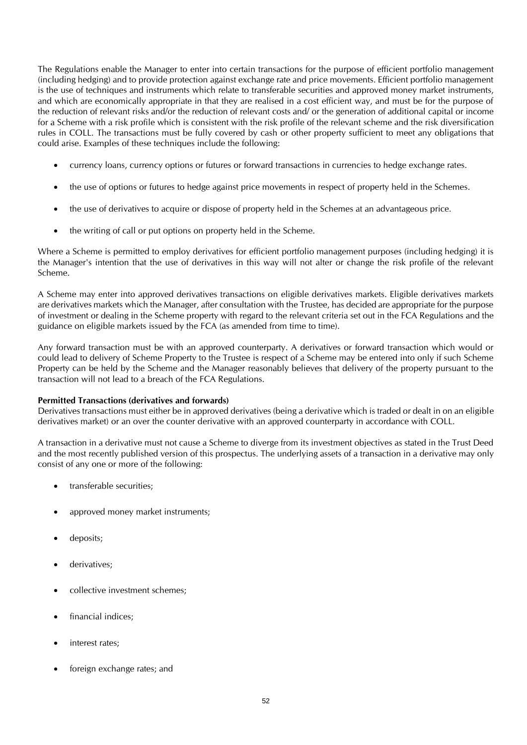The Regulations enable the Manager to enter into certain transactions for the purpose of efficient portfolio management (including hedging) and to provide protection against exchange rate and price movements. Efficient portfolio management is the use of techniques and instruments which relate to transferable securities and approved money market instruments, and which are economically appropriate in that they are realised in a cost efficient way, and must be for the purpose of the reduction of relevant risks and/or the reduction of relevant costs and/ or the generation of additional capital or income for a Scheme with a risk profile which is consistent with the risk profile of the relevant scheme and the risk diversification rules in COLL. The transactions must be fully covered by cash or other property sufficient to meet any obligations that could arise. Examples of these techniques include the following:

- currency loans, currency options or futures or forward transactions in currencies to hedge exchange rates.
- the use of options or futures to hedge against price movements in respect of property held in the Schemes.
- the use of derivatives to acquire or dispose of property held in the Schemes at an advantageous price.
- the writing of call or put options on property held in the Scheme.

Where a Scheme is permitted to employ derivatives for efficient portfolio management purposes (including hedging) it is the Manager's intention that the use of derivatives in this way will not alter or change the risk profile of the relevant Scheme.

A Scheme may enter into approved derivatives transactions on eligible derivatives markets. Eligible derivatives markets are derivatives markets which the Manager, after consultation with the Trustee, has decided are appropriate for the purpose of investment or dealing in the Scheme property with regard to the relevant criteria set out in the FCA Regulations and the guidance on eligible markets issued by the FCA (as amended from time to time).

Any forward transaction must be with an approved counterparty. A derivatives or forward transaction which would or could lead to delivery of Scheme Property to the Trustee is respect of a Scheme may be entered into only if such Scheme Property can be held by the Scheme and the Manager reasonably believes that delivery of the property pursuant to the transaction will not lead to a breach of the FCA Regulations.

**Permitted Transactions (derivatives and forwards)**

Derivatives transactions must either be in approved derivatives (being a derivative which is traded or dealt in on an eligible derivatives market) or an over the counter derivative with an approved counterparty in accordance with COLL.

A transaction in a derivative must not cause a Scheme to diverge from its investment objectives as stated in the Trust Deed and the most recently published version of this prospectus. The underlying assets of a transaction in a derivative may only consist of any one or more of the following:

- transferable securities;
- approved money market instruments;
- deposits;
- derivatives;
- collective investment schemes;
- financial indices;
- interest rates;
- foreign exchange rates; and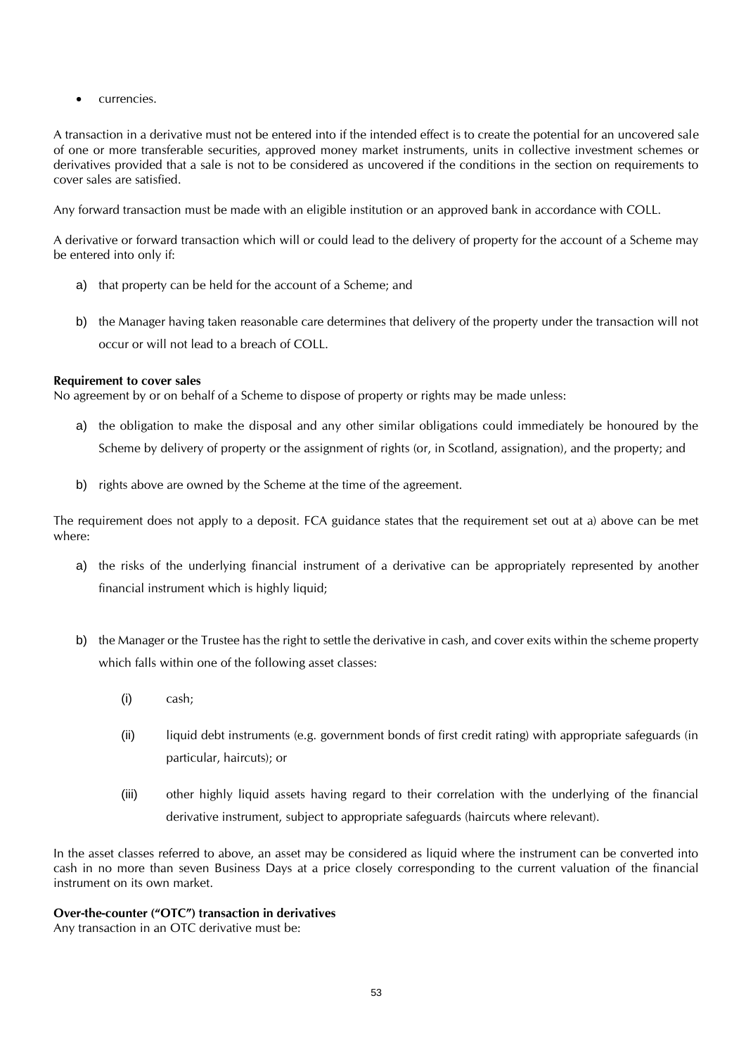- currencies.

A transaction in a derivative must not be entered into if the intended effect is to create the potential for an uncovered sale of one or more transferable securities, approved money market instruments, units in collective investment schemes or derivatives provided that a sale is not to be considered as uncovered if the conditions in the section on requirements to cover sales are satisfied.

Any forward transaction must be made with an eligible institution or an approved bank in accordance with COLL.

A derivative or forward transaction which will or could lead to the delivery of property for the account of a Scheme may be entered into only if:

a) that property can be held for the account of a Scheme; and

b) the Manager having taken reasonable care determines that delivery of the property under the transaction will not occur or will not lead to a breach of COLL.

**Requirement to cover sales**
No agreement by or on behalf of a Scheme to dispose of property or rights may be made unless:

a) the obligation to make the disposal and any other similar obligations could immediately be honoured by the Scheme by delivery of property or the assignment of rights (or, in Scotland, assignation), and the property; and

b) rights above are owned by the Scheme at the time of the agreement.

The requirement does not apply to a deposit. FCA guidance states that the requirement set out at a) above can be met where:

a) the risks of the underlying financial instrument of a derivative can be appropriately represented by another financial instrument which is highly liquid;

b) the Manager or the Trustee has the right to settle the derivative in cash, and cover exits within the scheme property which falls within one of the following asset classes:

   (i) cash;

   (ii) liquid debt instruments (e.g. government bonds of first credit rating) with appropriate safeguards (in particular, haircuts); or

   (iii) other highly liquid assets having regard to their correlation with the underlying of the financial derivative instrument, subject to appropriate safeguards (haircuts where relevant).

In the asset classes referred to above, an asset may be considered as liquid where the instrument can be converted into cash in no more than seven Business Days at a price closely corresponding to the current valuation of the financial instrument on its own market.

**Over-the-counter ("OTC") transaction in derivatives**
Any transaction in an OTC derivative must be: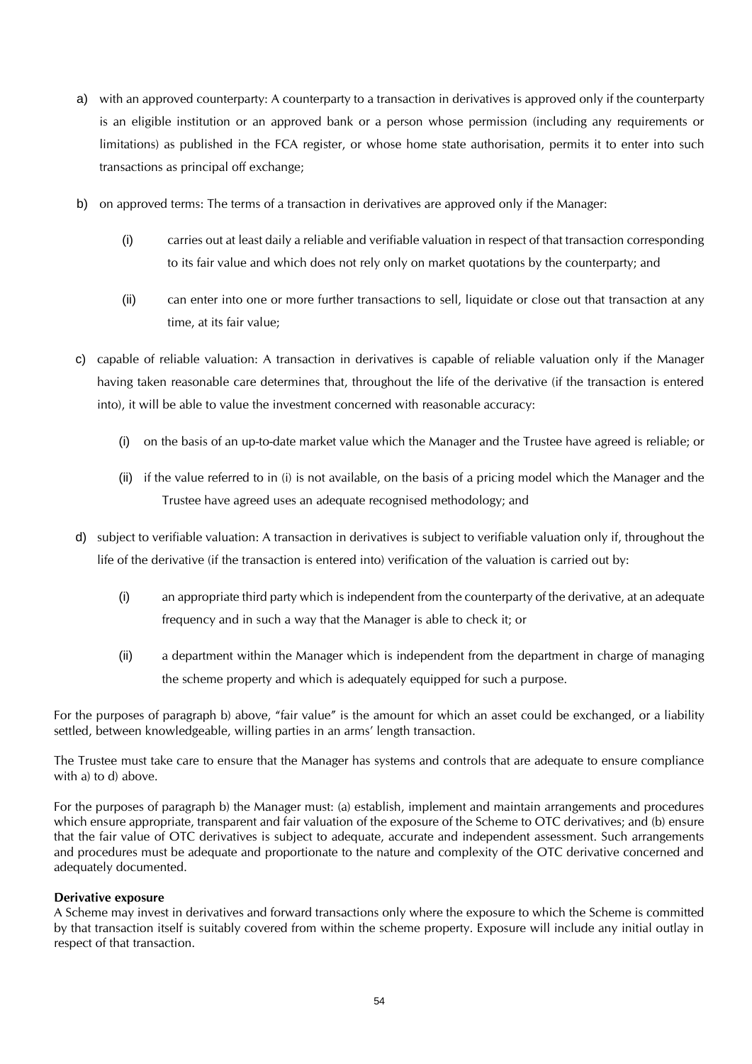a) with an approved counterparty: A counterparty to a transaction in derivatives is approved only if the counterparty is an eligible institution or an approved bank or a person whose permission (including any requirements or limitations) as published in the FCA register, or whose home state authorisation, permits it to enter into such transactions as principal off exchange;

b) on approved terms: The terms of a transaction in derivatives are approved only if the Manager:

   (i) carries out at least daily a reliable and verifiable valuation in respect of that transaction corresponding to its fair value and which does not rely only on market quotations by the counterparty; and

   (ii) can enter into one or more further transactions to sell, liquidate or close out that transaction at any time, at its fair value;

c) capable of reliable valuation: A transaction in derivatives is capable of reliable valuation only if the Manager having taken reasonable care determines that, throughout the life of the derivative (if the transaction is entered into), it will be able to value the investment concerned with reasonable accuracy:

   (i) on the basis of an up-to-date market value which the Manager and the Trustee have agreed is reliable; or

   (ii) if the value referred to in (i) is not available, on the basis of a pricing model which the Manager and the Trustee have agreed uses an adequate recognised methodology; and

d) subject to verifiable valuation: A transaction in derivatives is subject to verifiable valuation only if, throughout the life of the derivative (if the transaction is entered into) verification of the valuation is carried out by:

   (i) an appropriate third party which is independent from the counterparty of the derivative, at an adequate frequency and in such a way that the Manager is able to check it; or

   (ii) a department within the Manager which is independent from the department in charge of managing the scheme property and which is adequately equipped for such a purpose.

For the purposes of paragraph b) above, "fair value" is the amount for which an asset could be exchanged, or a liability settled, between knowledgeable, willing parties in an arms' length transaction.

The Trustee must take care to ensure that the Manager has systems and controls that are adequate to ensure compliance with a) to d) above.

For the purposes of paragraph b) the Manager must: (a) establish, implement and maintain arrangements and procedures which ensure appropriate, transparent and fair valuation of the exposure of the Scheme to OTC derivatives; and (b) ensure that the fair value of OTC derivatives is subject to adequate, accurate and independent assessment. Such arrangements and procedures must be adequate and proportionate to the nature and complexity of the OTC derivative concerned and adequately documented.

**Derivative exposure**

A Scheme may invest in derivatives and forward transactions only where the exposure to which the Scheme is committed by that transaction itself is suitably covered from within the scheme property. Exposure will include any initial outlay in respect of that transaction.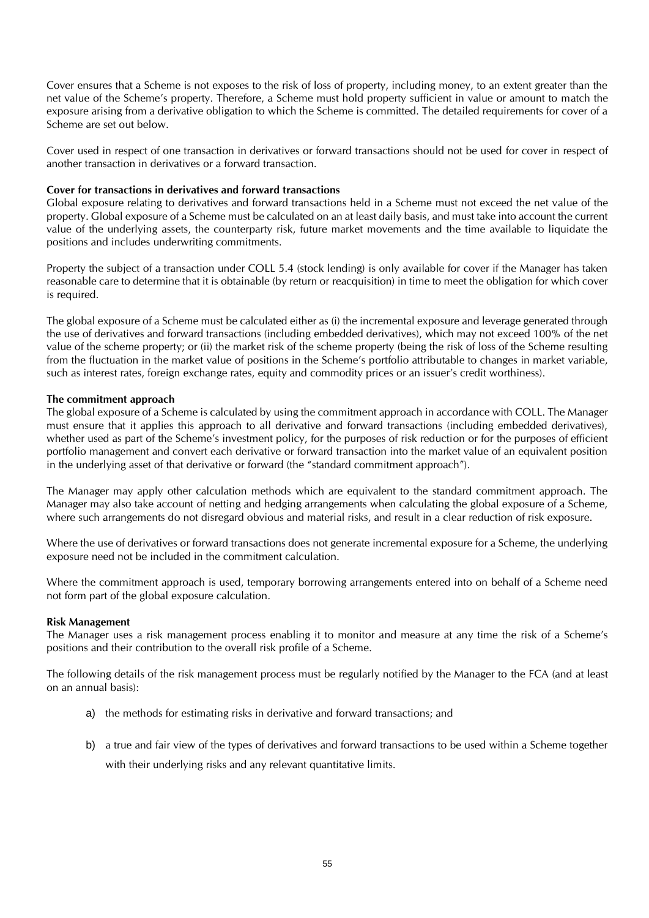Cover ensures that a Scheme is not exposes to the risk of loss of property, including money, to an extent greater than the net value of the Scheme's property. Therefore, a Scheme must hold property sufficient in value or amount to match the exposure arising from a derivative obligation to which the Scheme is committed. The detailed requirements for cover of a Scheme are set out below.

Cover used in respect of one transaction in derivatives or forward transactions should not be used for cover in respect of another transaction in derivatives or a forward transaction.

**Cover for transactions in derivatives and forward transactions**
Global exposure relating to derivatives and forward transactions held in a Scheme must not exceed the net value of the property. Global exposure of a Scheme must be calculated on an at least daily basis, and must take into account the current value of the underlying assets, the counterparty risk, future market movements and the time available to liquidate the positions and includes underwriting commitments.

Property the subject of a transaction under COLL 5.4 (stock lending) is only available for cover if the Manager has taken reasonable care to determine that it is obtainable (by return or reacquisition) in time to meet the obligation for which cover is required.

The global exposure of a Scheme must be calculated either as (i) the incremental exposure and leverage generated through the use of derivatives and forward transactions (including embedded derivatives), which may not exceed 100% of the net value of the scheme property; or (ii) the market risk of the scheme property (being the risk of loss of the Scheme resulting from the fluctuation in the market value of positions in the Scheme's portfolio attributable to changes in market variable, such as interest rates, foreign exchange rates, equity and commodity prices or an issuer's credit worthiness).

**The commitment approach**
The global exposure of a Scheme is calculated by using the commitment approach in accordance with COLL. The Manager must ensure that it applies this approach to all derivative and forward transactions (including embedded derivatives), whether used as part of the Scheme's investment policy, for the purposes of risk reduction or for the purposes of efficient portfolio management and convert each derivative or forward transaction into the market value of an equivalent position in the underlying asset of that derivative or forward (the "standard commitment approach").

The Manager may apply other calculation methods which are equivalent to the standard commitment approach. The Manager may also take account of netting and hedging arrangements when calculating the global exposure of a Scheme, where such arrangements do not disregard obvious and material risks, and result in a clear reduction of risk exposure.

Where the use of derivatives or forward transactions does not generate incremental exposure for a Scheme, the underlying exposure need not be included in the commitment calculation.

Where the commitment approach is used, temporary borrowing arrangements entered into on behalf of a Scheme need not form part of the global exposure calculation.

**Risk Management**
The Manager uses a risk management process enabling it to monitor and measure at any time the risk of a Scheme's positions and their contribution to the overall risk profile of a Scheme.

The following details of the risk management process must be regularly notified by the Manager to the FCA (and at least on an annual basis):

a) the methods for estimating risks in derivative and forward transactions; and

b) a true and fair view of the types of derivatives and forward transactions to be used within a Scheme together with their underlying risks and any relevant quantitative limits.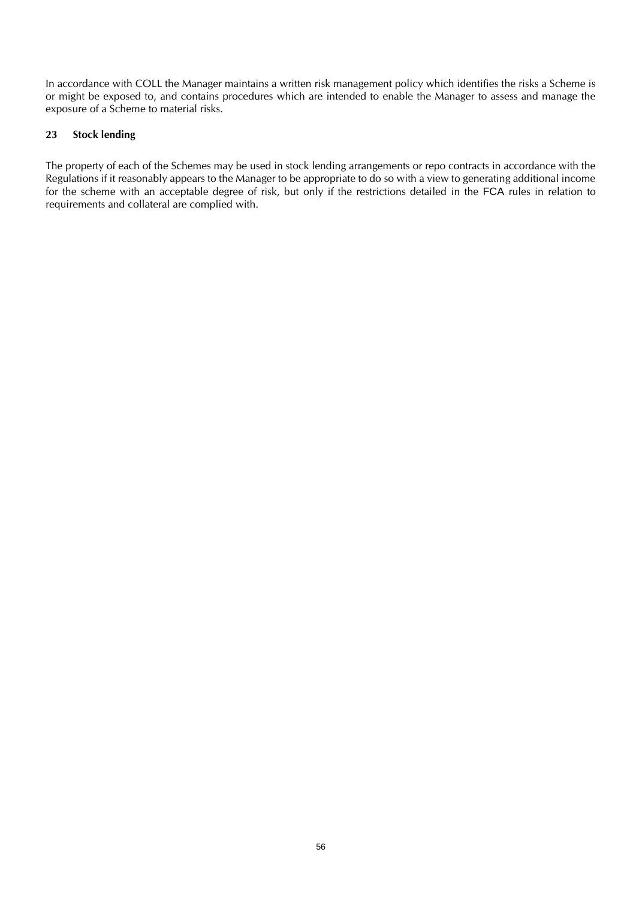In accordance with COLL the Manager maintains a written risk management policy which identifies the risks a Scheme is or might be exposed to, and contains procedures which are intended to enable the Manager to assess and manage the exposure of a Scheme to material risks.

## 23 Stock lending

The property of each of the Schemes may be used in stock lending arrangements or repo contracts in accordance with the Regulations if it reasonably appears to the Manager to be appropriate to do so with a view to generating additional income for the scheme with an acceptable degree of risk, but only if the restrictions detailed in the FCA rules in relation to requirements and collateral are complied with.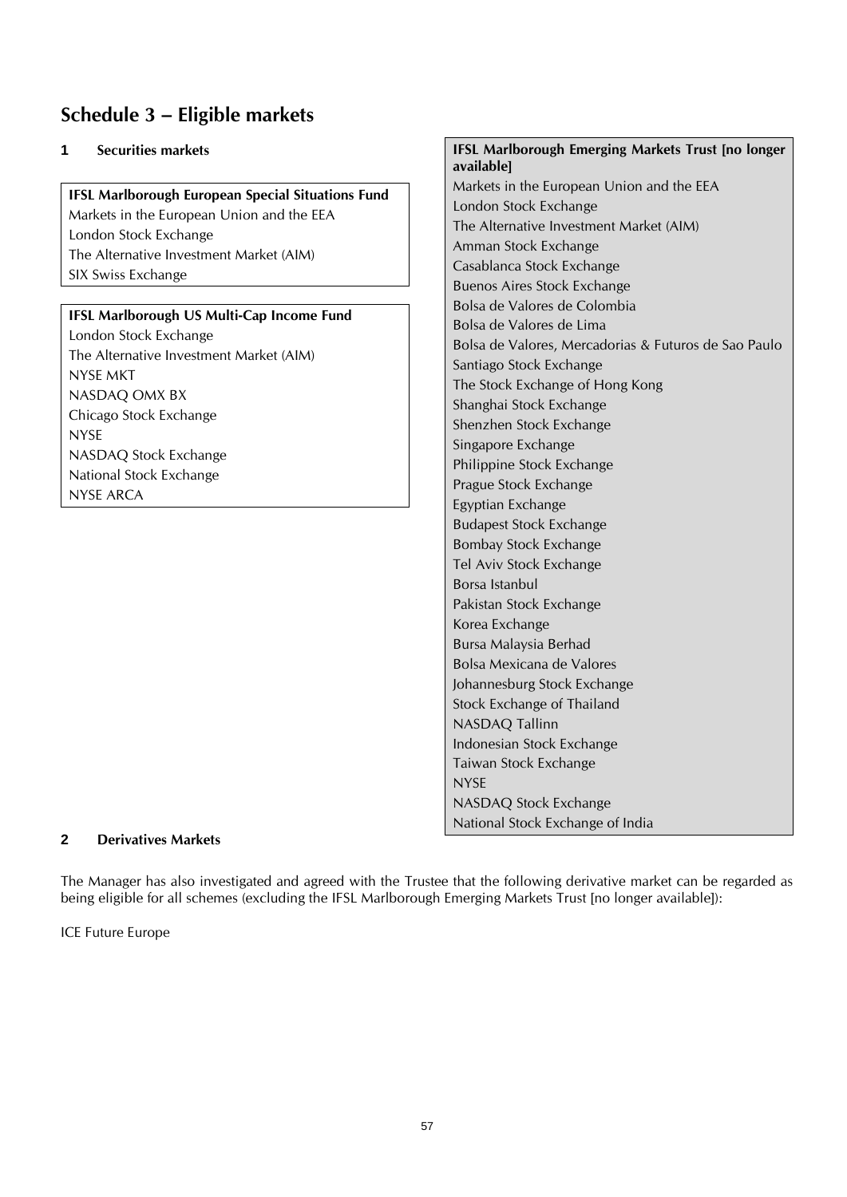## Schedule 3 – Eligible markets

### 1 Securities markets

| IFSL Marlborough European Special Situations Fund |
|---|
| Markets in the European Union and the EEA |
| London Stock Exchange |
| The Alternative Investment Market (AIM) |
| SIX Swiss Exchange |

| IFSL Marlborough US Multi-Cap Income Fund |
|---|
| London Stock Exchange |
| The Alternative Investment Market (AIM) |
| NYSE MKT |
| NASDAQ OMX BX |
| Chicago Stock Exchange |
| NYSE |
| NASDAQ Stock Exchange |
| National Stock Exchange |
| NYSE ARCA |

| IFSL Marlborough Emerging Markets Trust [no longer available] |
|---|
| Markets in the European Union and the EEA |
| London Stock Exchange |
| The Alternative Investment Market (AIM) |
| Amman Stock Exchange |
| Casablanca Stock Exchange |
| Buenos Aires Stock Exchange |
| Bolsa de Valores de Colombia |
| Bolsa de Valores de Lima |
| Bolsa de Valores, Mercadorias & Futuros de Sao Paulo |
| Santiago Stock Exchange |
| The Stock Exchange of Hong Kong |
| Shanghai Stock Exchange |
| Shenzhen Stock Exchange |
| Singapore Exchange |
| Philippine Stock Exchange |
| Prague Stock Exchange |
| Egyptian Exchange |
| Budapest Stock Exchange |
| Bombay Stock Exchange |
| Tel Aviv Stock Exchange |
| Borsa Istanbul |
| Pakistan Stock Exchange |
| Korea Exchange |
| Bursa Malaysia Berhad |
| Bolsa Mexicana de Valores |
| Johannesburg Stock Exchange |
| Stock Exchange of Thailand |
| NASDAQ Tallinn |
| Indonesian Stock Exchange |
| Taiwan Stock Exchange |
| NYSE |
| NASDAQ Stock Exchange |
| National Stock Exchange of India |

### 2 Derivatives Markets

The Manager has also investigated and agreed with the Trustee that the following derivative market can be regarded as being eligible for all schemes (excluding the IFSL Marlborough Emerging Markets Trust [no longer available]):

ICE Future Europe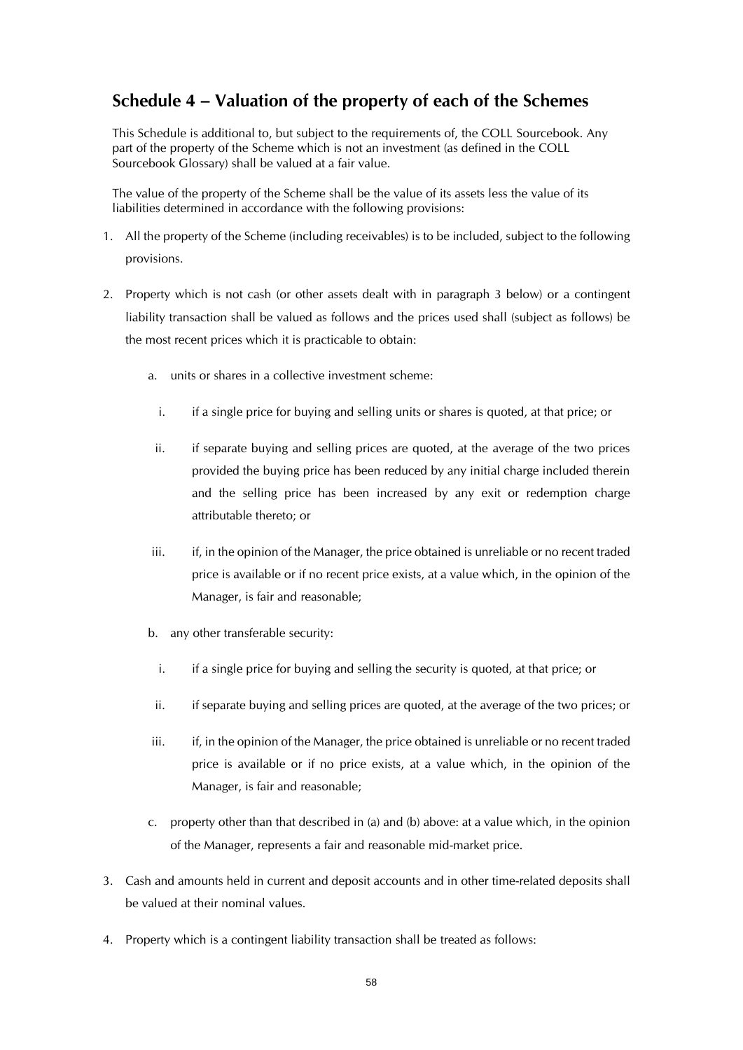## Schedule 4 – Valuation of the property of each of the Schemes

This Schedule is additional to, but subject to the requirements of, the COLL Sourcebook. Any part of the property of the Scheme which is not an investment (as defined in the COLL Sourcebook Glossary) shall be valued at a fair value.

The value of the property of the Scheme shall be the value of its assets less the value of its liabilities determined in accordance with the following provisions:

1. All the property of the Scheme (including receivables) is to be included, subject to the following provisions.

2. Property which is not cash (or other assets dealt with in paragraph 3 below) or a contingent liability transaction shall be valued as follows and the prices used shall (subject as follows) be the most recent prices which it is practicable to obtain:

   a. units or shares in a collective investment scheme:

      i. if a single price for buying and selling units or shares is quoted, at that price; or

      ii. if separate buying and selling prices are quoted, at the average of the two prices provided the buying price has been reduced by any initial charge included therein and the selling price has been increased by any exit or redemption charge attributable thereto; or

      iii. if, in the opinion of the Manager, the price obtained is unreliable or no recent traded price is available or if no recent price exists, at a value which, in the opinion of the Manager, is fair and reasonable;

   b. any other transferable security:

      i. if a single price for buying and selling the security is quoted, at that price; or

      ii. if separate buying and selling prices are quoted, at the average of the two prices; or

      iii. if, in the opinion of the Manager, the price obtained is unreliable or no recent traded price is available or if no price exists, at a value which, in the opinion of the Manager, is fair and reasonable;

   c. property other than that described in (a) and (b) above: at a value which, in the opinion of the Manager, represents a fair and reasonable mid-market price.

3. Cash and amounts held in current and deposit accounts and in other time-related deposits shall be valued at their nominal values.

4. Property which is a contingent liability transaction shall be treated as follows: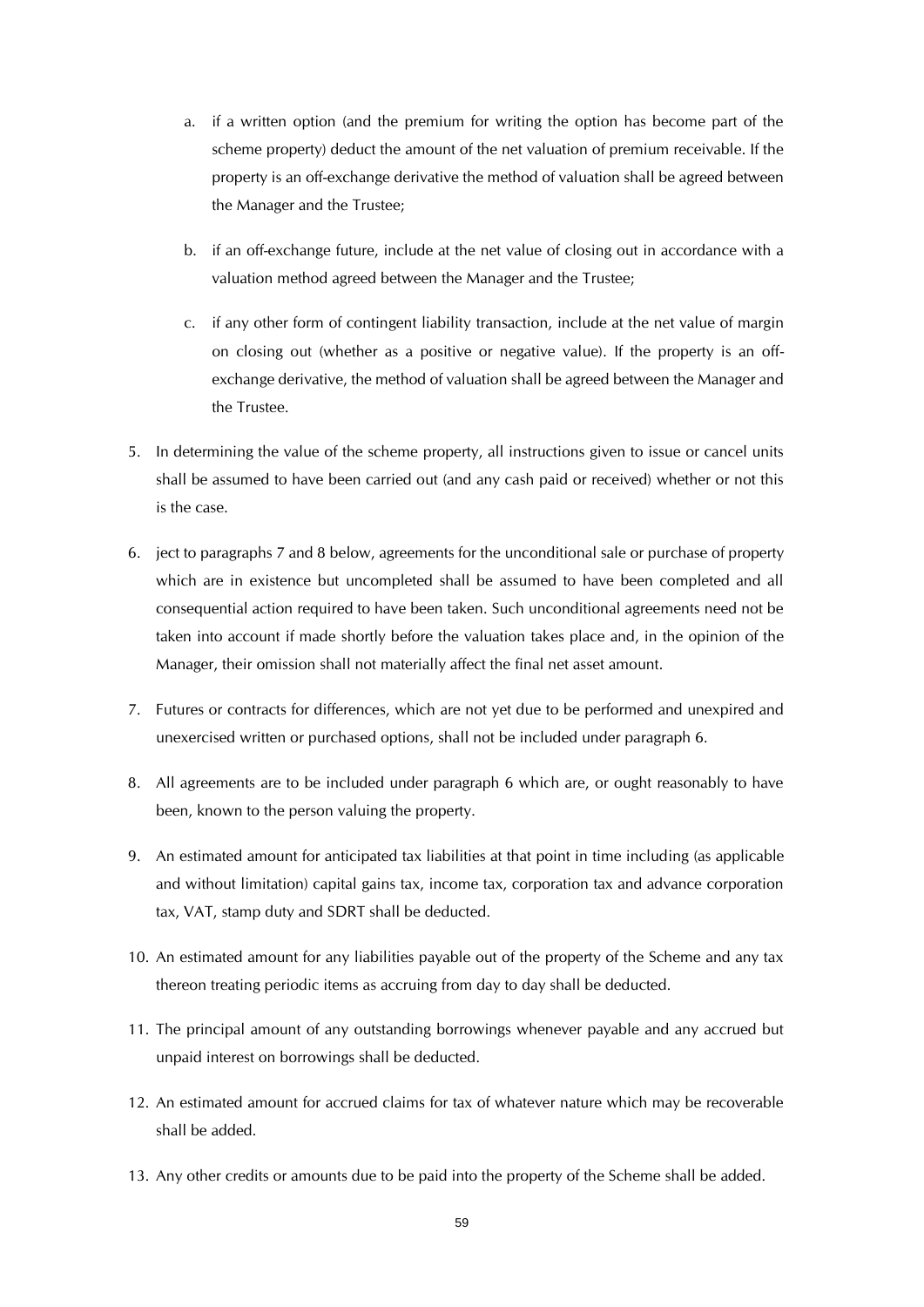a. if a written option (and the premium for writing the option has become part of the scheme property) deduct the amount of the net valuation of premium receivable. If the property is an off-exchange derivative the method of valuation shall be agreed between the Manager and the Trustee;

   b. if an off-exchange future, include at the net value of closing out in accordance with a valuation method agreed between the Manager and the Trustee;

   c. if any other form of contingent liability transaction, include at the net value of margin on closing out (whether as a positive or negative value). If the property is an off-exchange derivative, the method of valuation shall be agreed between the Manager and the Trustee.

5. In determining the value of the scheme property, all instructions given to issue or cancel units shall be assumed to have been carried out (and any cash paid or received) whether or not this is the case.

6. ject to paragraphs 7 and 8 below, agreements for the unconditional sale or purchase of property which are in existence but uncompleted shall be assumed to have been completed and all consequential action required to have been taken. Such unconditional agreements need not be taken into account if made shortly before the valuation takes place and, in the opinion of the Manager, their omission shall not materially affect the final net asset amount.

7. Futures or contracts for differences, which are not yet due to be performed and unexpired and unexercised written or purchased options, shall not be included under paragraph 6.

8. All agreements are to be included under paragraph 6 which are, or ought reasonably to have been, known to the person valuing the property.

9. An estimated amount for anticipated tax liabilities at that point in time including (as applicable and without limitation) capital gains tax, income tax, corporation tax and advance corporation tax, VAT, stamp duty and SDRT shall be deducted.

10. An estimated amount for any liabilities payable out of the property of the Scheme and any tax thereon treating periodic items as accruing from day to day shall be deducted.

11. The principal amount of any outstanding borrowings whenever payable and any accrued but unpaid interest on borrowings shall be deducted.

12. An estimated amount for accrued claims for tax of whatever nature which may be recoverable shall be added.

13. Any other credits or amounts due to be paid into the property of the Scheme shall be added.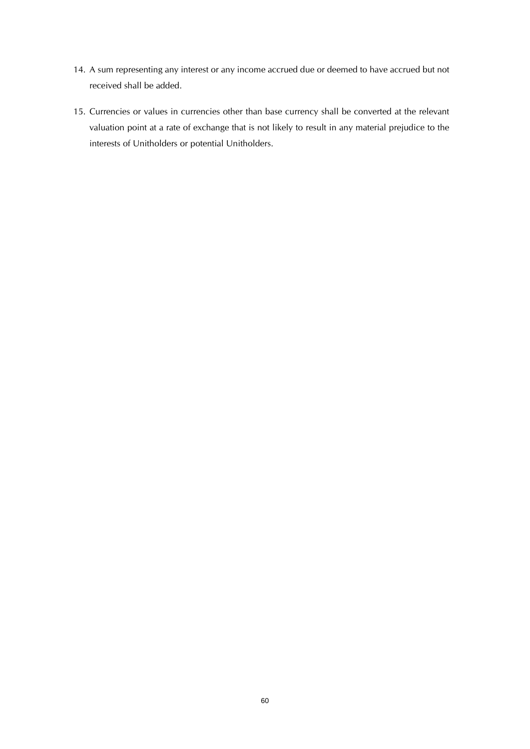14. A sum representing any interest or any income accrued due or deemed to have accrued but not received shall be added.

15. Currencies or values in currencies other than base currency shall be converted at the relevant valuation point at a rate of exchange that is not likely to result in any material prejudice to the interests of Unitholders or potential Unitholders.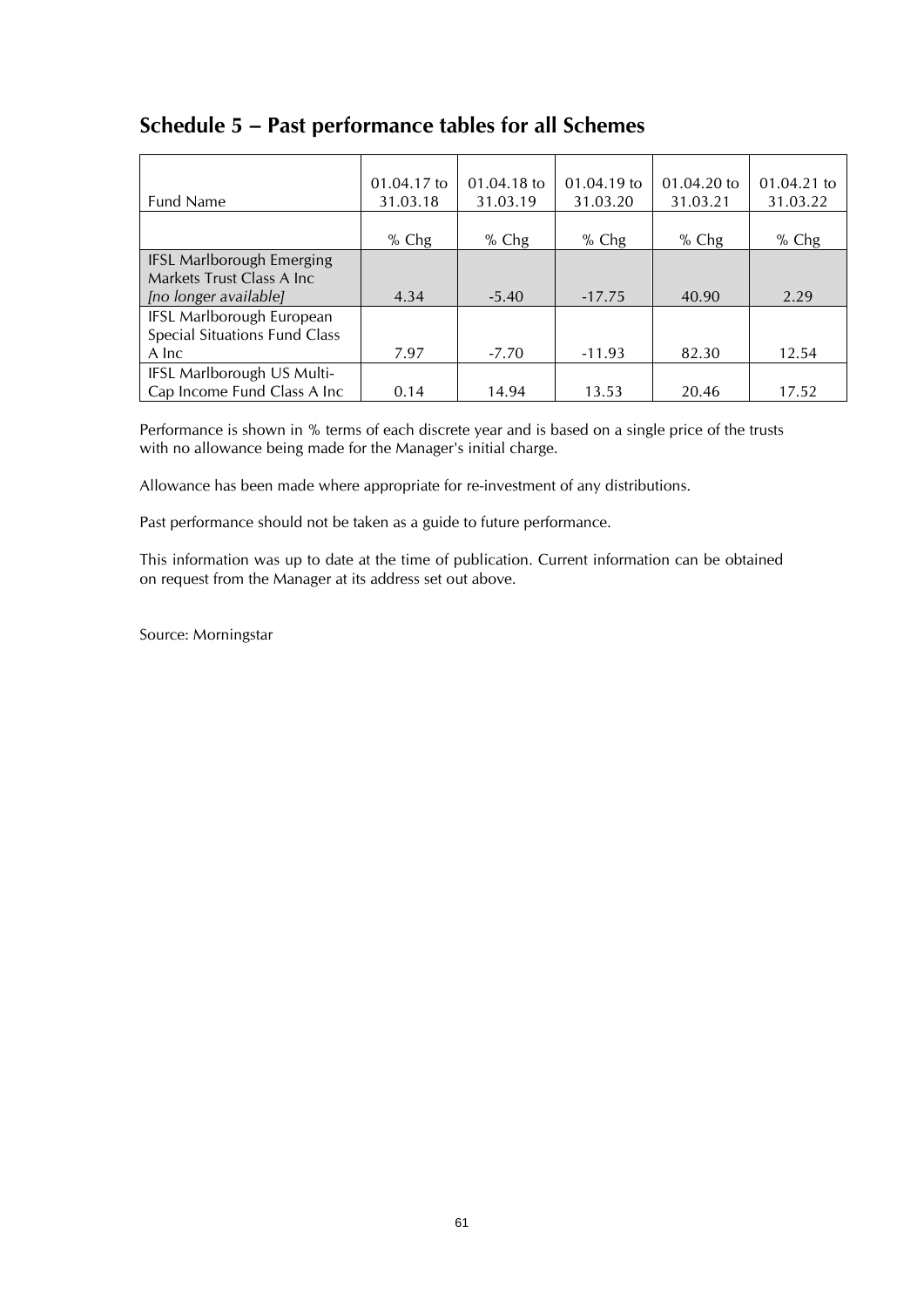## Schedule 5 – Past performance tables for all Schemes

| Fund Name | 01.04.17 to 31.03.18 | 01.04.18 to 31.03.19 | 01.04.19 to 31.03.20 | 01.04.20 to 31.03.21 | 01.04.21 to 31.03.22 |
|---|---|---|---|---|---|
| | % Chg | % Chg | % Chg | % Chg | % Chg |
| IFSL Marlborough Emerging Markets Trust Class A Inc *[no longer available]* | 4.34 | -5.40 | -17.75 | 40.90 | 2.29 |
| IFSL Marlborough European Special Situations Fund Class A Inc | 7.97 | -7.70 | -11.93 | 82.30 | 12.54 |
| IFSL Marlborough US Multi-Cap Income Fund Class A Inc | 0.14 | 14.94 | 13.53 | 20.46 | 17.52 |

Performance is shown in % terms of each discrete year and is based on a single price of the trusts with no allowance being made for the Manager's initial charge.

Allowance has been made where appropriate for re-investment of any distributions.

Past performance should not be taken as a guide to future performance.

This information was up to date at the time of publication. Current information can be obtained on request from the Manager at its address set out above.

Source: Morningstar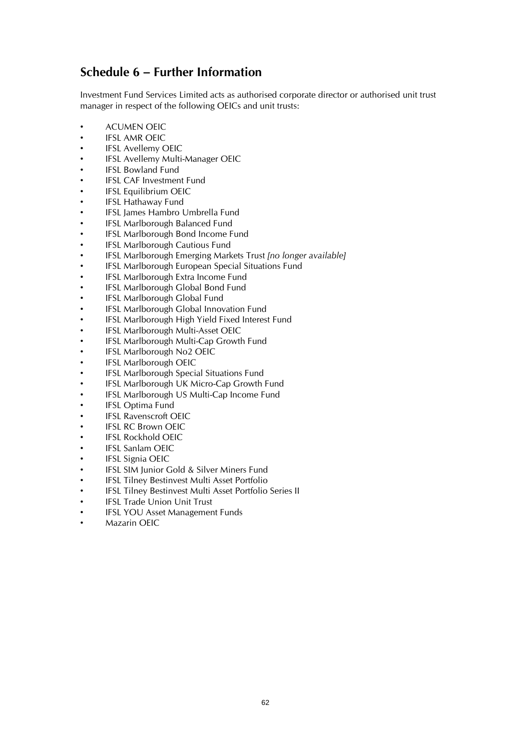## Schedule 6 – Further Information

Investment Fund Services Limited acts as authorised corporate director or authorised unit trust manager in respect of the following OEICs and unit trusts:

- ACUMEN OEIC
- IFSL AMR OEIC
- IFSL Avellemy OEIC
- IFSL Avellemy Multi-Manager OEIC
- IFSL Bowland Fund
- IFSL CAF Investment Fund
- IFSL Equilibrium OEIC
- IFSL Hathaway Fund
- IFSL James Hambro Umbrella Fund
- IFSL Marlborough Balanced Fund
- IFSL Marlborough Bond Income Fund
- IFSL Marlborough Cautious Fund
- IFSL Marlborough Emerging Markets Trust *[no longer available]*
- IFSL Marlborough European Special Situations Fund
- IFSL Marlborough Extra Income Fund
- IFSL Marlborough Global Bond Fund
- IFSL Marlborough Global Fund
- IFSL Marlborough Global Innovation Fund
- IFSL Marlborough High Yield Fixed Interest Fund
- IFSL Marlborough Multi-Asset OEIC
- IFSL Marlborough Multi-Cap Growth Fund
- IFSL Marlborough No2 OEIC
- IFSL Marlborough OEIC
- IFSL Marlborough Special Situations Fund
- IFSL Marlborough UK Micro-Cap Growth Fund
- IFSL Marlborough US Multi-Cap Income Fund
- IFSL Optima Fund
- IFSL Ravenscroft OEIC
- IFSL RC Brown OEIC
- IFSL Rockhold OEIC
- IFSL Sanlam OEIC
- IFSL Signia OEIC
- IFSL SIM Junior Gold & Silver Miners Fund
- IFSL Tilney Bestinvest Multi Asset Portfolio
- IFSL Tilney Bestinvest Multi Asset Portfolio Series II
- IFSL Trade Union Unit Trust
- IFSL YOU Asset Management Funds
- Mazarin OEIC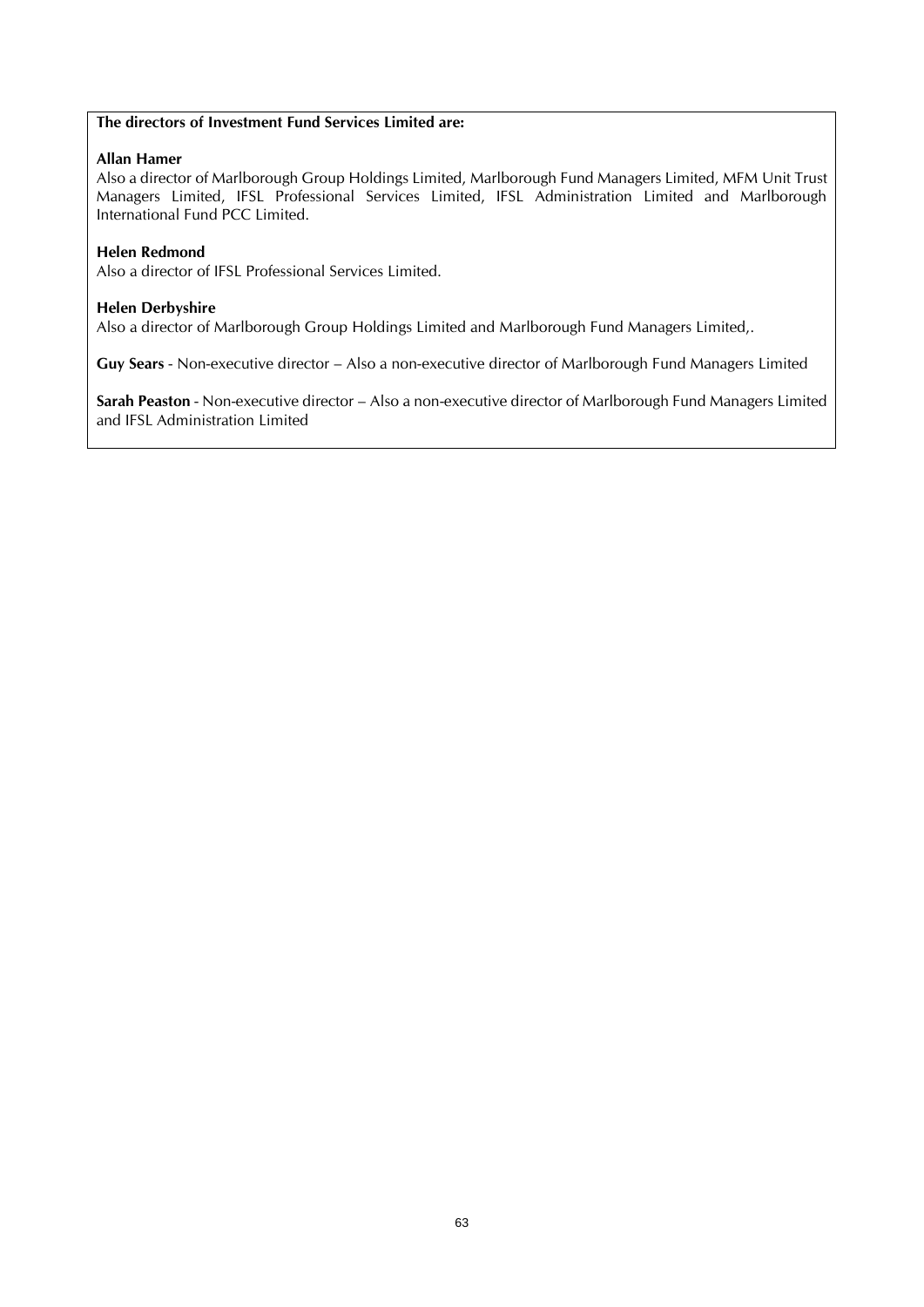**The directors of Investment Fund Services Limited are:**

**Allan Hamer**
Also a director of Marlborough Group Holdings Limited, Marlborough Fund Managers Limited, MFM Unit Trust Managers Limited, IFSL Professional Services Limited, IFSL Administration Limited and Marlborough International Fund PCC Limited.

**Helen Redmond**
Also a director of IFSL Professional Services Limited.

**Helen Derbyshire**
Also a director of Marlborough Group Holdings Limited and Marlborough Fund Managers Limited,.

**Guy Sears** - Non-executive director – Also a non-executive director of Marlborough Fund Managers Limited

**Sarah Peaston** - Non-executive director – Also a non-executive director of Marlborough Fund Managers Limited and IFSL Administration Limited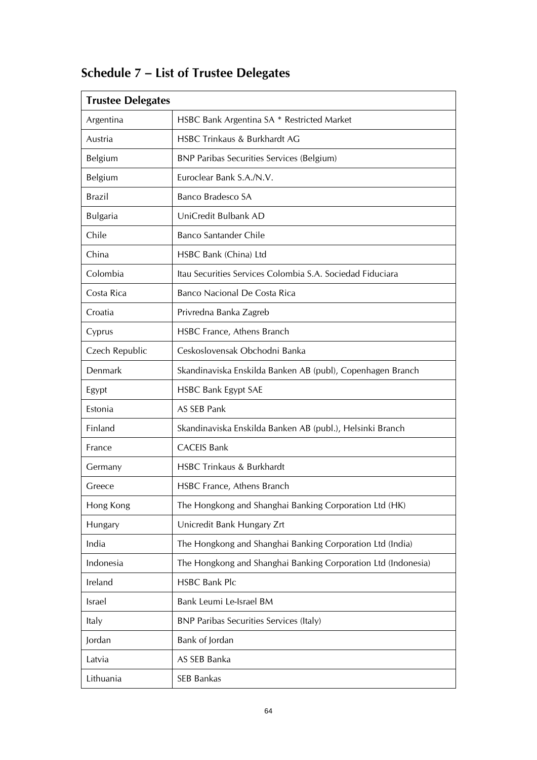## Schedule 7 – List of Trustee Delegates

| Trustee Delegates | |
|---|---|
| Argentina | HSBC Bank Argentina SA * Restricted Market |
| Austria | HSBC Trinkaus & Burkhardt AG |
| Belgium | BNP Paribas Securities Services (Belgium) |
| Belgium | Euroclear Bank S.A./N.V. |
| Brazil | Banco Bradesco SA |
| Bulgaria | UniCredit Bulbank AD |
| Chile | Banco Santander Chile |
| China | HSBC Bank (China) Ltd |
| Colombia | Itau Securities Services Colombia S.A. Sociedad Fiduciara |
| Costa Rica | Banco Nacional De Costa Rica |
| Croatia | Privredna Banka Zagreb |
| Cyprus | HSBC France, Athens Branch |
| Czech Republic | Ceskoslovensak Obchodni Banka |
| Denmark | Skandinaviska Enskilda Banken AB (publ), Copenhagen Branch |
| Egypt | HSBC Bank Egypt SAE |
| Estonia | AS SEB Pank |
| Finland | Skandinaviska Enskilda Banken AB (publ.), Helsinki Branch |
| France | CACEIS Bank |
| Germany | HSBC Trinkaus & Burkhardt |
| Greece | HSBC France, Athens Branch |
| Hong Kong | The Hongkong and Shanghai Banking Corporation Ltd (HK) |
| Hungary | Unicredit Bank Hungary Zrt |
| India | The Hongkong and Shanghai Banking Corporation Ltd (India) |
| Indonesia | The Hongkong and Shanghai Banking Corporation Ltd (Indonesia) |
| Ireland | HSBC Bank Plc |
| Israel | Bank Leumi Le-Israel BM |
| Italy | BNP Paribas Securities Services (Italy) |
| Jordan | Bank of Jordan |
| Latvia | AS SEB Banka |
| Lithuania | SEB Bankas |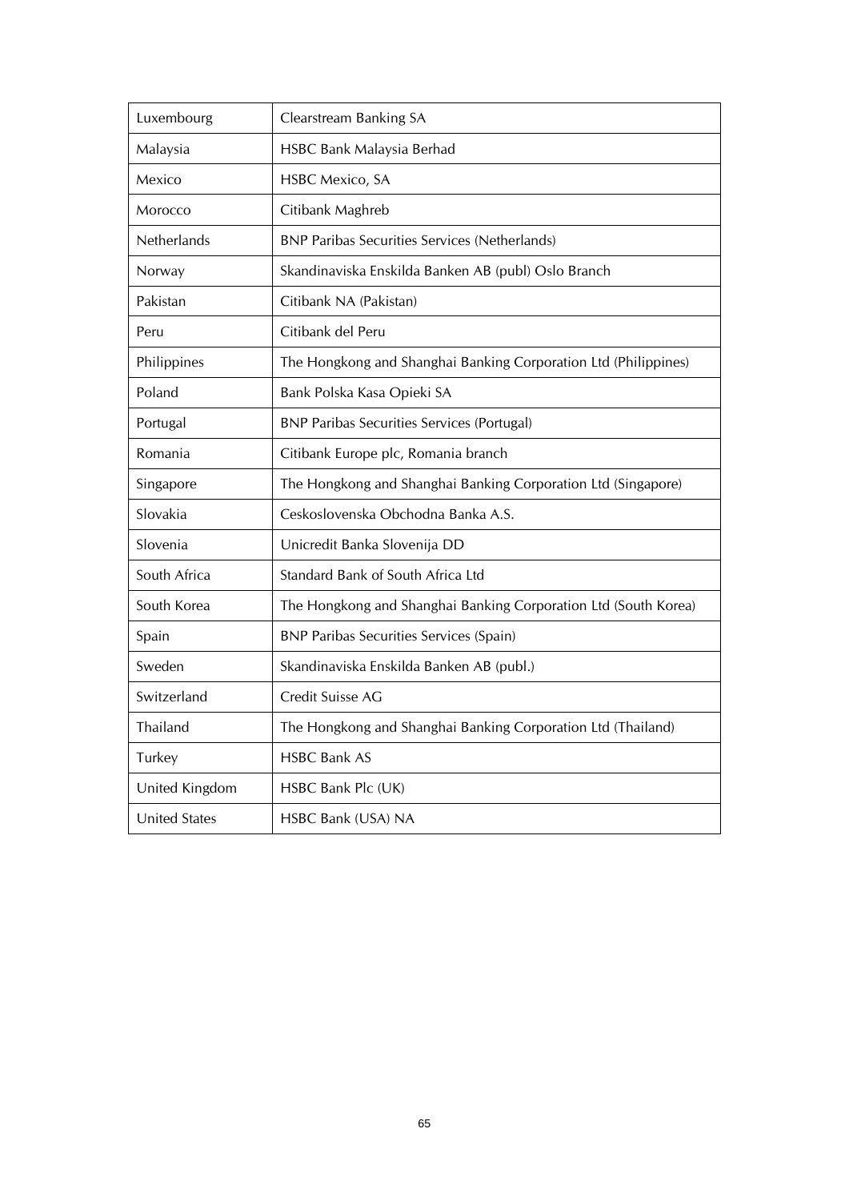| | |
|---|---|
| Luxembourg | Clearstream Banking SA |
| Malaysia | HSBC Bank Malaysia Berhad |
| Mexico | HSBC Mexico, SA |
| Morocco | Citibank Maghreb |
| Netherlands | BNP Paribas Securities Services (Netherlands) |
| Norway | Skandinaviska Enskilda Banken AB (publ) Oslo Branch |
| Pakistan | Citibank NA (Pakistan) |
| Peru | Citibank del Peru |
| Philippines | The Hongkong and Shanghai Banking Corporation Ltd (Philippines) |
| Poland | Bank Polska Kasa Opieki SA |
| Portugal | BNP Paribas Securities Services (Portugal) |
| Romania | Citibank Europe plc, Romania branch |
| Singapore | The Hongkong and Shanghai Banking Corporation Ltd (Singapore) |
| Slovakia | Ceskoslovenska Obchodna Banka A.S. |
| Slovenia | Unicredit Banka Slovenija DD |
| South Africa | Standard Bank of South Africa Ltd |
| South Korea | The Hongkong and Shanghai Banking Corporation Ltd (South Korea) |
| Spain | BNP Paribas Securities Services (Spain) |
| Sweden | Skandinaviska Enskilda Banken AB (publ.) |
| Switzerland | Credit Suisse AG |
| Thailand | The Hongkong and Shanghai Banking Corporation Ltd (Thailand) |
| Turkey | HSBC Bank AS |
| United Kingdom | HSBC Bank Plc (UK) |
| United States | HSBC Bank (USA) NA |